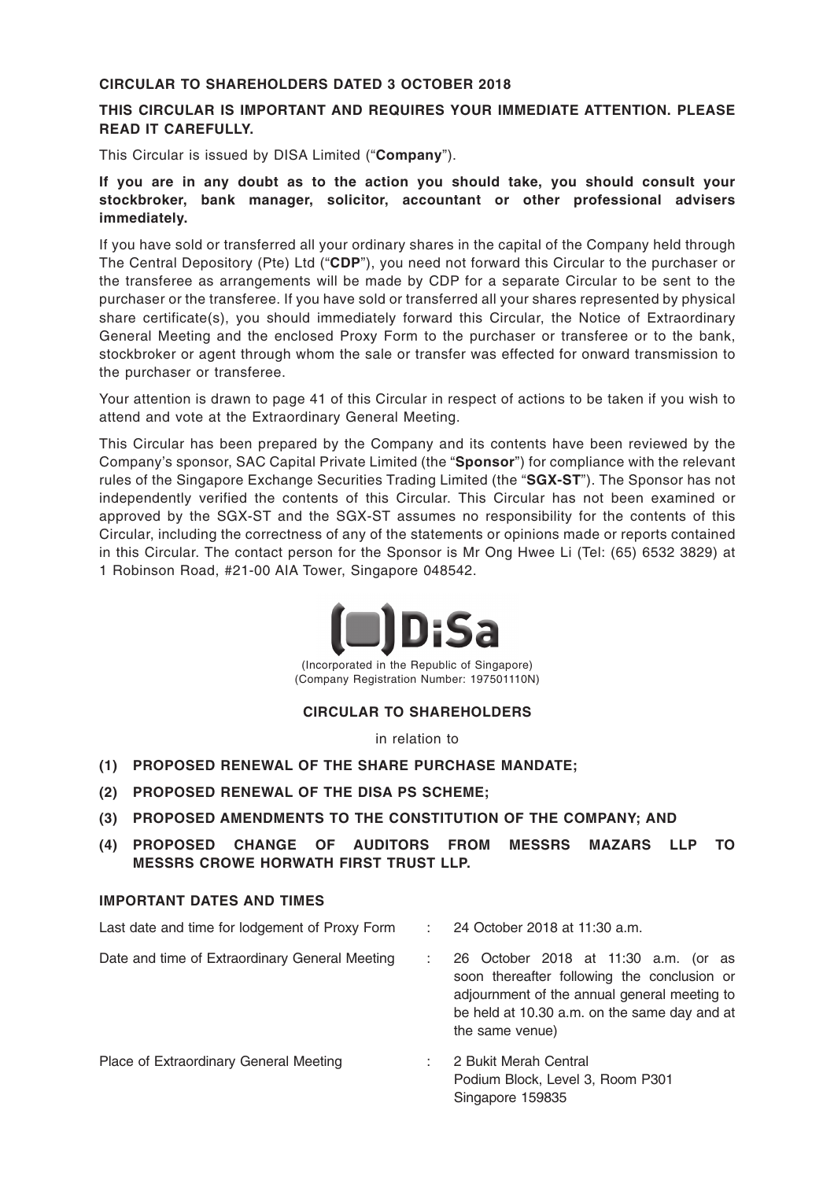**CIRCULAR TO SHAREHOLDERS DATED 3 OCTOBER 2018**

**THIS CIRCULAR IS IMPORTANT AND REQUIRES YOUR IMMEDIATE ATTENTION. PLEASE READ IT CAREFULLY.**

This Circular is issued by DISA Limited ("**Company**").

**If you are in any doubt as to the action you should take, you should consult your stockbroker, bank manager, solicitor, accountant or other professional advisers immediately.**

If you have sold or transferred all your ordinary shares in the capital of the Company held through The Central Depository (Pte) Ltd ("**CDP**"), you need not forward this Circular to the purchaser or the transferee as arrangements will be made by CDP for a separate Circular to be sent to the purchaser or the transferee. If you have sold or transferred all your shares represented by physical share certificate(s), you should immediately forward this Circular, the Notice of Extraordinary General Meeting and the enclosed Proxy Form to the purchaser or transferee or to the bank, stockbroker or agent through whom the sale or transfer was effected for onward transmission to the purchaser or transferee.

Your attention is drawn to page 41 of this Circular in respect of actions to be taken if you wish to attend and vote at the Extraordinary General Meeting.

This Circular has been prepared by the Company and its contents have been reviewed by the Company's sponsor, SAC Capital Private Limited (the "**Sponsor**") for compliance with the relevant rules of the Singapore Exchange Securities Trading Limited (the "**SGX-ST**"). The Sponsor has not independently verified the contents of this Circular. This Circular has not been examined or approved by the SGX-ST and the SGX-ST assumes no responsibility for the contents of this Circular, including the correctness of any of the statements or opinions made or reports contained in this Circular. The contact person for the Sponsor is Mr Ong Hwee Li (Tel: (65) 6532 3829) at 1 Robinson Road, #21-00 AIA Tower, Singapore 048542.

DiSa

(Incorporated in the Republic of Singapore)
(Company Registration Number: 197501110N)

**CIRCULAR TO SHAREHOLDERS**

in relation to

**(1) PROPOSED RENEWAL OF THE SHARE PURCHASE MANDATE;**

**(2) PROPOSED RENEWAL OF THE DISA PS SCHEME;**

**(3) PROPOSED AMENDMENTS TO THE CONSTITUTION OF THE COMPANY; AND**

**(4) PROPOSED CHANGE OF AUDITORS FROM MESSRS MAZARS LLP TO MESSRS CROWE HORWATH FIRST TRUST LLP.**

**IMPORTANT DATES AND TIMES**

| | | |
|---|---|---|
| Last date and time for lodgement of Proxy Form | : | 24 October 2018 at 11:30 a.m. |
| Date and time of Extraordinary General Meeting | : | 26 October 2018 at 11:30 a.m. (or as soon thereafter following the conclusion or adjournment of the annual general meeting to be held at 10.30 a.m. on the same day and at the same venue) |
| Place of Extraordinary General Meeting | : | 2 Bukit Merah Central<br>Podium Block, Level 3, Room P301<br>Singapore 159835 |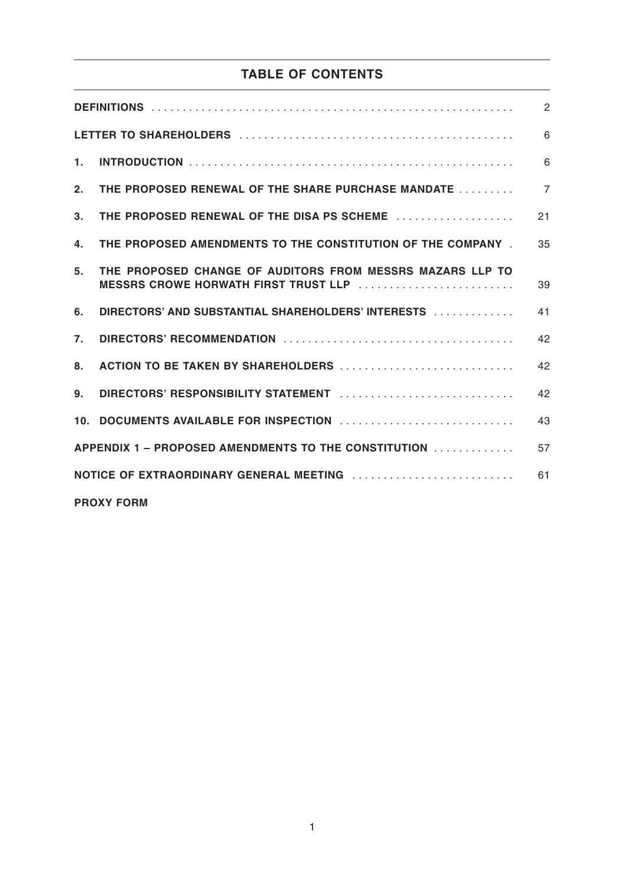## TABLE OF CONTENTS

| | | Page |
|---|---|---|
| **DEFINITIONS** | | 2 |
| **LETTER TO SHAREHOLDERS** | | 6 |
| **1.** | **INTRODUCTION** | 6 |
| **2.** | **THE PROPOSED RENEWAL OF THE SHARE PURCHASE MANDATE** | 7 |
| **3.** | **THE PROPOSED RENEWAL OF THE DISA PS SCHEME** | 21 |
| **4.** | **THE PROPOSED AMENDMENTS TO THE CONSTITUTION OF THE COMPANY** | 35 |
| **5.** | **THE PROPOSED CHANGE OF AUDITORS FROM MESSRS MAZARS LLP TO MESSRS CROWE HORWATH FIRST TRUST LLP** | 39 |
| **6.** | **DIRECTORS' AND SUBSTANTIAL SHAREHOLDERS' INTERESTS** | 41 |
| **7.** | **DIRECTORS' RECOMMENDATION** | 42 |
| **8.** | **ACTION TO BE TAKEN BY SHAREHOLDERS** | 42 |
| **9.** | **DIRECTORS' RESPONSIBILITY STATEMENT** | 42 |
| **10.** | **DOCUMENTS AVAILABLE FOR INSPECTION** | 43 |
| **APPENDIX 1 – PROPOSED AMENDMENTS TO THE CONSTITUTION** | | 57 |
| **NOTICE OF EXTRAORDINARY GENERAL MEETING** | | 61 |
| **PROXY FORM** | | |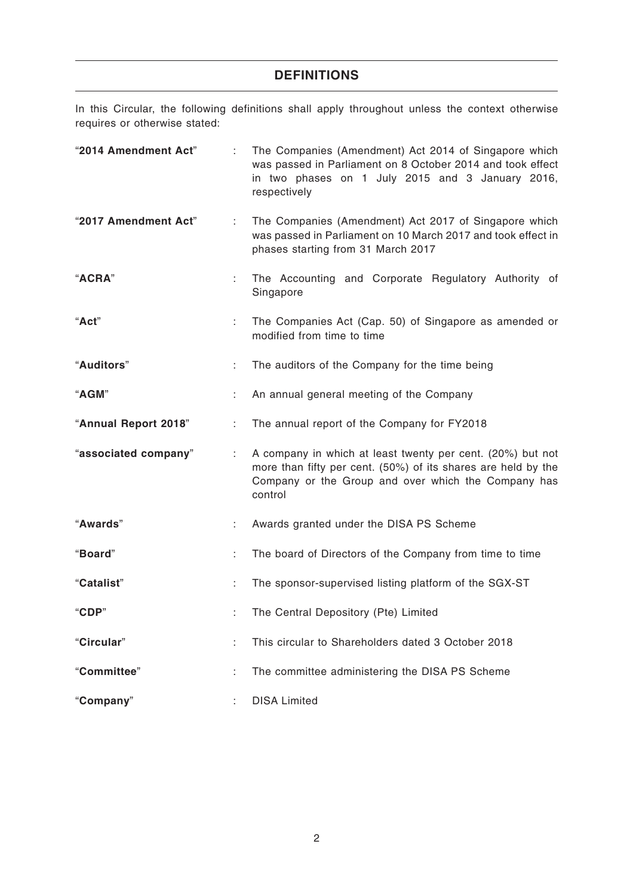## DEFINITIONS

In this Circular, the following definitions shall apply throughout unless the context otherwise requires or otherwise stated:

| | | |
|---|---|---|
| "**2014 Amendment Act**" | : | The Companies (Amendment) Act 2014 of Singapore which was passed in Parliament on 8 October 2014 and took effect in two phases on 1 July 2015 and 3 January 2016, respectively |
| "**2017 Amendment Act**" | : | The Companies (Amendment) Act 2017 of Singapore which was passed in Parliament on 10 March 2017 and took effect in phases starting from 31 March 2017 |
| "**ACRA**" | : | The Accounting and Corporate Regulatory Authority of Singapore |
| "**Act**" | : | The Companies Act (Cap. 50) of Singapore as amended or modified from time to time |
| "**Auditors**" | : | The auditors of the Company for the time being |
| "**AGM**" | : | An annual general meeting of the Company |
| "**Annual Report 2018**" | : | The annual report of the Company for FY2018 |
| "**associated company**" | : | A company in which at least twenty per cent. (20%) but not more than fifty per cent. (50%) of its shares are held by the Company or the Group and over which the Company has control |
| "**Awards**" | : | Awards granted under the DISA PS Scheme |
| "**Board**" | : | The board of Directors of the Company from time to time |
| "**Catalist**" | : | The sponsor-supervised listing platform of the SGX-ST |
| "**CDP**" | : | The Central Depository (Pte) Limited |
| "**Circular**" | : | This circular to Shareholders dated 3 October 2018 |
| "**Committee**" | : | The committee administering the DISA PS Scheme |
| "**Company**" | : | DISA Limited |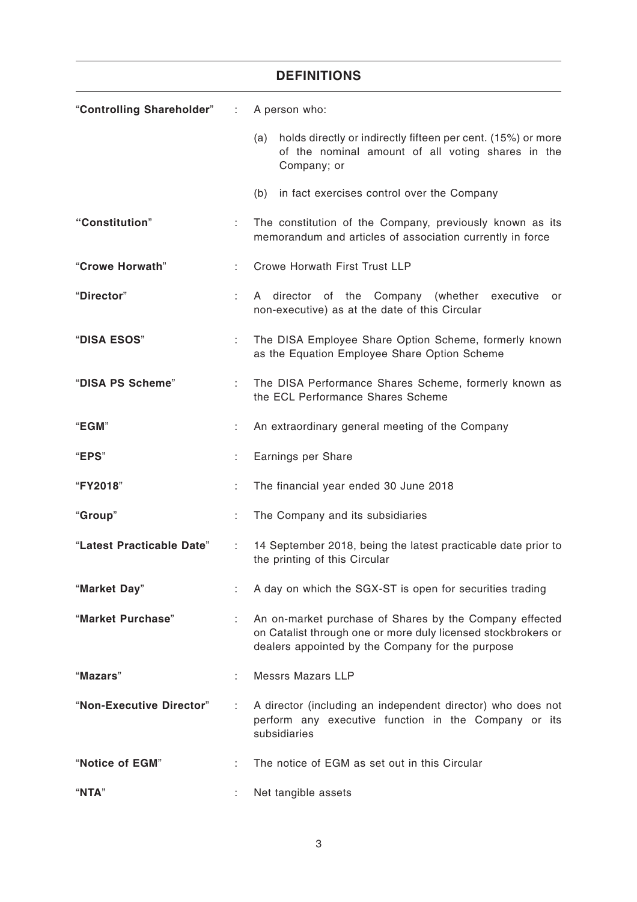## DEFINITIONS

| | | |
|---|---|---|
| "**Controlling Shareholder**" | : | A person who:<br>(a) holds directly or indirectly fifteen per cent. (15%) or more of the nominal amount of all voting shares in the Company; or<br>(b) in fact exercises control over the Company |
| "**Constitution**" | : | The constitution of the Company, previously known as its memorandum and articles of association currently in force |
| "**Crowe Horwath**" | : | Crowe Horwath First Trust LLP |
| "**Director**" | : | A director of the Company (whether executive or non-executive) as at the date of this Circular |
| "**DISA ESOS**" | : | The DISA Employee Share Option Scheme, formerly known as the Equation Employee Share Option Scheme |
| "**DISA PS Scheme**" | : | The DISA Performance Shares Scheme, formerly known as the ECL Performance Shares Scheme |
| "**EGM**" | : | An extraordinary general meeting of the Company |
| "**EPS**" | : | Earnings per Share |
| "**FY2018**" | : | The financial year ended 30 June 2018 |
| "**Group**" | : | The Company and its subsidiaries |
| "**Latest Practicable Date**" | : | 14 September 2018, being the latest practicable date prior to the printing of this Circular |
| "**Market Day**" | : | A day on which the SGX-ST is open for securities trading |
| "**Market Purchase**" | : | An on-market purchase of Shares by the Company effected on Catalist through one or more duly licensed stockbrokers or dealers appointed by the Company for the purpose |
| "**Mazars**" | : | Messrs Mazars LLP |
| "**Non-Executive Director**" | : | A director (including an independent director) who does not perform any executive function in the Company or its subsidiaries |
| "**Notice of EGM**" | : | The notice of EGM as set out in this Circular |
| "**NTA**" | : | Net tangible assets |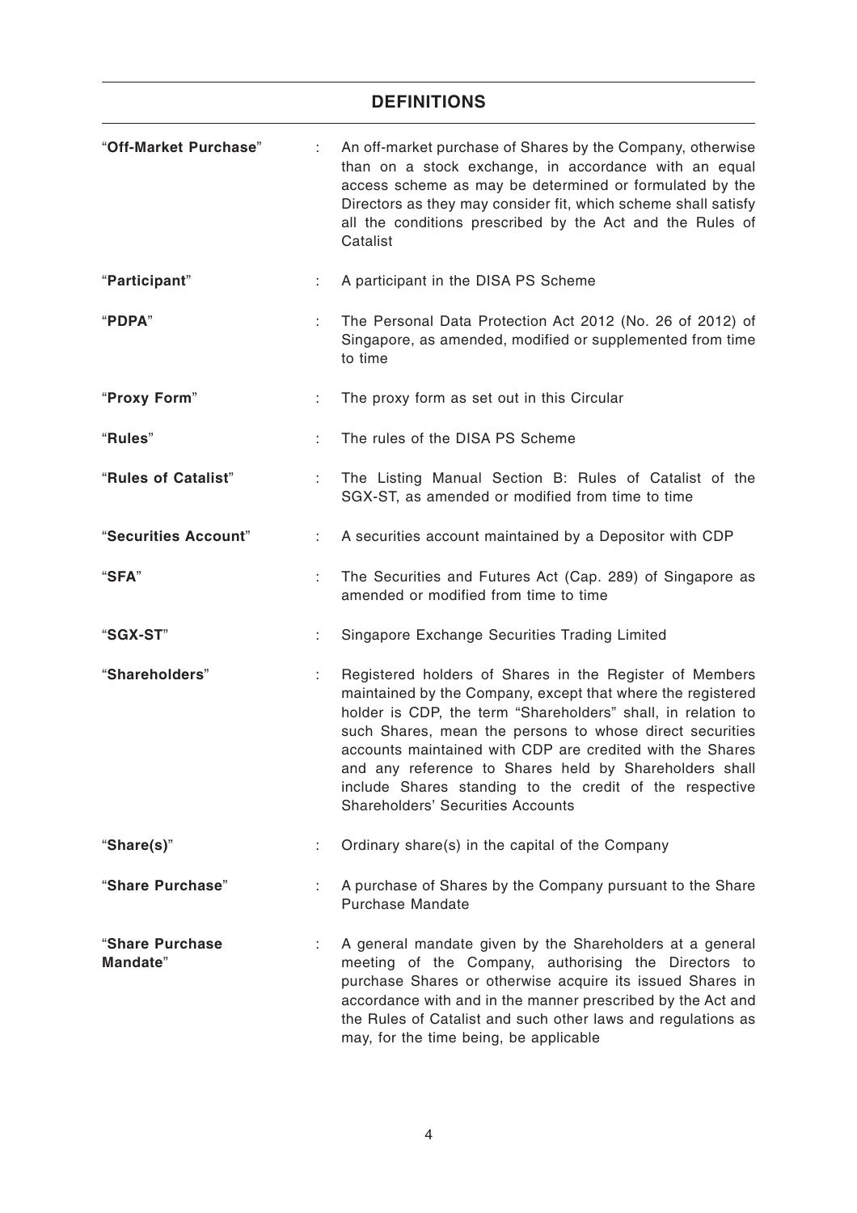## DEFINITIONS

| | | |
|---|---|---|
| "**Off-Market Purchase**" | : | An off-market purchase of Shares by the Company, otherwise than on a stock exchange, in accordance with an equal access scheme as may be determined or formulated by the Directors as they may consider fit, which scheme shall satisfy all the conditions prescribed by the Act and the Rules of Catalist |
| "**Participant**" | : | A participant in the DISA PS Scheme |
| "**PDPA**" | : | The Personal Data Protection Act 2012 (No. 26 of 2012) of Singapore, as amended, modified or supplemented from time to time |
| "**Proxy Form**" | : | The proxy form as set out in this Circular |
| "**Rules**" | : | The rules of the DISA PS Scheme |
| "**Rules of Catalist**" | : | The Listing Manual Section B: Rules of Catalist of the SGX-ST, as amended or modified from time to time |
| "**Securities Account**" | : | A securities account maintained by a Depositor with CDP |
| "**SFA**" | : | The Securities and Futures Act (Cap. 289) of Singapore as amended or modified from time to time |
| "**SGX-ST**" | : | Singapore Exchange Securities Trading Limited |
| "**Shareholders**" | : | Registered holders of Shares in the Register of Members maintained by the Company, except that where the registered holder is CDP, the term "Shareholders" shall, in relation to such Shares, mean the persons to whose direct securities accounts maintained with CDP are credited with the Shares and any reference to Shares held by Shareholders shall include Shares standing to the credit of the respective Shareholders' Securities Accounts |
| "**Share(s)**" | : | Ordinary share(s) in the capital of the Company |
| "**Share Purchase**" | : | A purchase of Shares by the Company pursuant to the Share Purchase Mandate |
| "**Share Purchase Mandate**" | : | A general mandate given by the Shareholders at a general meeting of the Company, authorising the Directors to purchase Shares or otherwise acquire its issued Shares in accordance with and in the manner prescribed by the Act and the Rules of Catalist and such other laws and regulations as may, for the time being, be applicable |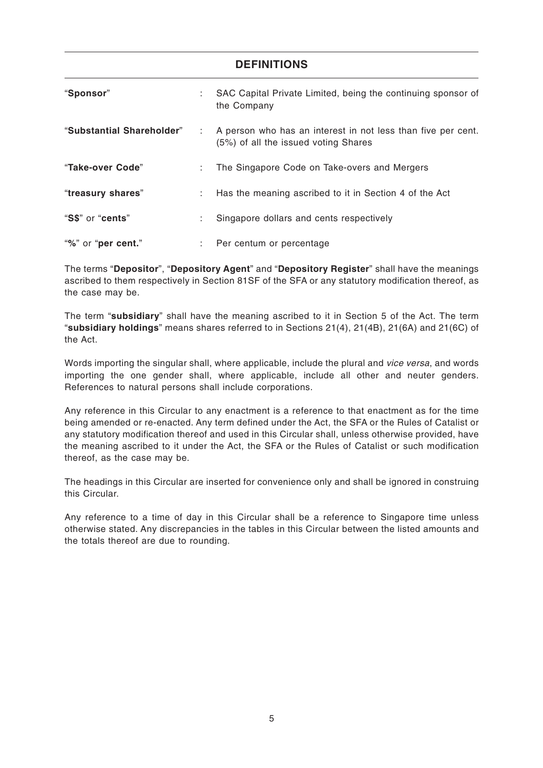## DEFINITIONS

| | | |
|---|---|---|
| "**Sponsor**" | : | SAC Capital Private Limited, being the continuing sponsor of the Company |
| "**Substantial Shareholder**" | : | A person who has an interest in not less than five per cent. (5%) of all the issued voting Shares |
| "**Take-over Code**" | : | The Singapore Code on Take-overs and Mergers |
| "**treasury shares**" | : | Has the meaning ascribed to it in Section 4 of the Act |
| "**S$**" or "**cents**" | : | Singapore dollars and cents respectively |
| "**%**" or "**per cent.**" | : | Per centum or percentage |

The terms "**Depositor**", "**Depository Agent**" and "**Depository Register**" shall have the meanings ascribed to them respectively in Section 81SF of the SFA or any statutory modification thereof, as the case may be.

The term "**subsidiary**" shall have the meaning ascribed to it in Section 5 of the Act. The term "**subsidiary holdings**" means shares referred to in Sections 21(4), 21(4B), 21(6A) and 21(6C) of the Act.

Words importing the singular shall, where applicable, include the plural and *vice versa*, and words importing the one gender shall, where applicable, include all other and neuter genders. References to natural persons shall include corporations.

Any reference in this Circular to any enactment is a reference to that enactment as for the time being amended or re-enacted. Any term defined under the Act, the SFA or the Rules of Catalist or any statutory modification thereof and used in this Circular shall, unless otherwise provided, have the meaning ascribed to it under the Act, the SFA or the Rules of Catalist or such modification thereof, as the case may be.

The headings in this Circular are inserted for convenience only and shall be ignored in construing this Circular.

Any reference to a time of day in this Circular shall be a reference to Singapore time unless otherwise stated. Any discrepancies in the tables in this Circular between the listed amounts and the totals thereof are due to rounding.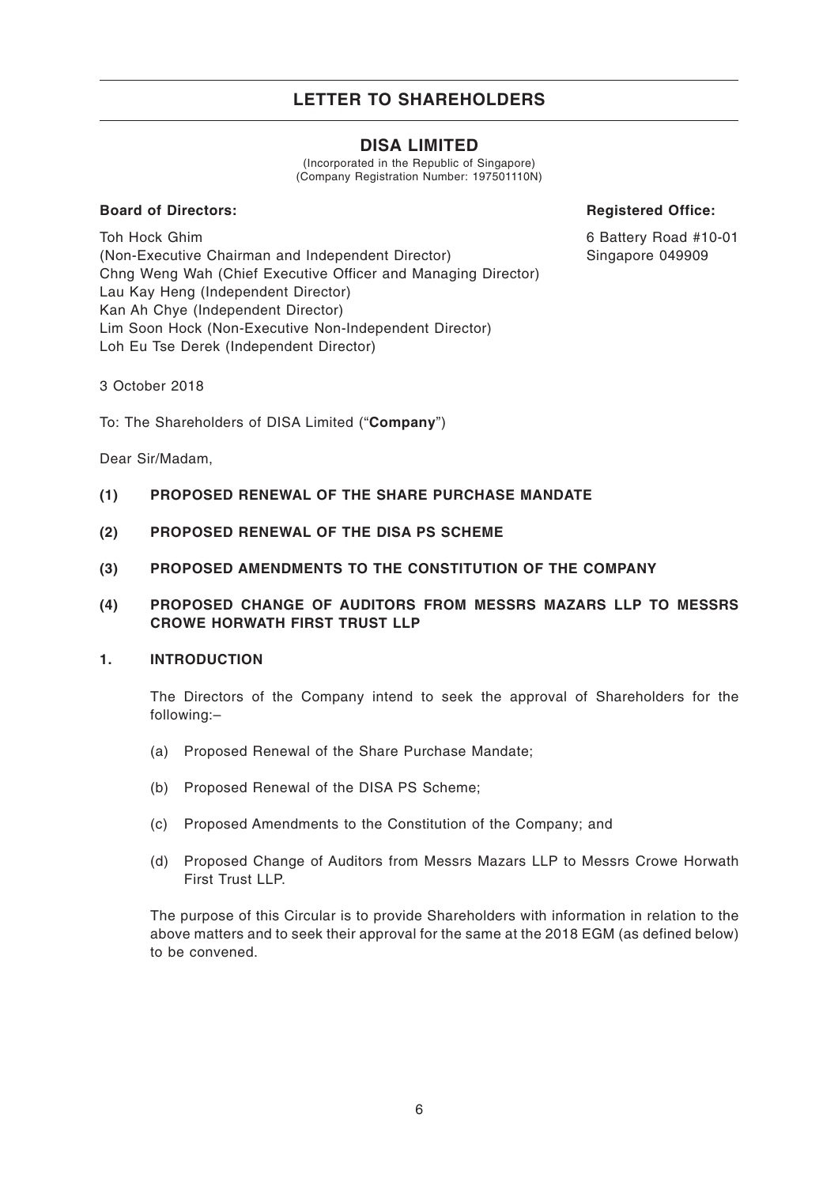# LETTER TO SHAREHOLDERS

## DISA LIMITED

(Incorporated in the Republic of Singapore)
(Company Registration Number: 197501110N)

**Board of Directors:**

Toh Hock Ghim
(Non-Executive Chairman and Independent Director)
Chng Weng Wah (Chief Executive Officer and Managing Director)
Lau Kay Heng (Independent Director)
Kan Ah Chye (Independent Director)
Lim Soon Hock (Non-Executive Non-Independent Director)
Loh Eu Tse Derek (Independent Director)

**Registered Office:**

6 Battery Road #10-01
Singapore 049909

3 October 2018

To: The Shareholders of DISA Limited ("**Company**")

Dear Sir/Madam,

**(1) PROPOSED RENEWAL OF THE SHARE PURCHASE MANDATE**

**(2) PROPOSED RENEWAL OF THE DISA PS SCHEME**

**(3) PROPOSED AMENDMENTS TO THE CONSTITUTION OF THE COMPANY**

**(4) PROPOSED CHANGE OF AUDITORS FROM MESSRS MAZARS LLP TO MESSRS CROWE HORWATH FIRST TRUST LLP**

### 1. INTRODUCTION

The Directors of the Company intend to seek the approval of Shareholders for the following:–

(a) Proposed Renewal of the Share Purchase Mandate;

(b) Proposed Renewal of the DISA PS Scheme;

(c) Proposed Amendments to the Constitution of the Company; and

(d) Proposed Change of Auditors from Messrs Mazars LLP to Messrs Crowe Horwath First Trust LLP.

The purpose of this Circular is to provide Shareholders with information in relation to the above matters and to seek their approval for the same at the 2018 EGM (as defined below) to be convened.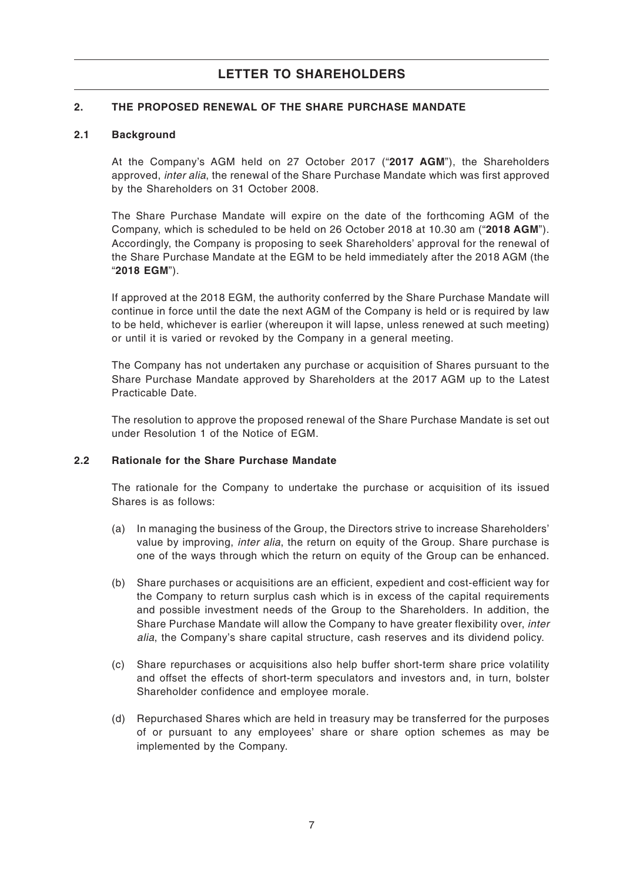# LETTER TO SHAREHOLDERS

## 2. THE PROPOSED RENEWAL OF THE SHARE PURCHASE MANDATE

### 2.1 Background

At the Company's AGM held on 27 October 2017 ("**2017 AGM**"), the Shareholders approved, *inter alia*, the renewal of the Share Purchase Mandate which was first approved by the Shareholders on 31 October 2008.

The Share Purchase Mandate will expire on the date of the forthcoming AGM of the Company, which is scheduled to be held on 26 October 2018 at 10.30 am ("**2018 AGM**"). Accordingly, the Company is proposing to seek Shareholders' approval for the renewal of the Share Purchase Mandate at the EGM to be held immediately after the 2018 AGM (the "**2018 EGM**").

If approved at the 2018 EGM, the authority conferred by the Share Purchase Mandate will continue in force until the date the next AGM of the Company is held or is required by law to be held, whichever is earlier (whereupon it will lapse, unless renewed at such meeting) or until it is varied or revoked by the Company in a general meeting.

The Company has not undertaken any purchase or acquisition of Shares pursuant to the Share Purchase Mandate approved by Shareholders at the 2017 AGM up to the Latest Practicable Date.

The resolution to approve the proposed renewal of the Share Purchase Mandate is set out under Resolution 1 of the Notice of EGM.

### 2.2 Rationale for the Share Purchase Mandate

The rationale for the Company to undertake the purchase or acquisition of its issued Shares is as follows:

(a) In managing the business of the Group, the Directors strive to increase Shareholders' value by improving, *inter alia*, the return on equity of the Group. Share purchase is one of the ways through which the return on equity of the Group can be enhanced.

(b) Share purchases or acquisitions are an efficient, expedient and cost-efficient way for the Company to return surplus cash which is in excess of the capital requirements and possible investment needs of the Group to the Shareholders. In addition, the Share Purchase Mandate will allow the Company to have greater flexibility over, *inter alia*, the Company's share capital structure, cash reserves and its dividend policy.

(c) Share repurchases or acquisitions also help buffer short-term share price volatility and offset the effects of short-term speculators and investors and, in turn, bolster Shareholder confidence and employee morale.

(d) Repurchased Shares which are held in treasury may be transferred for the purposes of or pursuant to any employees' share or share option schemes as may be implemented by the Company.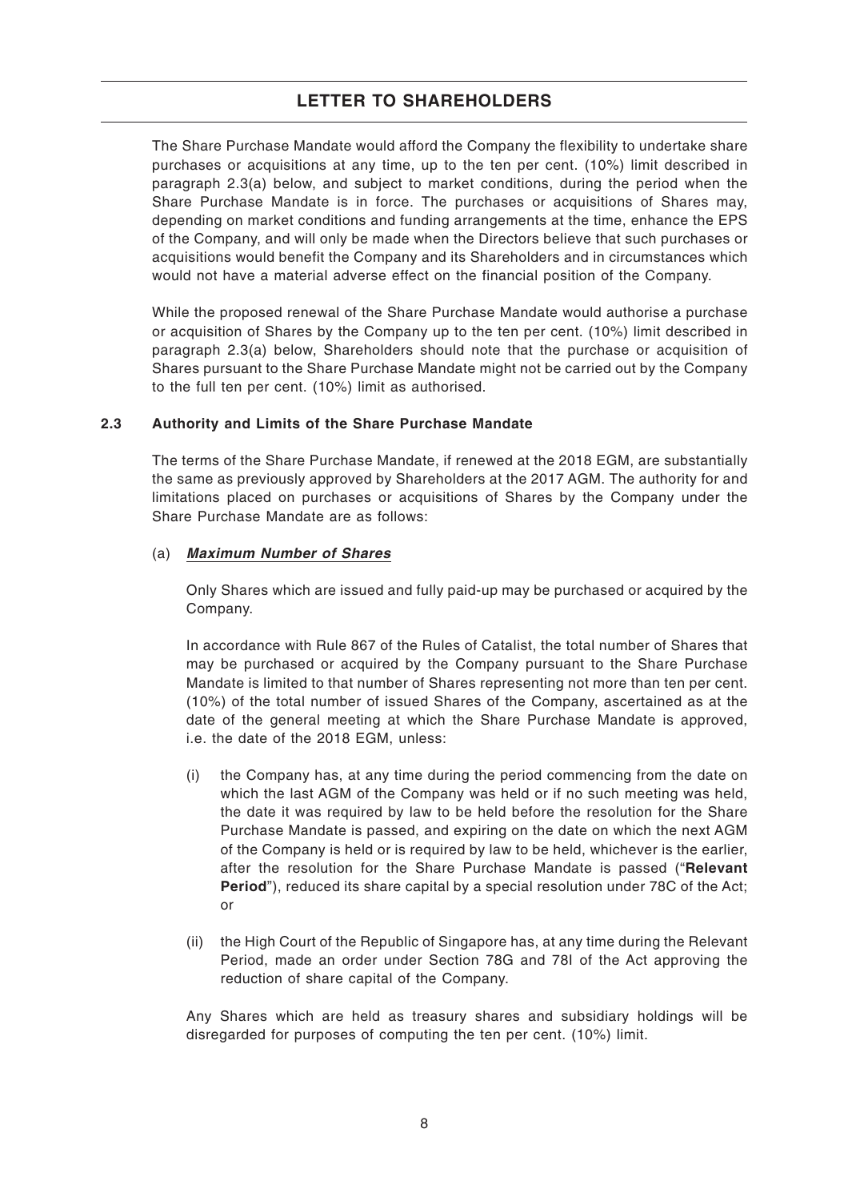The Share Purchase Mandate would afford the Company the flexibility to undertake share purchases or acquisitions at any time, up to the ten per cent. (10%) limit described in paragraph 2.3(a) below, and subject to market conditions, during the period when the Share Purchase Mandate is in force. The purchases or acquisitions of Shares may, depending on market conditions and funding arrangements at the time, enhance the EPS of the Company, and will only be made when the Directors believe that such purchases or acquisitions would benefit the Company and its Shareholders and in circumstances which would not have a material adverse effect on the financial position of the Company.

While the proposed renewal of the Share Purchase Mandate would authorise a purchase or acquisition of Shares by the Company up to the ten per cent. (10%) limit described in paragraph 2.3(a) below, Shareholders should note that the purchase or acquisition of Shares pursuant to the Share Purchase Mandate might not be carried out by the Company to the full ten per cent. (10%) limit as authorised.

### 2.3 Authority and Limits of the Share Purchase Mandate

The terms of the Share Purchase Mandate, if renewed at the 2018 EGM, are substantially the same as previously approved by Shareholders at the 2017 AGM. The authority for and limitations placed on purchases or acquisitions of Shares by the Company under the Share Purchase Mandate are as follows:

(a) ***Maximum Number of Shares***

Only Shares which are issued and fully paid-up may be purchased or acquired by the Company.

In accordance with Rule 867 of the Rules of Catalist, the total number of Shares that may be purchased or acquired by the Company pursuant to the Share Purchase Mandate is limited to that number of Shares representing not more than ten per cent. (10%) of the total number of issued Shares of the Company, ascertained as at the date of the general meeting at which the Share Purchase Mandate is approved, i.e. the date of the 2018 EGM, unless:

(i) the Company has, at any time during the period commencing from the date on which the last AGM of the Company was held or if no such meeting was held, the date it was required by law to be held before the resolution for the Share Purchase Mandate is passed, and expiring on the date on which the next AGM of the Company is held or is required by law to be held, whichever is the earlier, after the resolution for the Share Purchase Mandate is passed ("**Relevant Period**"), reduced its share capital by a special resolution under 78C of the Act; or

(ii) the High Court of the Republic of Singapore has, at any time during the Relevant Period, made an order under Section 78G and 78I of the Act approving the reduction of share capital of the Company.

Any Shares which are held as treasury shares and subsidiary holdings will be disregarded for purposes of computing the ten per cent. (10%) limit.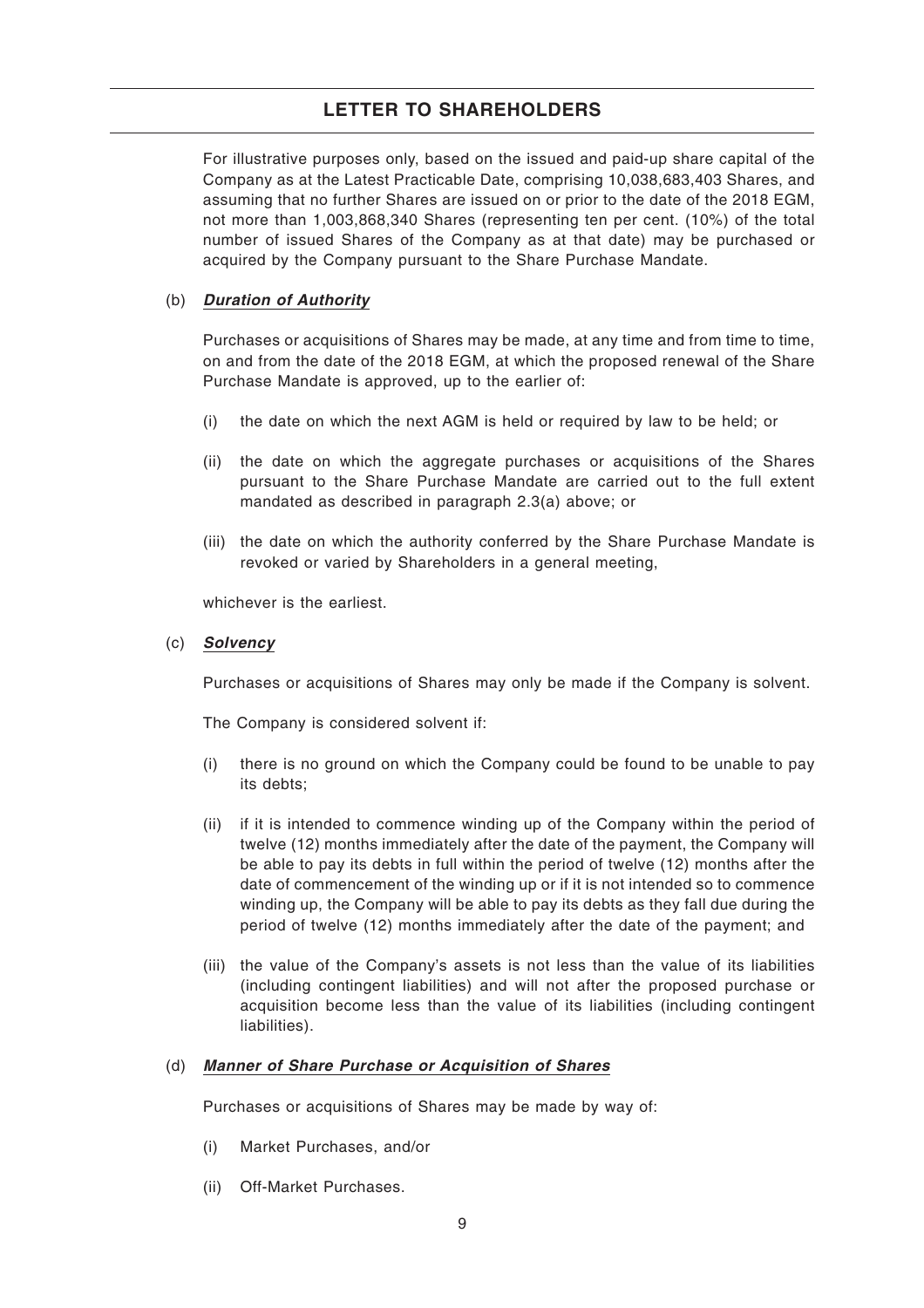For illustrative purposes only, based on the issued and paid-up share capital of the Company as at the Latest Practicable Date, comprising 10,038,683,403 Shares, and assuming that no further Shares are issued on or prior to the date of the 2018 EGM, not more than 1,003,868,340 Shares (representing ten per cent. (10%) of the total number of issued Shares of the Company as at that date) may be purchased or acquired by the Company pursuant to the Share Purchase Mandate.

(b) ***Duration of Authority***

Purchases or acquisitions of Shares may be made, at any time and from time to time, on and from the date of the 2018 EGM, at which the proposed renewal of the Share Purchase Mandate is approved, up to the earlier of:

(i) the date on which the next AGM is held or required by law to be held; or

(ii) the date on which the aggregate purchases or acquisitions of the Shares pursuant to the Share Purchase Mandate are carried out to the full extent mandated as described in paragraph 2.3(a) above; or

(iii) the date on which the authority conferred by the Share Purchase Mandate is revoked or varied by Shareholders in a general meeting,

whichever is the earliest.

(c) ***Solvency***

Purchases or acquisitions of Shares may only be made if the Company is solvent.

The Company is considered solvent if:

(i) there is no ground on which the Company could be found to be unable to pay its debts;

(ii) if it is intended to commence winding up of the Company within the period of twelve (12) months immediately after the date of the payment, the Company will be able to pay its debts in full within the period of twelve (12) months after the date of commencement of the winding up or if it is not intended so to commence winding up, the Company will be able to pay its debts as they fall due during the period of twelve (12) months immediately after the date of the payment; and

(iii) the value of the Company's assets is not less than the value of its liabilities (including contingent liabilities) and will not after the proposed purchase or acquisition become less than the value of its liabilities (including contingent liabilities).

(d) ***Manner of Share Purchase or Acquisition of Shares***

Purchases or acquisitions of Shares may be made by way of:

(i) Market Purchases, and/or

(ii) Off-Market Purchases.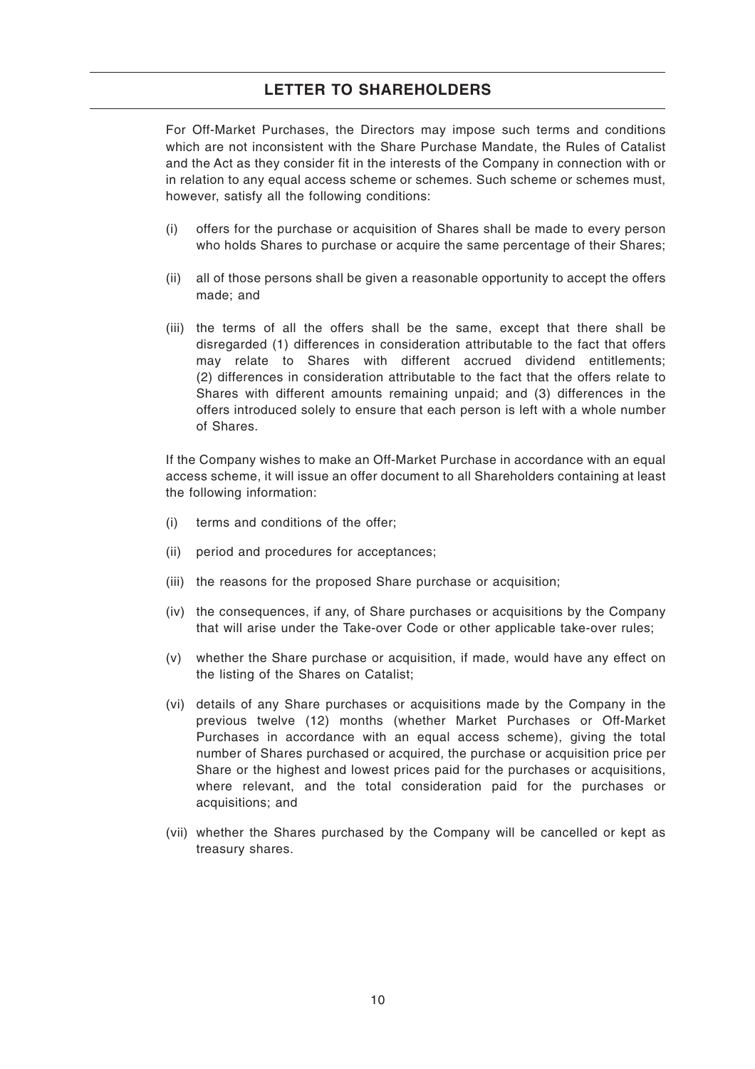For Off-Market Purchases, the Directors may impose such terms and conditions which are not inconsistent with the Share Purchase Mandate, the Rules of Catalist and the Act as they consider fit in the interests of the Company in connection with or in relation to any equal access scheme or schemes. Such scheme or schemes must, however, satisfy all the following conditions:

(i) offers for the purchase or acquisition of Shares shall be made to every person who holds Shares to purchase or acquire the same percentage of their Shares;

(ii) all of those persons shall be given a reasonable opportunity to accept the offers made; and

(iii) the terms of all the offers shall be the same, except that there shall be disregarded (1) differences in consideration attributable to the fact that offers may relate to Shares with different accrued dividend entitlements; (2) differences in consideration attributable to the fact that the offers relate to Shares with different amounts remaining unpaid; and (3) differences in the offers introduced solely to ensure that each person is left with a whole number of Shares.

If the Company wishes to make an Off-Market Purchase in accordance with an equal access scheme, it will issue an offer document to all Shareholders containing at least the following information:

(i) terms and conditions of the offer;

(ii) period and procedures for acceptances;

(iii) the reasons for the proposed Share purchase or acquisition;

(iv) the consequences, if any, of Share purchases or acquisitions by the Company that will arise under the Take-over Code or other applicable take-over rules;

(v) whether the Share purchase or acquisition, if made, would have any effect on the listing of the Shares on Catalist;

(vi) details of any Share purchases or acquisitions made by the Company in the previous twelve (12) months (whether Market Purchases or Off-Market Purchases in accordance with an equal access scheme), giving the total number of Shares purchased or acquired, the purchase or acquisition price per Share or the highest and lowest prices paid for the purchases or acquisitions, where relevant, and the total consideration paid for the purchases or acquisitions; and

(vii) whether the Shares purchased by the Company will be cancelled or kept as treasury shares.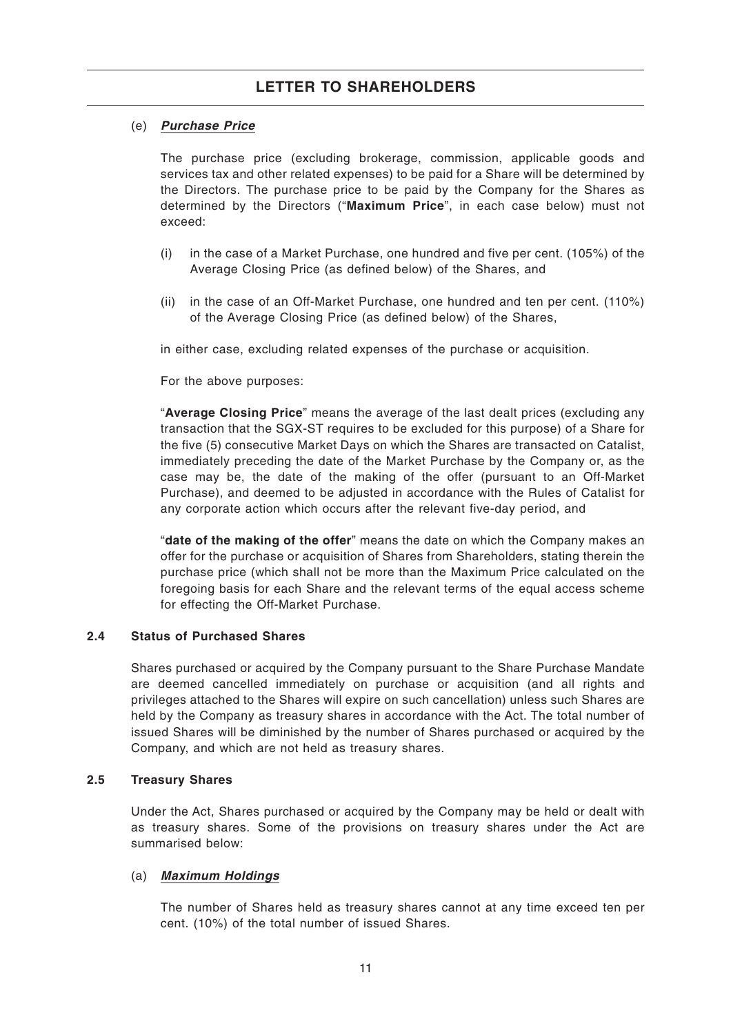(e) ***Purchase Price***

The purchase price (excluding brokerage, commission, applicable goods and services tax and other related expenses) to be paid for a Share will be determined by the Directors. The purchase price to be paid by the Company for the Shares as determined by the Directors ("**Maximum Price**", in each case below) must not exceed:

(i) in the case of a Market Purchase, one hundred and five per cent. (105%) of the Average Closing Price (as defined below) of the Shares, and

(ii) in the case of an Off-Market Purchase, one hundred and ten per cent. (110%) of the Average Closing Price (as defined below) of the Shares,

in either case, excluding related expenses of the purchase or acquisition.

For the above purposes:

"**Average Closing Price**" means the average of the last dealt prices (excluding any transaction that the SGX-ST requires to be excluded for this purpose) of a Share for the five (5) consecutive Market Days on which the Shares are transacted on Catalist, immediately preceding the date of the Market Purchase by the Company or, as the case may be, the date of the making of the offer (pursuant to an Off-Market Purchase), and deemed to be adjusted in accordance with the Rules of Catalist for any corporate action which occurs after the relevant five-day period, and

"**date of the making of the offer**" means the date on which the Company makes an offer for the purchase or acquisition of Shares from Shareholders, stating therein the purchase price (which shall not be more than the Maximum Price calculated on the foregoing basis for each Share and the relevant terms of the equal access scheme for effecting the Off-Market Purchase.

### 2.4 Status of Purchased Shares

Shares purchased or acquired by the Company pursuant to the Share Purchase Mandate are deemed cancelled immediately on purchase or acquisition (and all rights and privileges attached to the Shares will expire on such cancellation) unless such Shares are held by the Company as treasury shares in accordance with the Act. The total number of issued Shares will be diminished by the number of Shares purchased or acquired by the Company, and which are not held as treasury shares.

### 2.5 Treasury Shares

Under the Act, Shares purchased or acquired by the Company may be held or dealt with as treasury shares. Some of the provisions on treasury shares under the Act are summarised below:

(a) ***Maximum Holdings***

The number of Shares held as treasury shares cannot at any time exceed ten per cent. (10%) of the total number of issued Shares.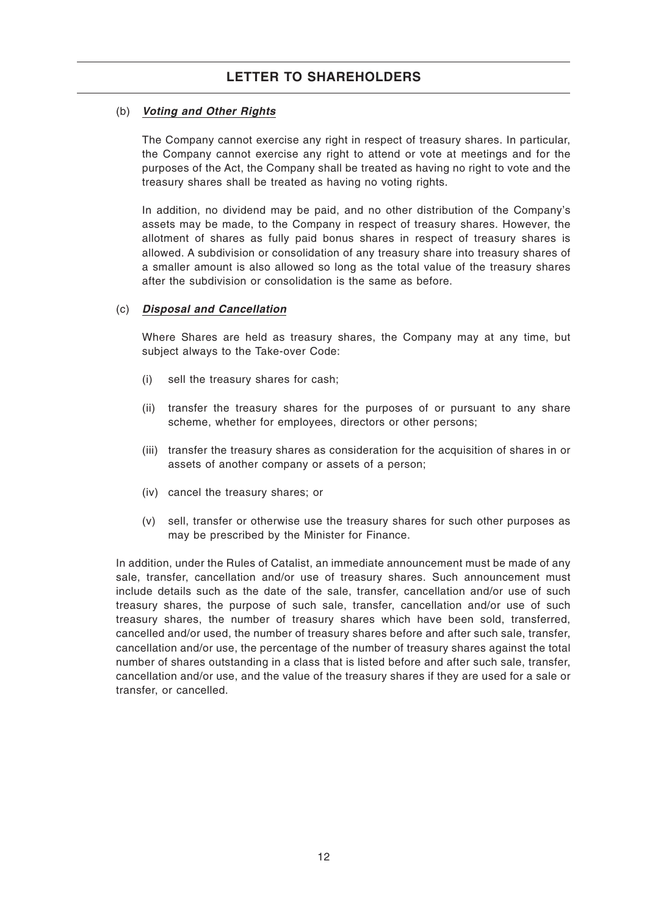(b) ***Voting and Other Rights***

The Company cannot exercise any right in respect of treasury shares. In particular, the Company cannot exercise any right to attend or vote at meetings and for the purposes of the Act, the Company shall be treated as having no right to vote and the treasury shares shall be treated as having no voting rights.

In addition, no dividend may be paid, and no other distribution of the Company's assets may be made, to the Company in respect of treasury shares. However, the allotment of shares as fully paid bonus shares in respect of treasury shares is allowed. A subdivision or consolidation of any treasury share into treasury shares of a smaller amount is also allowed so long as the total value of the treasury shares after the subdivision or consolidation is the same as before.

(c) ***Disposal and Cancellation***

Where Shares are held as treasury shares, the Company may at any time, but subject always to the Take-over Code:

(i) sell the treasury shares for cash;

(ii) transfer the treasury shares for the purposes of or pursuant to any share scheme, whether for employees, directors or other persons;

(iii) transfer the treasury shares as consideration for the acquisition of shares in or assets of another company or assets of a person;

(iv) cancel the treasury shares; or

(v) sell, transfer or otherwise use the treasury shares for such other purposes as may be prescribed by the Minister for Finance.

In addition, under the Rules of Catalist, an immediate announcement must be made of any sale, transfer, cancellation and/or use of treasury shares. Such announcement must include details such as the date of the sale, transfer, cancellation and/or use of such treasury shares, the purpose of such sale, transfer, cancellation and/or use of such treasury shares, the number of treasury shares which have been sold, transferred, cancelled and/or used, the number of treasury shares before and after such sale, transfer, cancellation and/or use, the percentage of the number of treasury shares against the total number of shares outstanding in a class that is listed before and after such sale, transfer, cancellation and/or use, and the value of the treasury shares if they are used for a sale or transfer, or cancelled.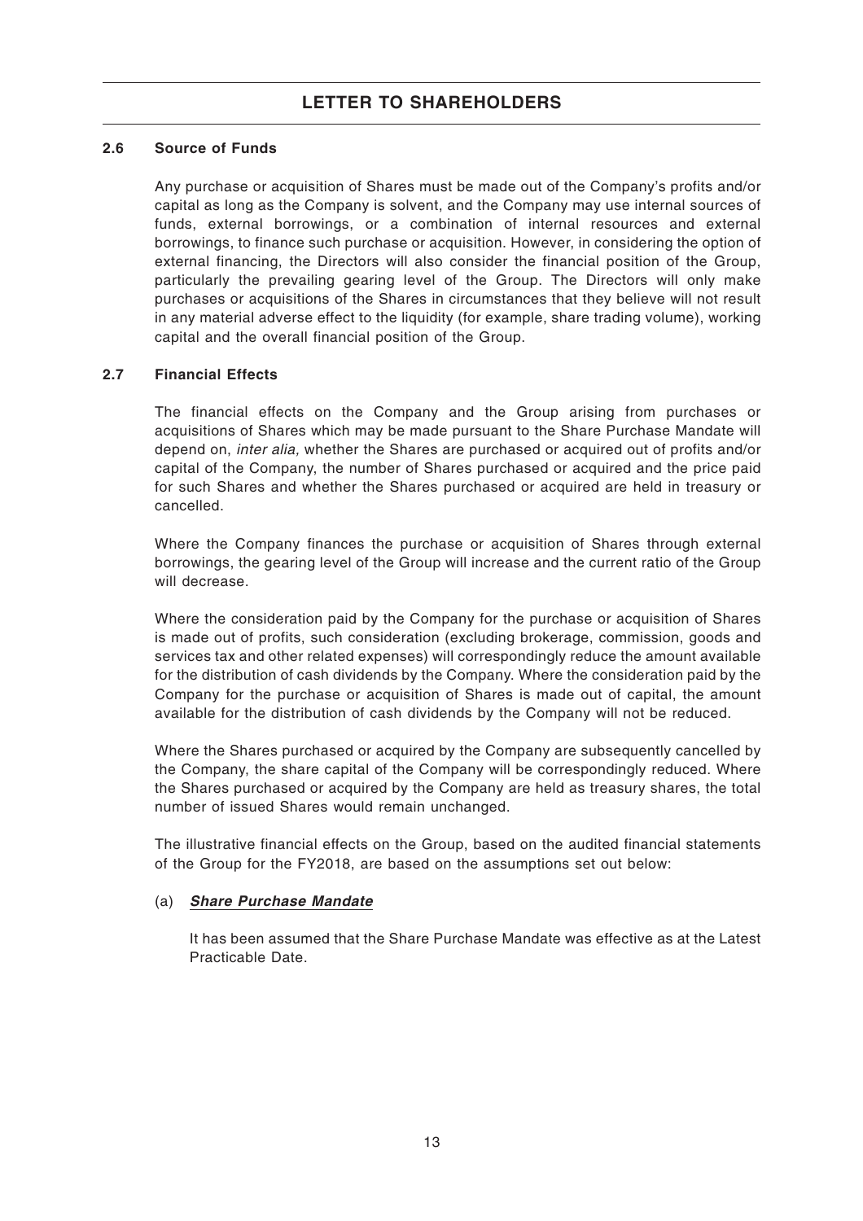### 2.6 Source of Funds

Any purchase or acquisition of Shares must be made out of the Company's profits and/or capital as long as the Company is solvent, and the Company may use internal sources of funds, external borrowings, or a combination of internal resources and external borrowings, to finance such purchase or acquisition. However, in considering the option of external financing, the Directors will also consider the financial position of the Group, particularly the prevailing gearing level of the Group. The Directors will only make purchases or acquisitions of the Shares in circumstances that they believe will not result in any material adverse effect to the liquidity (for example, share trading volume), working capital and the overall financial position of the Group.

### 2.7 Financial Effects

The financial effects on the Company and the Group arising from purchases or acquisitions of Shares which may be made pursuant to the Share Purchase Mandate will depend on, *inter alia,* whether the Shares are purchased or acquired out of profits and/or capital of the Company, the number of Shares purchased or acquired and the price paid for such Shares and whether the Shares purchased or acquired are held in treasury or cancelled.

Where the Company finances the purchase or acquisition of Shares through external borrowings, the gearing level of the Group will increase and the current ratio of the Group will decrease.

Where the consideration paid by the Company for the purchase or acquisition of Shares is made out of profits, such consideration (excluding brokerage, commission, goods and services tax and other related expenses) will correspondingly reduce the amount available for the distribution of cash dividends by the Company. Where the consideration paid by the Company for the purchase or acquisition of Shares is made out of capital, the amount available for the distribution of cash dividends by the Company will not be reduced.

Where the Shares purchased or acquired by the Company are subsequently cancelled by the Company, the share capital of the Company will be correspondingly reduced. Where the Shares purchased or acquired by the Company are held as treasury shares, the total number of issued Shares would remain unchanged.

The illustrative financial effects on the Group, based on the audited financial statements of the Group for the FY2018, are based on the assumptions set out below:

(a) ***Share Purchase Mandate***

It has been assumed that the Share Purchase Mandate was effective as at the Latest Practicable Date.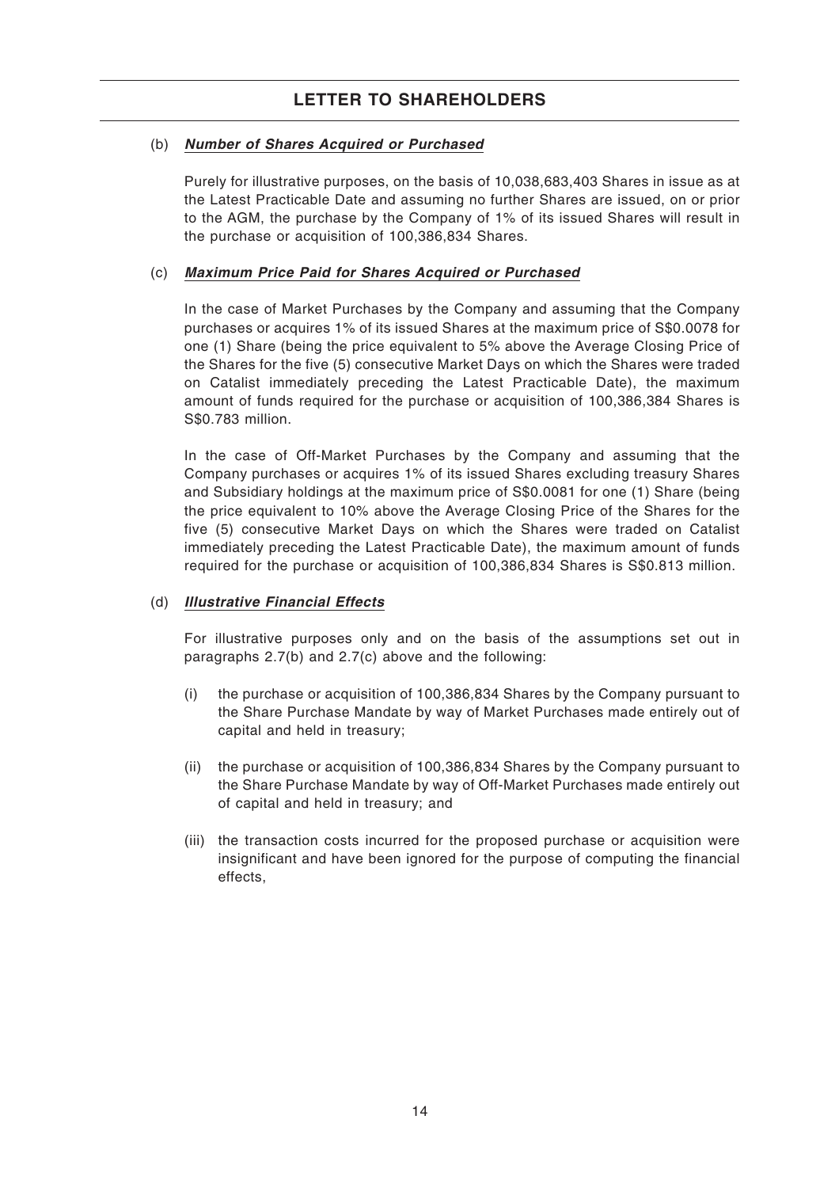(b) ***Number of Shares Acquired or Purchased***

Purely for illustrative purposes, on the basis of 10,038,683,403 Shares in issue as at the Latest Practicable Date and assuming no further Shares are issued, on or prior to the AGM, the purchase by the Company of 1% of its issued Shares will result in the purchase or acquisition of 100,386,834 Shares.

(c) ***Maximum Price Paid for Shares Acquired or Purchased***

In the case of Market Purchases by the Company and assuming that the Company purchases or acquires 1% of its issued Shares at the maximum price of S$0.0078 for one (1) Share (being the price equivalent to 5% above the Average Closing Price of the Shares for the five (5) consecutive Market Days on which the Shares were traded on Catalist immediately preceding the Latest Practicable Date), the maximum amount of funds required for the purchase or acquisition of 100,386,384 Shares is S$0.783 million.

In the case of Off-Market Purchases by the Company and assuming that the Company purchases or acquires 1% of its issued Shares excluding treasury Shares and Subsidiary holdings at the maximum price of S$0.0081 for one (1) Share (being the price equivalent to 10% above the Average Closing Price of the Shares for the five (5) consecutive Market Days on which the Shares were traded on Catalist immediately preceding the Latest Practicable Date), the maximum amount of funds required for the purchase or acquisition of 100,386,834 Shares is S$0.813 million.

(d) ***Illustrative Financial Effects***

For illustrative purposes only and on the basis of the assumptions set out in paragraphs 2.7(b) and 2.7(c) above and the following:

(i) the purchase or acquisition of 100,386,834 Shares by the Company pursuant to the Share Purchase Mandate by way of Market Purchases made entirely out of capital and held in treasury;

(ii) the purchase or acquisition of 100,386,834 Shares by the Company pursuant to the Share Purchase Mandate by way of Off-Market Purchases made entirely out of capital and held in treasury; and

(iii) the transaction costs incurred for the proposed purchase or acquisition were insignificant and have been ignored for the purpose of computing the financial effects,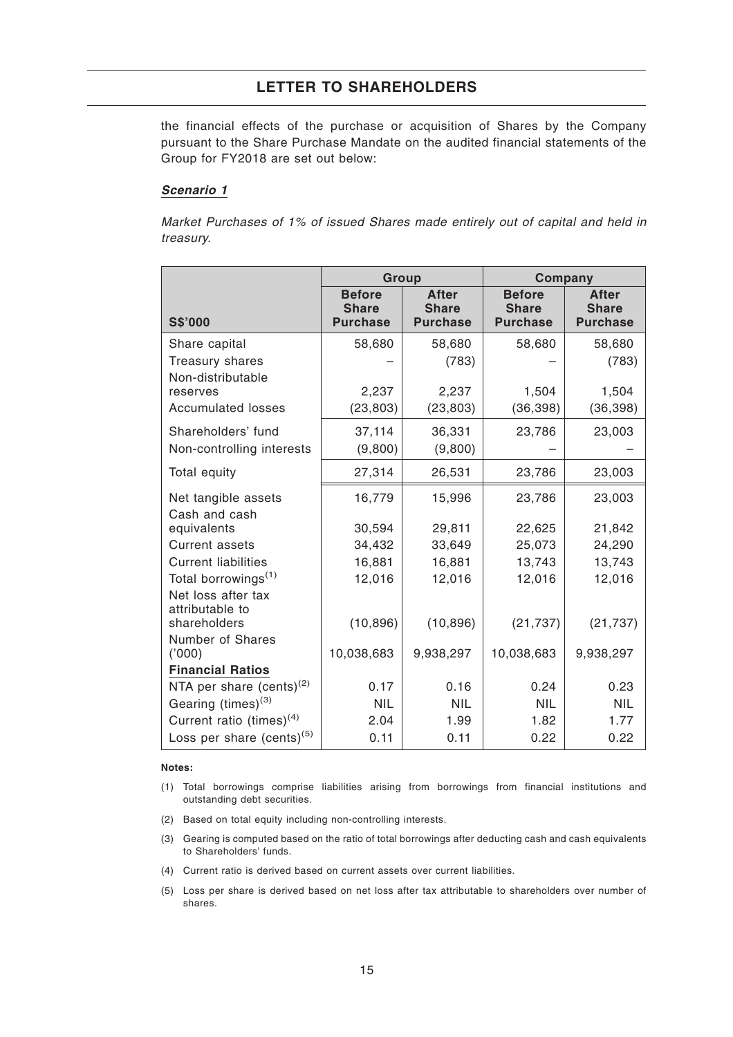the financial effects of the purchase or acquisition of Shares by the Company pursuant to the Share Purchase Mandate on the audited financial statements of the Group for FY2018 are set out below:

***Scenario 1***

*Market Purchases of 1% of issued Shares made entirely out of capital and held in treasury.*

| | Group | | Company | |
|---|---|---|---|---|
| **S$'000** | **Before Share Purchase** | **After Share Purchase** | **Before Share Purchase** | **After Share Purchase** |
| Share capital | 58,680 | 58,680 | 58,680 | 58,680 |
| Treasury shares | – | (783) | – | (783) |
| Non-distributable reserves | 2,237 | 2,237 | 1,504 | 1,504 |
| Accumulated losses | (23,803) | (23,803) | (36,398) | (36,398) |
| Shareholders' fund | 37,114 | 36,331 | 23,786 | 23,003 |
| Non-controlling interests | (9,800) | (9,800) | – | – |
| Total equity | 27,314 | 26,531 | 23,786 | 23,003 |
| Net tangible assets | 16,779 | 15,996 | 23,786 | 23,003 |
| Cash and cash equivalents | 30,594 | 29,811 | 22,625 | 21,842 |
| Current assets | 34,432 | 33,649 | 25,073 | 24,290 |
| Current liabilities | 16,881 | 16,881 | 13,743 | 13,743 |
| Total borrowings(1) | 12,016 | 12,016 | 12,016 | 12,016 |
| Net loss after tax attributable to shareholders | (10,896) | (10,896) | (21,737) | (21,737) |
| Number of Shares ('000) | 10,038,683 | 9,938,297 | 10,038,683 | 9,938,297 |
| **Financial Ratios** | | | | |
| NTA per share (cents)(2) | 0.17 | 0.16 | 0.24 | 0.23 |
| Gearing (times)(3) | NIL | NIL | NIL | NIL |
| Current ratio (times)(4) | 2.04 | 1.99 | 1.82 | 1.77 |
| Loss per share (cents)(5) | 0.11 | 0.11 | 0.22 | 0.22 |

**Notes:**

(1) Total borrowings comprise liabilities arising from borrowings from financial institutions and outstanding debt securities.

(2) Based on total equity including non-controlling interests.

(3) Gearing is computed based on the ratio of total borrowings after deducting cash and cash equivalents to Shareholders' funds.

(4) Current ratio is derived based on current assets over current liabilities.

(5) Loss per share is derived based on net loss after tax attributable to shareholders over number of shares.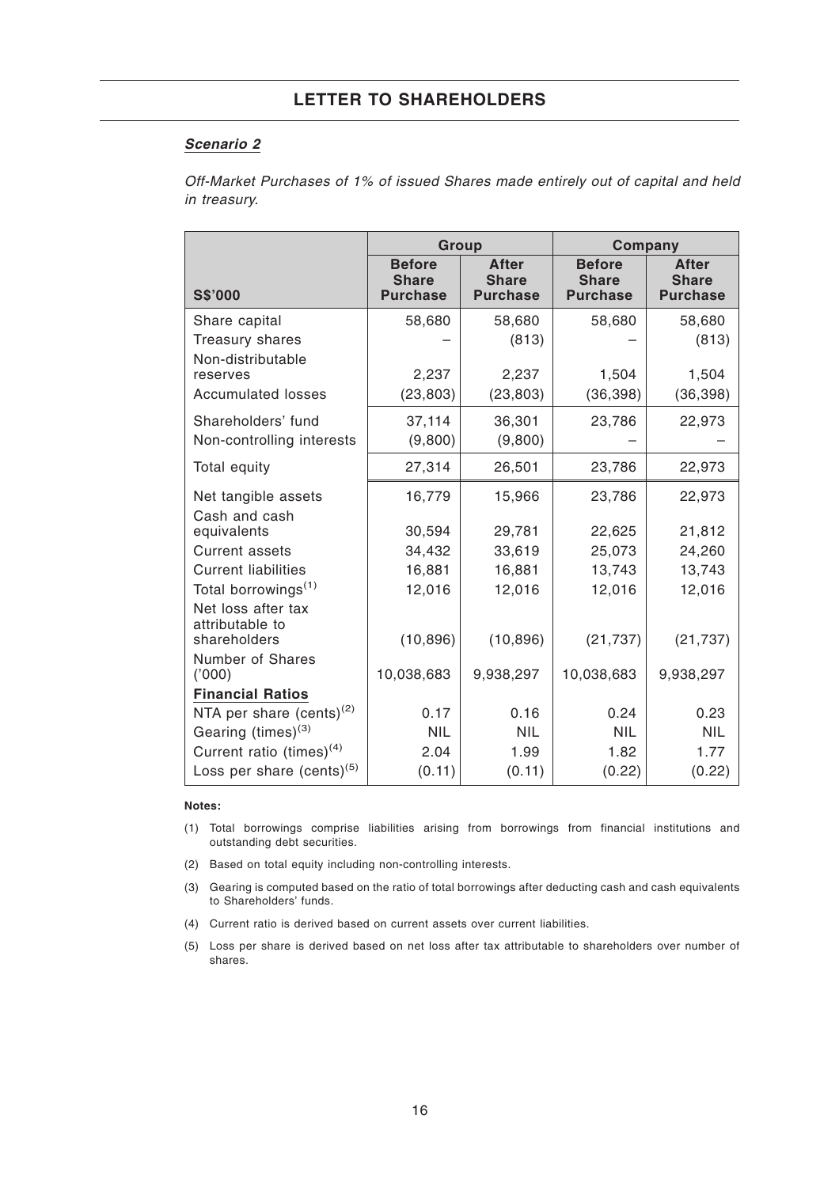## Scenario 2

*Off-Market Purchases of 1% of issued Shares made entirely out of capital and held in treasury.*

| S$'000 | Group | | Company | |
|---|---|---|---|---|
| | Before Share Purchase | After Share Purchase | Before Share Purchase | After Share Purchase |
| Share capital | 58,680 | 58,680 | 58,680 | 58,680 |
| Treasury shares | – | (813) | – | (813) |
| Non-distributable reserves | 2,237 | 2,237 | 1,504 | 1,504 |
| Accumulated losses | (23,803) | (23,803) | (36,398) | (36,398) |
| Shareholders' fund | 37,114 | 36,301 | 23,786 | 22,973 |
| Non-controlling interests | (9,800) | (9,800) | – | – |
| Total equity | 27,314 | 26,501 | 23,786 | 22,973 |
| Net tangible assets | 16,779 | 15,966 | 23,786 | 22,973 |
| Cash and cash equivalents | 30,594 | 29,781 | 22,625 | 21,812 |
| Current assets | 34,432 | 33,619 | 25,073 | 24,260 |
| Current liabilities | 16,881 | 16,881 | 13,743 | 13,743 |
| Total borrowings[(1)] | 12,016 | 12,016 | 12,016 | 12,016 |
| Net loss after tax attributable to shareholders | (10,896) | (10,896) | (21,737) | (21,737) |
| Number of Shares ('000) | 10,038,683 | 9,938,297 | 10,038,683 | 9,938,297 |
| **Financial Ratios** | | | | |
| NTA per share (cents)[(2)] | 0.17 | 0.16 | 0.24 | 0.23 |
| Gearing (times)[(3)] | NIL | NIL | NIL | NIL |
| Current ratio (times)[(4)] | 2.04 | 1.99 | 1.82 | 1.77 |
| Loss per share (cents)[(5)] | (0.11) | (0.11) | (0.22) | (0.22) |

**Notes:**

(1) Total borrowings comprise liabilities arising from borrowings from financial institutions and outstanding debt securities.

(2) Based on total equity including non-controlling interests.

(3) Gearing is computed based on the ratio of total borrowings after deducting cash and cash equivalents to Shareholders' funds.

(4) Current ratio is derived based on current assets over current liabilities.

(5) Loss per share is derived based on net loss after tax attributable to shareholders over number of shares.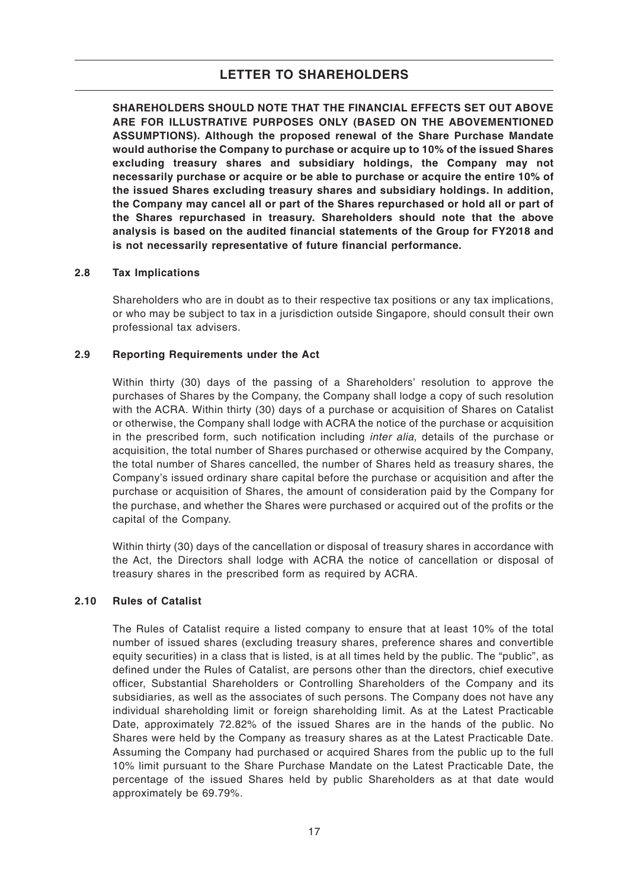**SHAREHOLDERS SHOULD NOTE THAT THE FINANCIAL EFFECTS SET OUT ABOVE ARE FOR ILLUSTRATIVE PURPOSES ONLY (BASED ON THE ABOVEMENTIONED ASSUMPTIONS). Although the proposed renewal of the Share Purchase Mandate would authorise the Company to purchase or acquire up to 10% of the issued Shares excluding treasury shares and subsidiary holdings, the Company may not necessarily purchase or acquire or be able to purchase or acquire the entire 10% of the issued Shares excluding treasury shares and subsidiary holdings. In addition, the Company may cancel all or part of the Shares repurchased or hold all or part of the Shares repurchased in treasury. Shareholders should note that the above analysis is based on the audited financial statements of the Group for FY2018 and is not necessarily representative of future financial performance.**

### 2.8 Tax Implications

Shareholders who are in doubt as to their respective tax positions or any tax implications, or who may be subject to tax in a jurisdiction outside Singapore, should consult their own professional tax advisers.

### 2.9 Reporting Requirements under the Act

Within thirty (30) days of the passing of a Shareholders' resolution to approve the purchases of Shares by the Company, the Company shall lodge a copy of such resolution with the ACRA. Within thirty (30) days of a purchase or acquisition of Shares on Catalist or otherwise, the Company shall lodge with ACRA the notice of the purchase or acquisition in the prescribed form, such notification including *inter alia*, details of the purchase or acquisition, the total number of Shares purchased or otherwise acquired by the Company, the total number of Shares cancelled, the number of Shares held as treasury shares, the Company's issued ordinary share capital before the purchase or acquisition and after the purchase or acquisition of Shares, the amount of consideration paid by the Company for the purchase, and whether the Shares were purchased or acquired out of the profits or the capital of the Company.

Within thirty (30) days of the cancellation or disposal of treasury shares in accordance with the Act, the Directors shall lodge with ACRA the notice of cancellation or disposal of treasury shares in the prescribed form as required by ACRA.

### 2.10 Rules of Catalist

The Rules of Catalist require a listed company to ensure that at least 10% of the total number of issued shares (excluding treasury shares, preference shares and convertible equity securities) in a class that is listed, is at all times held by the public. The "public", as defined under the Rules of Catalist, are persons other than the directors, chief executive officer, Substantial Shareholders or Controlling Shareholders of the Company and its subsidiaries, as well as the associates of such persons. The Company does not have any individual shareholding limit or foreign shareholding limit. As at the Latest Practicable Date, approximately 72.82% of the issued Shares are in the hands of the public. No Shares were held by the Company as treasury shares as at the Latest Practicable Date. Assuming the Company had purchased or acquired Shares from the public up to the full 10% limit pursuant to the Share Purchase Mandate on the Latest Practicable Date, the percentage of the issued Shares held by public Shareholders as at that date would approximately be 69.79%.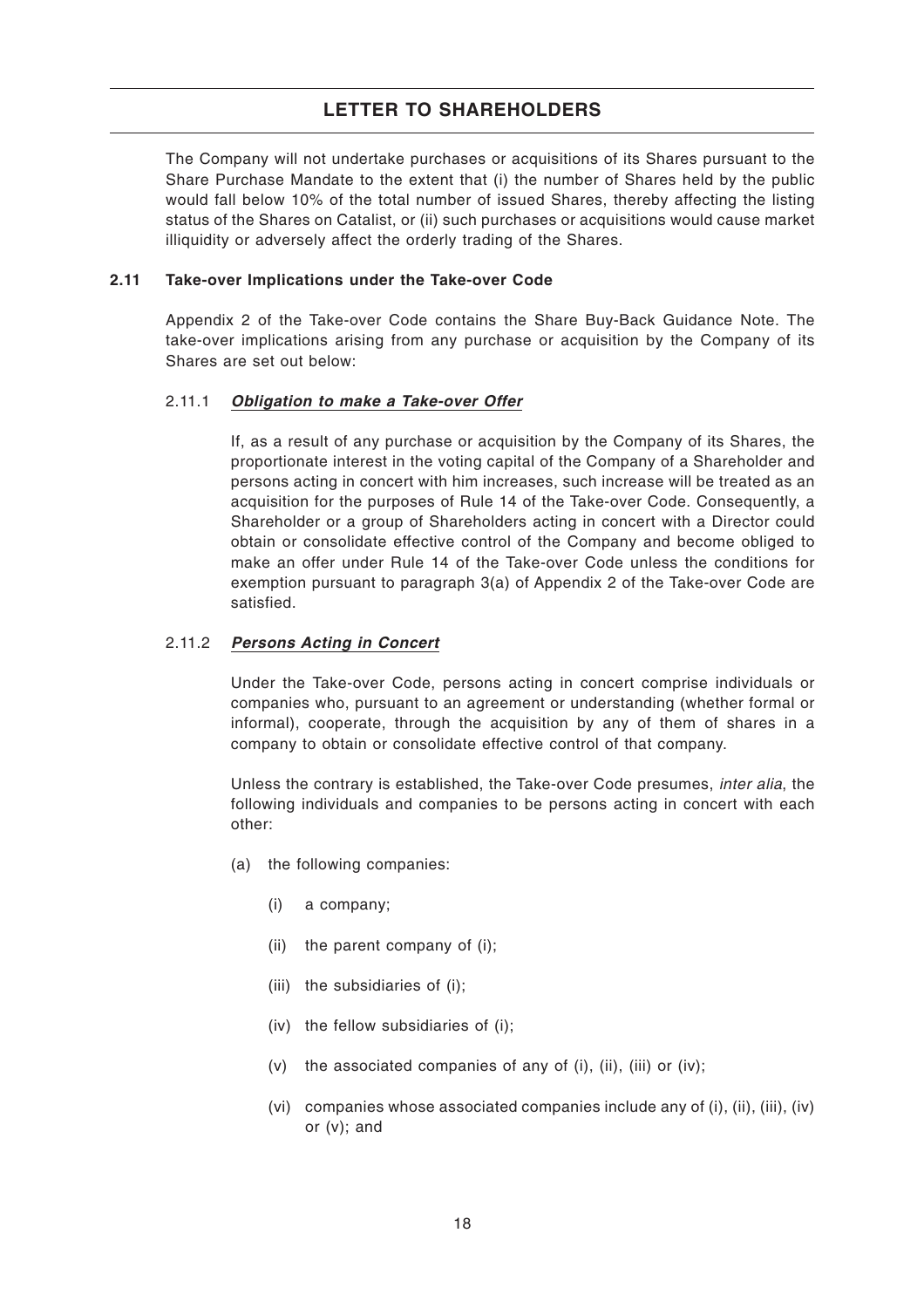The Company will not undertake purchases or acquisitions of its Shares pursuant to the Share Purchase Mandate to the extent that (i) the number of Shares held by the public would fall below 10% of the total number of issued Shares, thereby affecting the listing status of the Shares on Catalist, or (ii) such purchases or acquisitions would cause market illiquidity or adversely affect the orderly trading of the Shares.

### 2.11 Take-over Implications under the Take-over Code

Appendix 2 of the Take-over Code contains the Share Buy-Back Guidance Note. The take-over implications arising from any purchase or acquisition by the Company of its Shares are set out below:

#### 2.11.1 ***Obligation to make a Take-over Offer***

If, as a result of any purchase or acquisition by the Company of its Shares, the proportionate interest in the voting capital of the Company of a Shareholder and persons acting in concert with him increases, such increase will be treated as an acquisition for the purposes of Rule 14 of the Take-over Code. Consequently, a Shareholder or a group of Shareholders acting in concert with a Director could obtain or consolidate effective control of the Company and become obliged to make an offer under Rule 14 of the Take-over Code unless the conditions for exemption pursuant to paragraph 3(a) of Appendix 2 of the Take-over Code are satisfied.

#### 2.11.2 ***Persons Acting in Concert***

Under the Take-over Code, persons acting in concert comprise individuals or companies who, pursuant to an agreement or understanding (whether formal or informal), cooperate, through the acquisition by any of them of shares in a company to obtain or consolidate effective control of that company.

Unless the contrary is established, the Take-over Code presumes, *inter alia*, the following individuals and companies to be persons acting in concert with each other:

(a) the following companies:

- (i) a company;
- (ii) the parent company of (i);
- (iii) the subsidiaries of (i);
- (iv) the fellow subsidiaries of (i);
- (v) the associated companies of any of (i), (ii), (iii) or (iv);
- (vi) companies whose associated companies include any of (i), (ii), (iii), (iv) or (v); and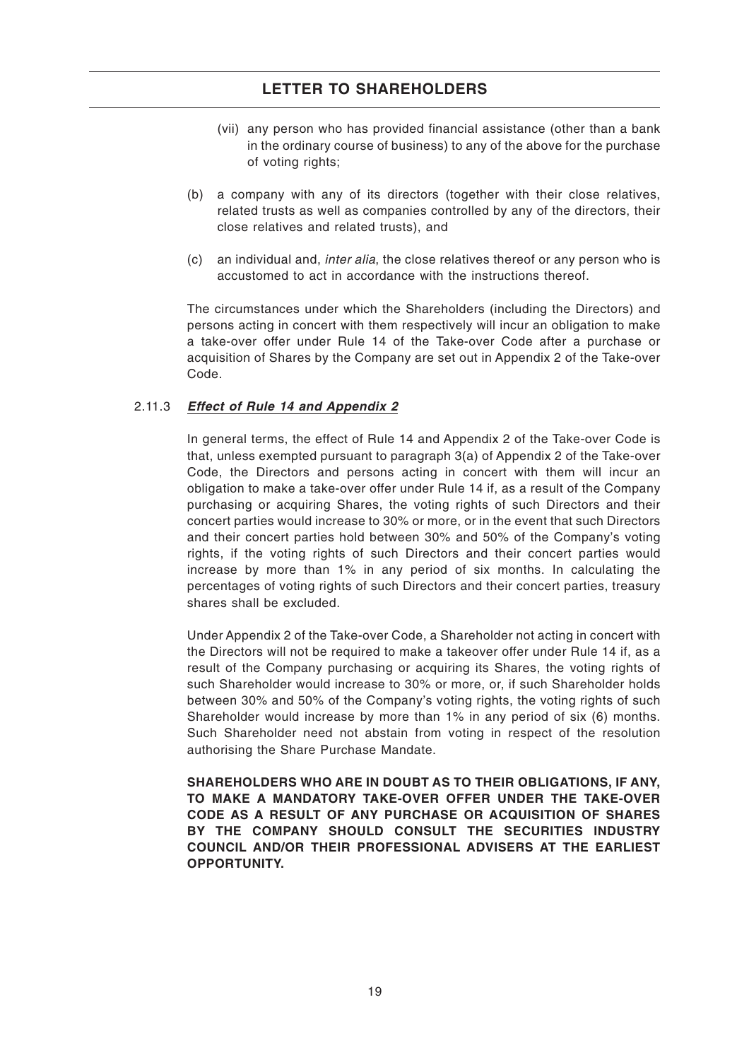(vii) any person who has provided financial assistance (other than a bank in the ordinary course of business) to any of the above for the purchase of voting rights;

(b) a company with any of its directors (together with their close relatives, related trusts as well as companies controlled by any of the directors, their close relatives and related trusts), and

(c) an individual and, *inter alia*, the close relatives thereof or any person who is accustomed to act in accordance with the instructions thereof.

The circumstances under which the Shareholders (including the Directors) and persons acting in concert with them respectively will incur an obligation to make a take-over offer under Rule 14 of the Take-over Code after a purchase or acquisition of Shares by the Company are set out in Appendix 2 of the Take-over Code.

### 2.11.3 ***Effect of Rule 14 and Appendix 2***

In general terms, the effect of Rule 14 and Appendix 2 of the Take-over Code is that, unless exempted pursuant to paragraph 3(a) of Appendix 2 of the Take-over Code, the Directors and persons acting in concert with them will incur an obligation to make a take-over offer under Rule 14 if, as a result of the Company purchasing or acquiring Shares, the voting rights of such Directors and their concert parties would increase to 30% or more, or in the event that such Directors and their concert parties hold between 30% and 50% of the Company's voting rights, if the voting rights of such Directors and their concert parties would increase by more than 1% in any period of six months. In calculating the percentages of voting rights of such Directors and their concert parties, treasury shares shall be excluded.

Under Appendix 2 of the Take-over Code, a Shareholder not acting in concert with the Directors will not be required to make a takeover offer under Rule 14 if, as a result of the Company purchasing or acquiring its Shares, the voting rights of such Shareholder would increase to 30% or more, or, if such Shareholder holds between 30% and 50% of the Company's voting rights, the voting rights of such Shareholder would increase by more than 1% in any period of six (6) months. Such Shareholder need not abstain from voting in respect of the resolution authorising the Share Purchase Mandate.

**SHAREHOLDERS WHO ARE IN DOUBT AS TO THEIR OBLIGATIONS, IF ANY, TO MAKE A MANDATORY TAKE-OVER OFFER UNDER THE TAKE-OVER CODE AS A RESULT OF ANY PURCHASE OR ACQUISITION OF SHARES BY THE COMPANY SHOULD CONSULT THE SECURITIES INDUSTRY COUNCIL AND/OR THEIR PROFESSIONAL ADVISERS AT THE EARLIEST OPPORTUNITY.**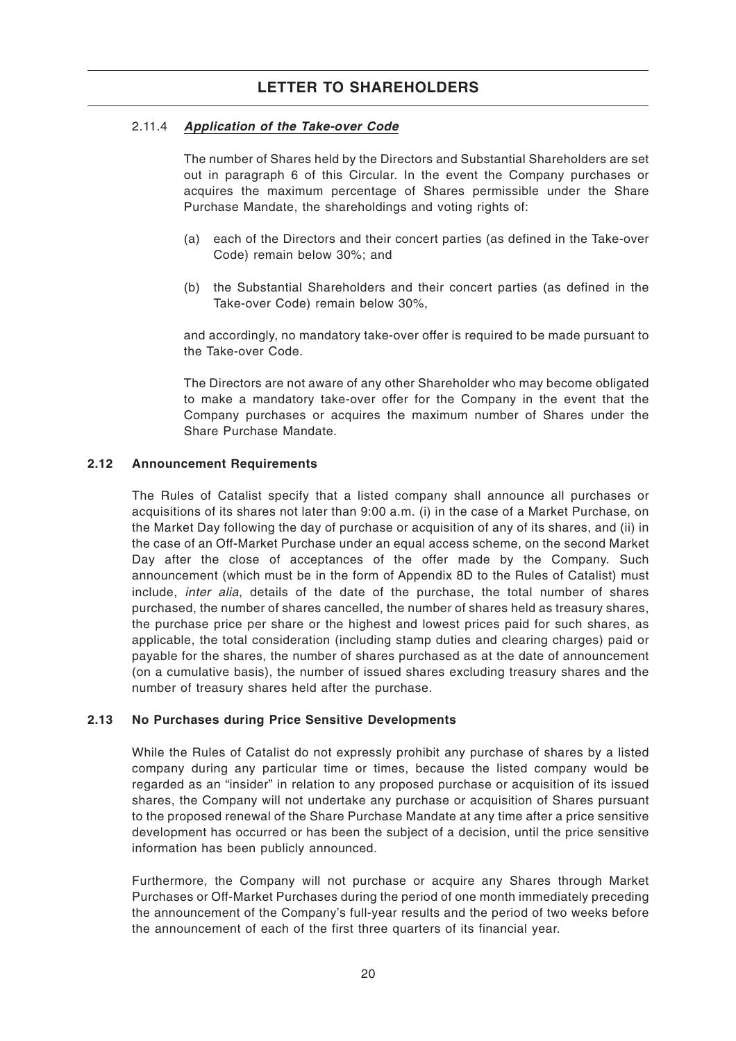#### 2.11.4 ***Application of the Take-over Code***

The number of Shares held by the Directors and Substantial Shareholders are set out in paragraph 6 of this Circular. In the event the Company purchases or acquires the maximum percentage of Shares permissible under the Share Purchase Mandate, the shareholdings and voting rights of:

(a) each of the Directors and their concert parties (as defined in the Take-over Code) remain below 30%; and

(b) the Substantial Shareholders and their concert parties (as defined in the Take-over Code) remain below 30%,

and accordingly, no mandatory take-over offer is required to be made pursuant to the Take-over Code.

The Directors are not aware of any other Shareholder who may become obligated to make a mandatory take-over offer for the Company in the event that the Company purchases or acquires the maximum number of Shares under the Share Purchase Mandate.

### 2.12 Announcement Requirements

The Rules of Catalist specify that a listed company shall announce all purchases or acquisitions of its shares not later than 9:00 a.m. (i) in the case of a Market Purchase, on the Market Day following the day of purchase or acquisition of any of its shares, and (ii) in the case of an Off-Market Purchase under an equal access scheme, on the second Market Day after the close of acceptances of the offer made by the Company. Such announcement (which must be in the form of Appendix 8D to the Rules of Catalist) must include, *inter alia*, details of the date of the purchase, the total number of shares purchased, the number of shares cancelled, the number of shares held as treasury shares, the purchase price per share or the highest and lowest prices paid for such shares, as applicable, the total consideration (including stamp duties and clearing charges) paid or payable for the shares, the number of shares purchased as at the date of announcement (on a cumulative basis), the number of issued shares excluding treasury shares and the number of treasury shares held after the purchase.

### 2.13 No Purchases during Price Sensitive Developments

While the Rules of Catalist do not expressly prohibit any purchase of shares by a listed company during any particular time or times, because the listed company would be regarded as an "insider" in relation to any proposed purchase or acquisition of its issued shares, the Company will not undertake any purchase or acquisition of Shares pursuant to the proposed renewal of the Share Purchase Mandate at any time after a price sensitive development has occurred or has been the subject of a decision, until the price sensitive information has been publicly announced.

Furthermore, the Company will not purchase or acquire any Shares through Market Purchases or Off-Market Purchases during the period of one month immediately preceding the announcement of the Company's full-year results and the period of two weeks before the announcement of each of the first three quarters of its financial year.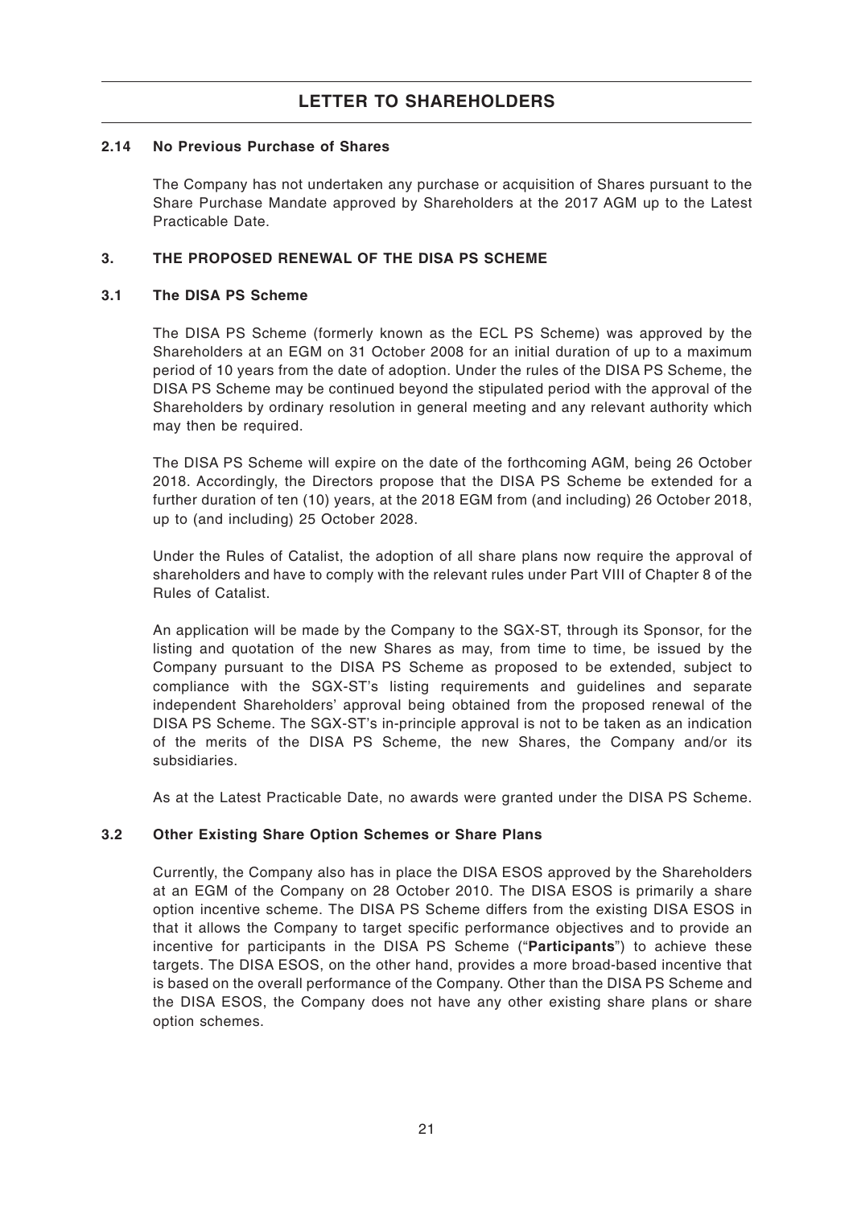## LETTER TO SHAREHOLDERS

### 2.14 No Previous Purchase of Shares

The Company has not undertaken any purchase or acquisition of Shares pursuant to the Share Purchase Mandate approved by Shareholders at the 2017 AGM up to the Latest Practicable Date.

### 3. THE PROPOSED RENEWAL OF THE DISA PS SCHEME

### 3.1 The DISA PS Scheme

The DISA PS Scheme (formerly known as the ECL PS Scheme) was approved by the Shareholders at an EGM on 31 October 2008 for an initial duration of up to a maximum period of 10 years from the date of adoption. Under the rules of the DISA PS Scheme, the DISA PS Scheme may be continued beyond the stipulated period with the approval of the Shareholders by ordinary resolution in general meeting and any relevant authority which may then be required.

The DISA PS Scheme will expire on the date of the forthcoming AGM, being 26 October 2018. Accordingly, the Directors propose that the DISA PS Scheme be extended for a further duration of ten (10) years, at the 2018 EGM from (and including) 26 October 2018, up to (and including) 25 October 2028.

Under the Rules of Catalist, the adoption of all share plans now require the approval of shareholders and have to comply with the relevant rules under Part VIII of Chapter 8 of the Rules of Catalist.

An application will be made by the Company to the SGX-ST, through its Sponsor, for the listing and quotation of the new Shares as may, from time to time, be issued by the Company pursuant to the DISA PS Scheme as proposed to be extended, subject to compliance with the SGX-ST's listing requirements and guidelines and separate independent Shareholders' approval being obtained from the proposed renewal of the DISA PS Scheme. The SGX-ST's in-principle approval is not to be taken as an indication of the merits of the DISA PS Scheme, the new Shares, the Company and/or its subsidiaries.

As at the Latest Practicable Date, no awards were granted under the DISA PS Scheme.

### 3.2 Other Existing Share Option Schemes or Share Plans

Currently, the Company also has in place the DISA ESOS approved by the Shareholders at an EGM of the Company on 28 October 2010. The DISA ESOS is primarily a share option incentive scheme. The DISA PS Scheme differs from the existing DISA ESOS in that it allows the Company to target specific performance objectives and to provide an incentive for participants in the DISA PS Scheme ("**Participants**") to achieve these targets. The DISA ESOS, on the other hand, provides a more broad-based incentive that is based on the overall performance of the Company. Other than the DISA PS Scheme and the DISA ESOS, the Company does not have any other existing share plans or share option schemes.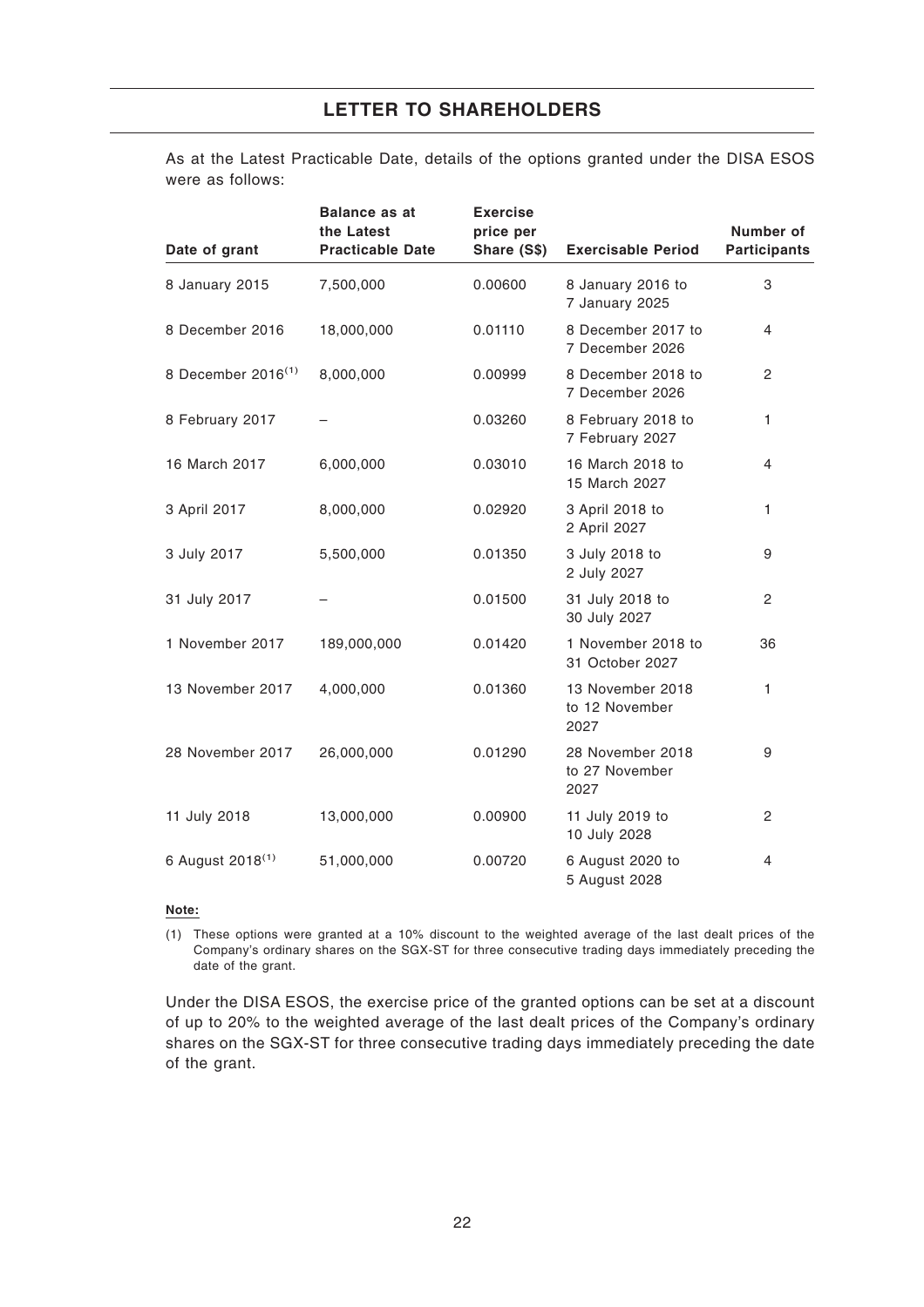## LETTER TO SHAREHOLDERS

As at the Latest Practicable Date, details of the options granted under the DISA ESOS were as follows:

| Date of grant | Balance as at the Latest Practicable Date | Exercise price per Share (S$) | Exercisable Period | Number of Participants |
|---|---|---|---|---|
| 8 January 2015 | 7,500,000 | 0.00600 | 8 January 2016 to 7 January 2025 | 3 |
| 8 December 2016 | 18,000,000 | 0.01110 | 8 December 2017 to 7 December 2026 | 4 |
| 8 December 2016[(1)] | 8,000,000 | 0.00999 | 8 December 2018 to 7 December 2026 | 2 |
| 8 February 2017 | – | 0.03260 | 8 February 2018 to 7 February 2027 | 1 |
| 16 March 2017 | 6,000,000 | 0.03010 | 16 March 2018 to 15 March 2027 | 4 |
| 3 April 2017 | 8,000,000 | 0.02920 | 3 April 2018 to 2 April 2027 | 1 |
| 3 July 2017 | 5,500,000 | 0.01350 | 3 July 2018 to 2 July 2027 | 9 |
| 31 July 2017 | – | 0.01500 | 31 July 2018 to 30 July 2027 | 2 |
| 1 November 2017 | 189,000,000 | 0.01420 | 1 November 2018 to 31 October 2027 | 36 |
| 13 November 2017 | 4,000,000 | 0.01360 | 13 November 2018 to 12 November 2027 | 1 |
| 28 November 2017 | 26,000,000 | 0.01290 | 28 November 2018 to 27 November 2027 | 9 |
| 11 July 2018 | 13,000,000 | 0.00900 | 11 July 2019 to 10 July 2028 | 2 |
| 6 August 2018[(1)] | 51,000,000 | 0.00720 | 6 August 2020 to 5 August 2028 | 4 |

**Note:**

(1) These options were granted at a 10% discount to the weighted average of the last dealt prices of the Company's ordinary shares on the SGX-ST for three consecutive trading days immediately preceding the date of the grant.

Under the DISA ESOS, the exercise price of the granted options can be set at a discount of up to 20% to the weighted average of the last dealt prices of the Company's ordinary shares on the SGX-ST for three consecutive trading days immediately preceding the date of the grant.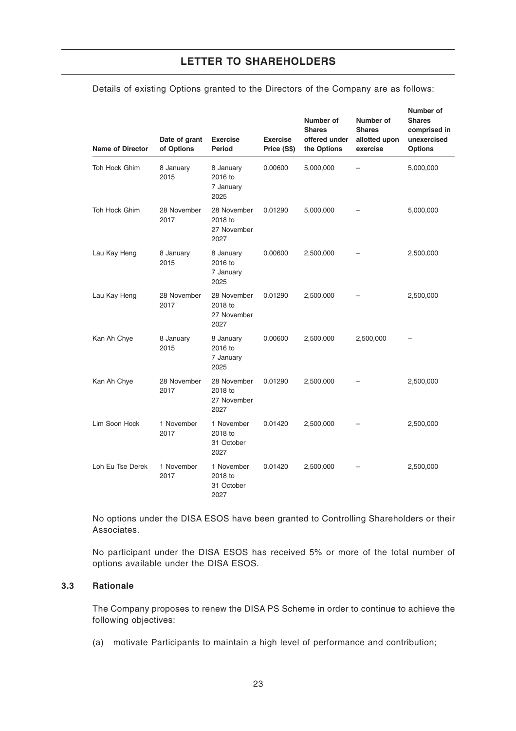Details of existing Options granted to the Directors of the Company are as follows:

| Name of Director | Date of grant of Options | Exercise Period | Exercise Price (S$) | Number of Shares offered under the Options | Number of Shares allotted upon exercise | Number of Shares comprised in unexercised Options |
|---|---|---|---|---|---|---|
| Toh Hock Ghim | 8 January 2015 | 8 January 2016 to 7 January 2025 | 0.00600 | 5,000,000 | – | 5,000,000 |
| Toh Hock Ghim | 28 November 2017 | 28 November 2018 to 27 November 2027 | 0.01290 | 5,000,000 | – | 5,000,000 |
| Lau Kay Heng | 8 January 2015 | 8 January 2016 to 7 January 2025 | 0.00600 | 2,500,000 | – | 2,500,000 |
| Lau Kay Heng | 28 November 2017 | 28 November 2018 to 27 November 2027 | 0.01290 | 2,500,000 | – | 2,500,000 |
| Kan Ah Chye | 8 January 2015 | 8 January 2016 to 7 January 2025 | 0.00600 | 2,500,000 | 2,500,000 | – |
| Kan Ah Chye | 28 November 2017 | 28 November 2018 to 27 November 2027 | 0.01290 | 2,500,000 | – | 2,500,000 |
| Lim Soon Hock | 1 November 2017 | 1 November 2018 to 31 October 2027 | 0.01420 | 2,500,000 | – | 2,500,000 |
| Loh Eu Tse Derek | 1 November 2017 | 1 November 2018 to 31 October 2027 | 0.01420 | 2,500,000 | – | 2,500,000 |

No options under the DISA ESOS have been granted to Controlling Shareholders or their Associates.

No participant under the DISA ESOS has received 5% or more of the total number of options available under the DISA ESOS.

### 3.3 Rationale

The Company proposes to renew the DISA PS Scheme in order to continue to achieve the following objectives:

(a) motivate Participants to maintain a high level of performance and contribution;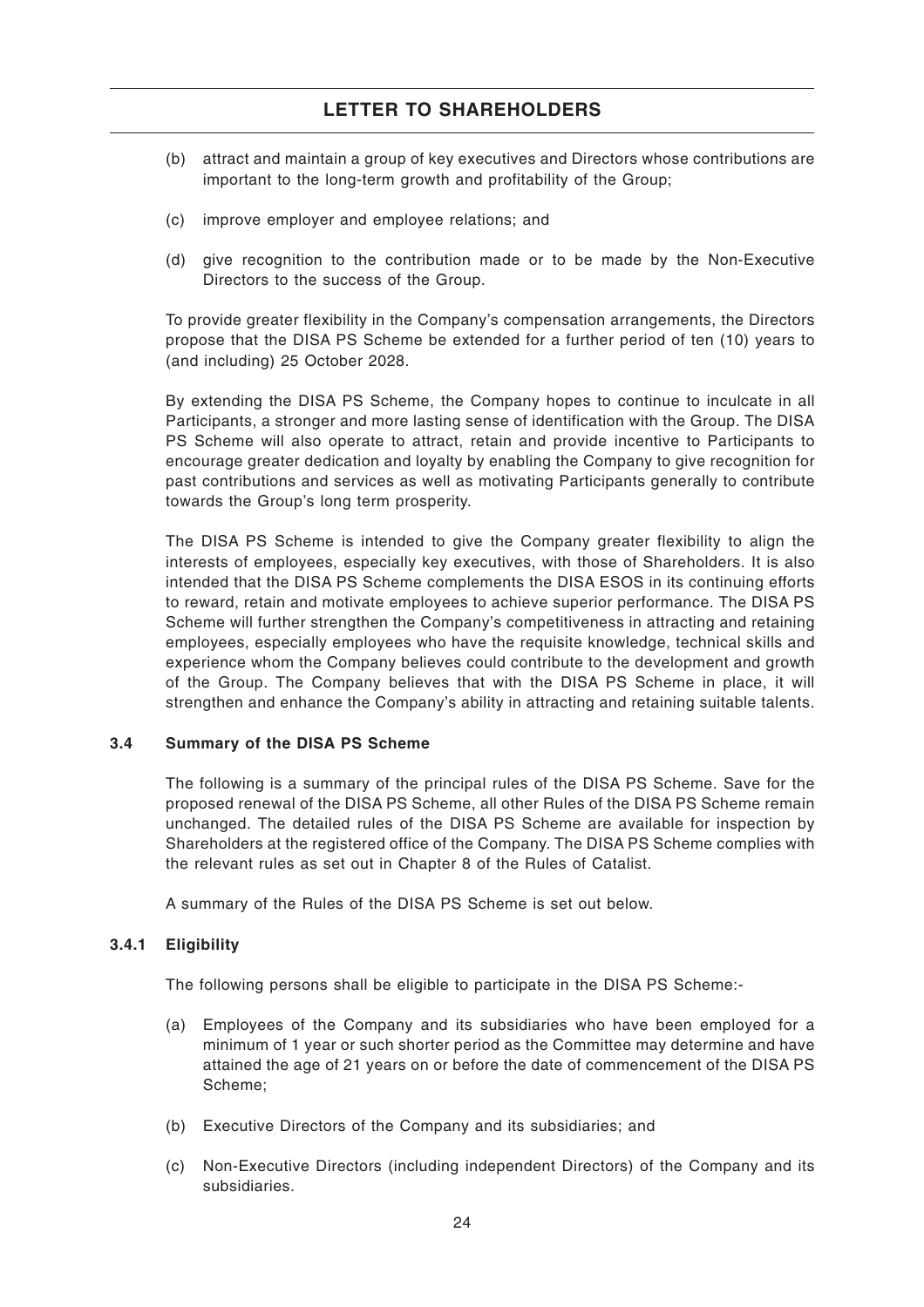(b) attract and maintain a group of key executives and Directors whose contributions are important to the long-term growth and profitability of the Group;

(c) improve employer and employee relations; and

(d) give recognition to the contribution made or to be made by the Non-Executive Directors to the success of the Group.

To provide greater flexibility in the Company's compensation arrangements, the Directors propose that the DISA PS Scheme be extended for a further period of ten (10) years to (and including) 25 October 2028.

By extending the DISA PS Scheme, the Company hopes to continue to inculcate in all Participants, a stronger and more lasting sense of identification with the Group. The DISA PS Scheme will also operate to attract, retain and provide incentive to Participants to encourage greater dedication and loyalty by enabling the Company to give recognition for past contributions and services as well as motivating Participants generally to contribute towards the Group's long term prosperity.

The DISA PS Scheme is intended to give the Company greater flexibility to align the interests of employees, especially key executives, with those of Shareholders. It is also intended that the DISA PS Scheme complements the DISA ESOS in its continuing efforts to reward, retain and motivate employees to achieve superior performance. The DISA PS Scheme will further strengthen the Company's competitiveness in attracting and retaining employees, especially employees who have the requisite knowledge, technical skills and experience whom the Company believes could contribute to the development and growth of the Group. The Company believes that with the DISA PS Scheme in place, it will strengthen and enhance the Company's ability in attracting and retaining suitable talents.

### 3.4 Summary of the DISA PS Scheme

The following is a summary of the principal rules of the DISA PS Scheme. Save for the proposed renewal of the DISA PS Scheme, all other Rules of the DISA PS Scheme remain unchanged. The detailed rules of the DISA PS Scheme are available for inspection by Shareholders at the registered office of the Company. The DISA PS Scheme complies with the relevant rules as set out in Chapter 8 of the Rules of Catalist.

A summary of the Rules of the DISA PS Scheme is set out below.

#### 3.4.1 Eligibility

The following persons shall be eligible to participate in the DISA PS Scheme:-

(a) Employees of the Company and its subsidiaries who have been employed for a minimum of 1 year or such shorter period as the Committee may determine and have attained the age of 21 years on or before the date of commencement of the DISA PS Scheme;

(b) Executive Directors of the Company and its subsidiaries; and

(c) Non-Executive Directors (including independent Directors) of the Company and its subsidiaries.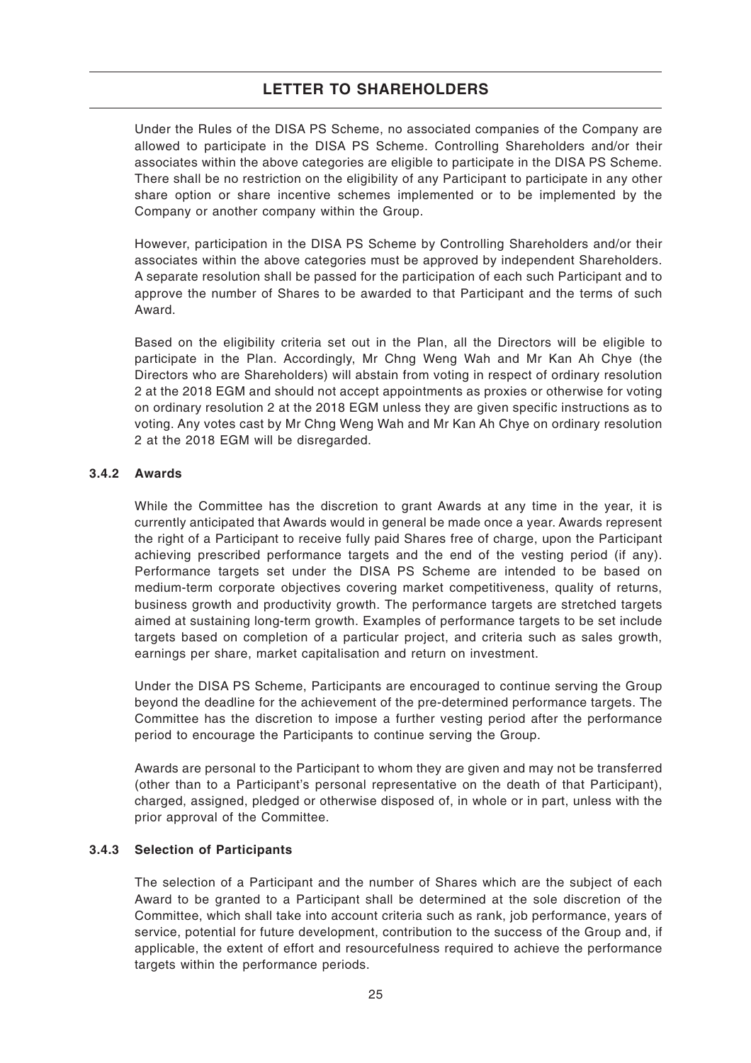Under the Rules of the DISA PS Scheme, no associated companies of the Company are allowed to participate in the DISA PS Scheme. Controlling Shareholders and/or their associates within the above categories are eligible to participate in the DISA PS Scheme. There shall be no restriction on the eligibility of any Participant to participate in any other share option or share incentive schemes implemented or to be implemented by the Company or another company within the Group.

However, participation in the DISA PS Scheme by Controlling Shareholders and/or their associates within the above categories must be approved by independent Shareholders. A separate resolution shall be passed for the participation of each such Participant and to approve the number of Shares to be awarded to that Participant and the terms of such Award.

Based on the eligibility criteria set out in the Plan, all the Directors will be eligible to participate in the Plan. Accordingly, Mr Chng Weng Wah and Mr Kan Ah Chye (the Directors who are Shareholders) will abstain from voting in respect of ordinary resolution 2 at the 2018 EGM and should not accept appointments as proxies or otherwise for voting on ordinary resolution 2 at the 2018 EGM unless they are given specific instructions as to voting. Any votes cast by Mr Chng Weng Wah and Mr Kan Ah Chye on ordinary resolution 2 at the 2018 EGM will be disregarded.

#### 3.4.2 Awards

While the Committee has the discretion to grant Awards at any time in the year, it is currently anticipated that Awards would in general be made once a year. Awards represent the right of a Participant to receive fully paid Shares free of charge, upon the Participant achieving prescribed performance targets and the end of the vesting period (if any). Performance targets set under the DISA PS Scheme are intended to be based on medium-term corporate objectives covering market competitiveness, quality of returns, business growth and productivity growth. The performance targets are stretched targets aimed at sustaining long-term growth. Examples of performance targets to be set include targets based on completion of a particular project, and criteria such as sales growth, earnings per share, market capitalisation and return on investment.

Under the DISA PS Scheme, Participants are encouraged to continue serving the Group beyond the deadline for the achievement of the pre-determined performance targets. The Committee has the discretion to impose a further vesting period after the performance period to encourage the Participants to continue serving the Group.

Awards are personal to the Participant to whom they are given and may not be transferred (other than to a Participant's personal representative on the death of that Participant), charged, assigned, pledged or otherwise disposed of, in whole or in part, unless with the prior approval of the Committee.

#### 3.4.3 Selection of Participants

The selection of a Participant and the number of Shares which are the subject of each Award to be granted to a Participant shall be determined at the sole discretion of the Committee, which shall take into account criteria such as rank, job performance, years of service, potential for future development, contribution to the success of the Group and, if applicable, the extent of effort and resourcefulness required to achieve the performance targets within the performance periods.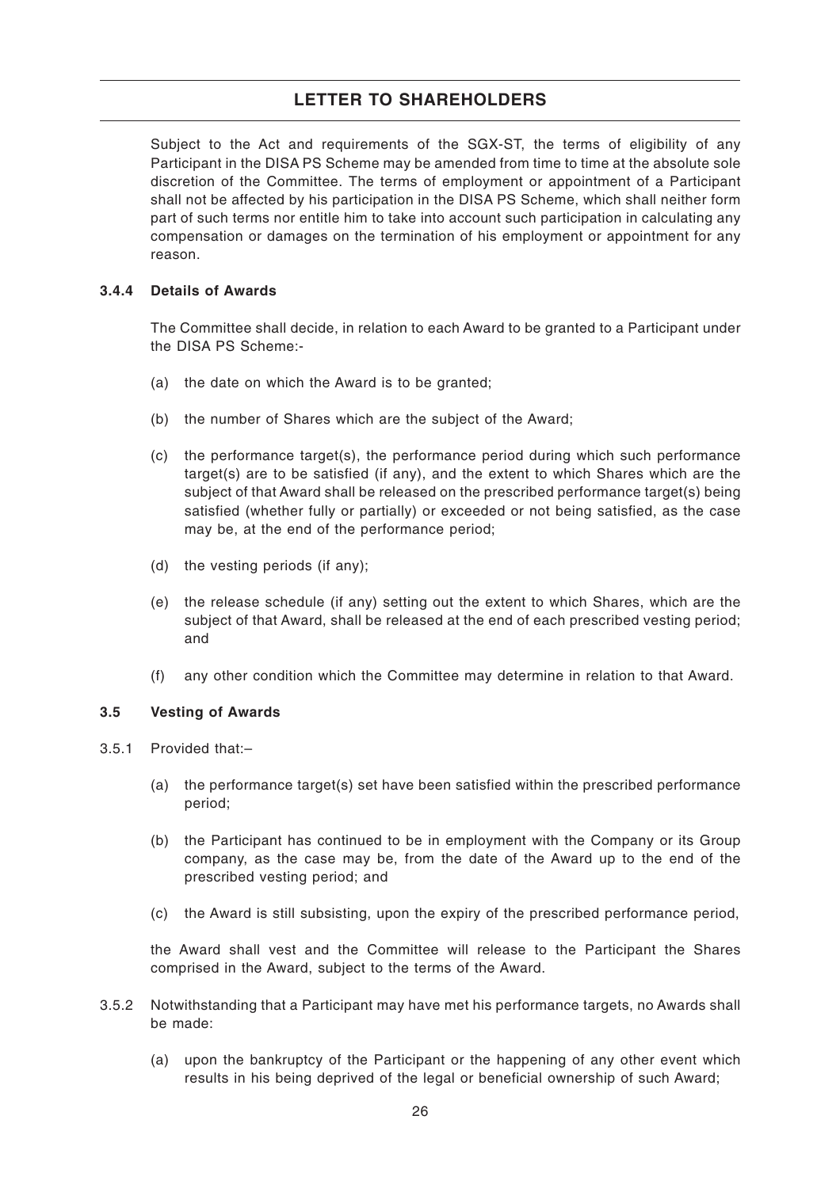Subject to the Act and requirements of the SGX-ST, the terms of eligibility of any Participant in the DISA PS Scheme may be amended from time to time at the absolute sole discretion of the Committee. The terms of employment or appointment of a Participant shall not be affected by his participation in the DISA PS Scheme, which shall neither form part of such terms nor entitle him to take into account such participation in calculating any compensation or damages on the termination of his employment or appointment for any reason.

**3.4.4 Details of Awards**

The Committee shall decide, in relation to each Award to be granted to a Participant under the DISA PS Scheme:-

(a) the date on which the Award is to be granted;

(b) the number of Shares which are the subject of the Award;

(c) the performance target(s), the performance period during which such performance target(s) are to be satisfied (if any), and the extent to which Shares which are the subject of that Award shall be released on the prescribed performance target(s) being satisfied (whether fully or partially) or exceeded or not being satisfied, as the case may be, at the end of the performance period;

(d) the vesting periods (if any);

(e) the release schedule (if any) setting out the extent to which Shares, which are the subject of that Award, shall be released at the end of each prescribed vesting period; and

(f) any other condition which the Committee may determine in relation to that Award.

**3.5 Vesting of Awards**

3.5.1 Provided that:–

(a) the performance target(s) set have been satisfied within the prescribed performance period;

(b) the Participant has continued to be in employment with the Company or its Group company, as the case may be, from the date of the Award up to the end of the prescribed vesting period; and

(c) the Award is still subsisting, upon the expiry of the prescribed performance period,

the Award shall vest and the Committee will release to the Participant the Shares comprised in the Award, subject to the terms of the Award.

3.5.2 Notwithstanding that a Participant may have met his performance targets, no Awards shall be made:

(a) upon the bankruptcy of the Participant or the happening of any other event which results in his being deprived of the legal or beneficial ownership of such Award;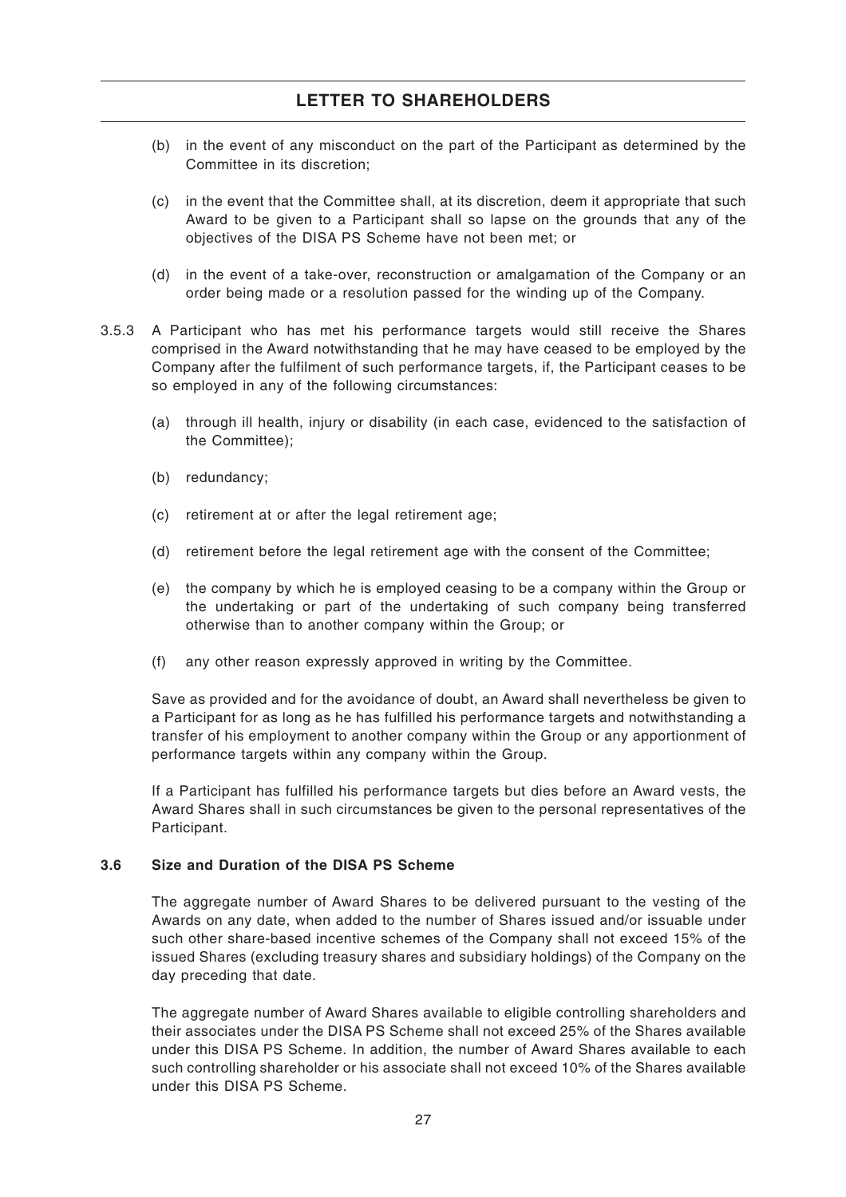(b) in the event of any misconduct on the part of the Participant as determined by the Committee in its discretion;

(c) in the event that the Committee shall, at its discretion, deem it appropriate that such Award to be given to a Participant shall so lapse on the grounds that any of the objectives of the DISA PS Scheme have not been met; or

(d) in the event of a take-over, reconstruction or amalgamation of the Company or an order being made or a resolution passed for the winding up of the Company.

3.5.3 A Participant who has met his performance targets would still receive the Shares comprised in the Award notwithstanding that he may have ceased to be employed by the Company after the fulfilment of such performance targets, if, the Participant ceases to be so employed in any of the following circumstances:

(a) through ill health, injury or disability (in each case, evidenced to the satisfaction of the Committee);

(b) redundancy;

(c) retirement at or after the legal retirement age;

(d) retirement before the legal retirement age with the consent of the Committee;

(e) the company by which he is employed ceasing to be a company within the Group or the undertaking or part of the undertaking of such company being transferred otherwise than to another company within the Group; or

(f) any other reason expressly approved in writing by the Committee.

Save as provided and for the avoidance of doubt, an Award shall nevertheless be given to a Participant for as long as he has fulfilled his performance targets and notwithstanding a transfer of his employment to another company within the Group or any apportionment of performance targets within any company within the Group.

If a Participant has fulfilled his performance targets but dies before an Award vests, the Award Shares shall in such circumstances be given to the personal representatives of the Participant.

**3.6 Size and Duration of the DISA PS Scheme**

The aggregate number of Award Shares to be delivered pursuant to the vesting of the Awards on any date, when added to the number of Shares issued and/or issuable under such other share-based incentive schemes of the Company shall not exceed 15% of the issued Shares (excluding treasury shares and subsidiary holdings) of the Company on the day preceding that date.

The aggregate number of Award Shares available to eligible controlling shareholders and their associates under the DISA PS Scheme shall not exceed 25% of the Shares available under this DISA PS Scheme. In addition, the number of Award Shares available to each such controlling shareholder or his associate shall not exceed 10% of the Shares available under this DISA PS Scheme.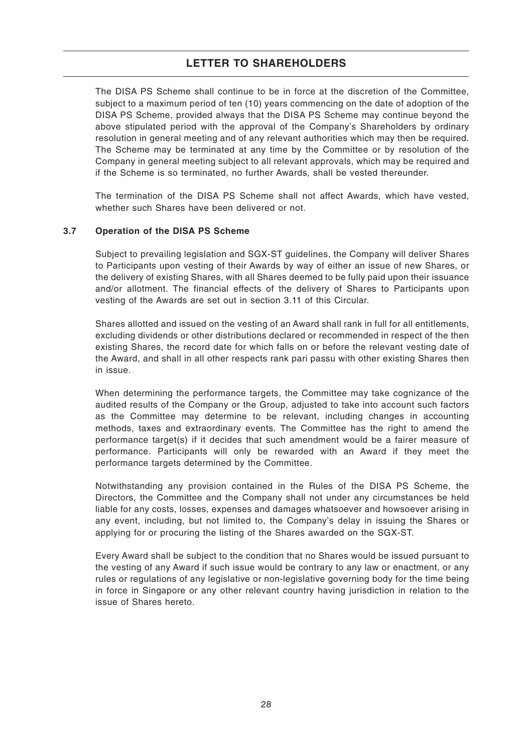The DISA PS Scheme shall continue to be in force at the discretion of the Committee, subject to a maximum period of ten (10) years commencing on the date of adoption of the DISA PS Scheme, provided always that the DISA PS Scheme may continue beyond the above stipulated period with the approval of the Company's Shareholders by ordinary resolution in general meeting and of any relevant authorities which may then be required. The Scheme may be terminated at any time by the Committee or by resolution of the Company in general meeting subject to all relevant approvals, which may be required and if the Scheme is so terminated, no further Awards, shall be vested thereunder.

The termination of the DISA PS Scheme shall not affect Awards, which have vested, whether such Shares have been delivered or not.

### 3.7 Operation of the DISA PS Scheme

Subject to prevailing legislation and SGX-ST guidelines, the Company will deliver Shares to Participants upon vesting of their Awards by way of either an issue of new Shares, or the delivery of existing Shares, with all Shares deemed to be fully paid upon their issuance and/or allotment. The financial effects of the delivery of Shares to Participants upon vesting of the Awards are set out in section 3.11 of this Circular.

Shares allotted and issued on the vesting of an Award shall rank in full for all entitlements, excluding dividends or other distributions declared or recommended in respect of the then existing Shares, the record date for which falls on or before the relevant vesting date of the Award, and shall in all other respects rank pari passu with other existing Shares then in issue.

When determining the performance targets, the Committee may take cognizance of the audited results of the Company or the Group, adjusted to take into account such factors as the Committee may determine to be relevant, including changes in accounting methods, taxes and extraordinary events. The Committee has the right to amend the performance target(s) if it decides that such amendment would be a fairer measure of performance. Participants will only be rewarded with an Award if they meet the performance targets determined by the Committee.

Notwithstanding any provision contained in the Rules of the DISA PS Scheme, the Directors, the Committee and the Company shall not under any circumstances be held liable for any costs, losses, expenses and damages whatsoever and howsoever arising in any event, including, but not limited to, the Company's delay in issuing the Shares or applying for or procuring the listing of the Shares awarded on the SGX-ST.

Every Award shall be subject to the condition that no Shares would be issued pursuant to the vesting of any Award if such issue would be contrary to any law or enactment, or any rules or regulations of any legislative or non-legislative governing body for the time being in force in Singapore or any other relevant country having jurisdiction in relation to the issue of Shares hereto.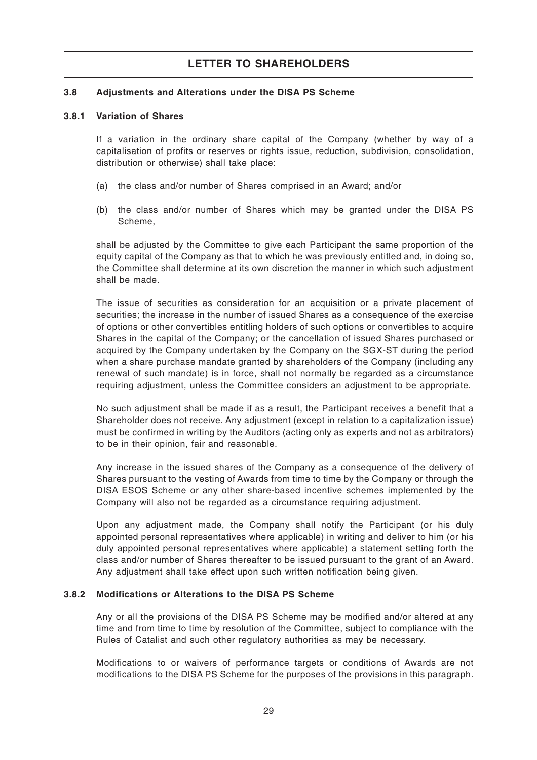# LETTER TO SHAREHOLDERS

### 3.8 Adjustments and Alterations under the DISA PS Scheme

#### 3.8.1 Variation of Shares

If a variation in the ordinary share capital of the Company (whether by way of a capitalisation of profits or reserves or rights issue, reduction, subdivision, consolidation, distribution or otherwise) shall take place:

(a) the class and/or number of Shares comprised in an Award; and/or

(b) the class and/or number of Shares which may be granted under the DISA PS Scheme,

shall be adjusted by the Committee to give each Participant the same proportion of the equity capital of the Company as that to which he was previously entitled and, in doing so, the Committee shall determine at its own discretion the manner in which such adjustment shall be made.

The issue of securities as consideration for an acquisition or a private placement of securities; the increase in the number of issued Shares as a consequence of the exercise of options or other convertibles entitling holders of such options or convertibles to acquire Shares in the capital of the Company; or the cancellation of issued Shares purchased or acquired by the Company undertaken by the Company on the SGX-ST during the period when a share purchase mandate granted by shareholders of the Company (including any renewal of such mandate) is in force, shall not normally be regarded as a circumstance requiring adjustment, unless the Committee considers an adjustment to be appropriate.

No such adjustment shall be made if as a result, the Participant receives a benefit that a Shareholder does not receive. Any adjustment (except in relation to a capitalization issue) must be confirmed in writing by the Auditors (acting only as experts and not as arbitrators) to be in their opinion, fair and reasonable.

Any increase in the issued shares of the Company as a consequence of the delivery of Shares pursuant to the vesting of Awards from time to time by the Company or through the DISA ESOS Scheme or any other share-based incentive schemes implemented by the Company will also not be regarded as a circumstance requiring adjustment.

Upon any adjustment made, the Company shall notify the Participant (or his duly appointed personal representatives where applicable) in writing and deliver to him (or his duly appointed personal representatives where applicable) a statement setting forth the class and/or number of Shares thereafter to be issued pursuant to the grant of an Award. Any adjustment shall take effect upon such written notification being given.

#### 3.8.2 Modifications or Alterations to the DISA PS Scheme

Any or all the provisions of the DISA PS Scheme may be modified and/or altered at any time and from time to time by resolution of the Committee, subject to compliance with the Rules of Catalist and such other regulatory authorities as may be necessary.

Modifications to or waivers of performance targets or conditions of Awards are not modifications to the DISA PS Scheme for the purposes of the provisions in this paragraph.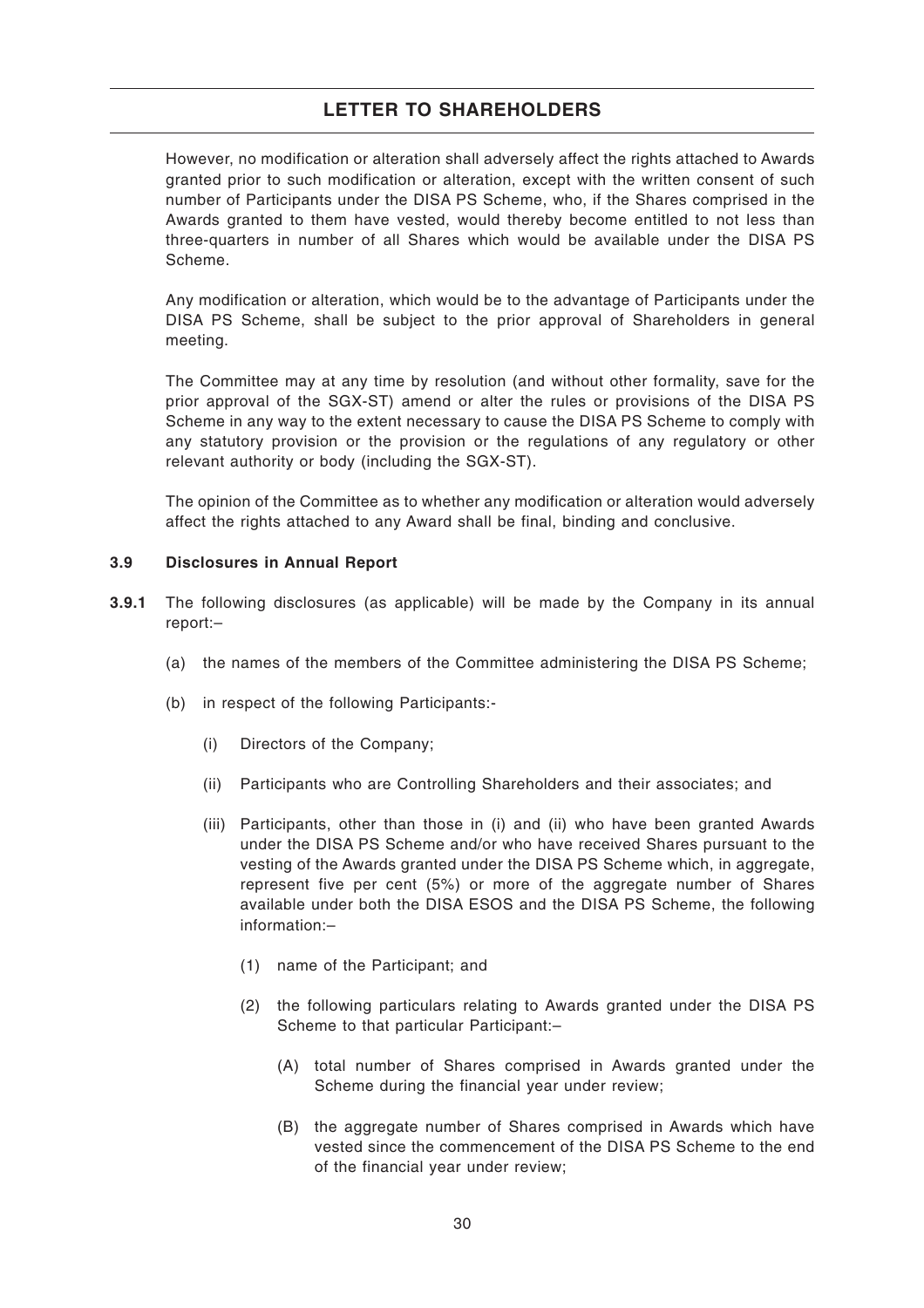However, no modification or alteration shall adversely affect the rights attached to Awards granted prior to such modification or alteration, except with the written consent of such number of Participants under the DISA PS Scheme, who, if the Shares comprised in the Awards granted to them have vested, would thereby become entitled to not less than three-quarters in number of all Shares which would be available under the DISA PS Scheme.

Any modification or alteration, which would be to the advantage of Participants under the DISA PS Scheme, shall be subject to the prior approval of Shareholders in general meeting.

The Committee may at any time by resolution (and without other formality, save for the prior approval of the SGX-ST) amend or alter the rules or provisions of the DISA PS Scheme in any way to the extent necessary to cause the DISA PS Scheme to comply with any statutory provision or the provision or the regulations of any regulatory or other relevant authority or body (including the SGX-ST).

The opinion of the Committee as to whether any modification or alteration would adversely affect the rights attached to any Award shall be final, binding and conclusive.

**3.9 Disclosures in Annual Report**

**3.9.1** The following disclosures (as applicable) will be made by the Company in its annual report:–

(a) the names of the members of the Committee administering the DISA PS Scheme;

(b) in respect of the following Participants:-

(i) Directors of the Company;

(ii) Participants who are Controlling Shareholders and their associates; and

(iii) Participants, other than those in (i) and (ii) who have been granted Awards under the DISA PS Scheme and/or who have received Shares pursuant to the vesting of the Awards granted under the DISA PS Scheme which, in aggregate, represent five per cent (5%) or more of the aggregate number of Shares available under both the DISA ESOS and the DISA PS Scheme, the following information:–

(1) name of the Participant; and

(2) the following particulars relating to Awards granted under the DISA PS Scheme to that particular Participant:–

(A) total number of Shares comprised in Awards granted under the Scheme during the financial year under review;

(B) the aggregate number of Shares comprised in Awards which have vested since the commencement of the DISA PS Scheme to the end of the financial year under review;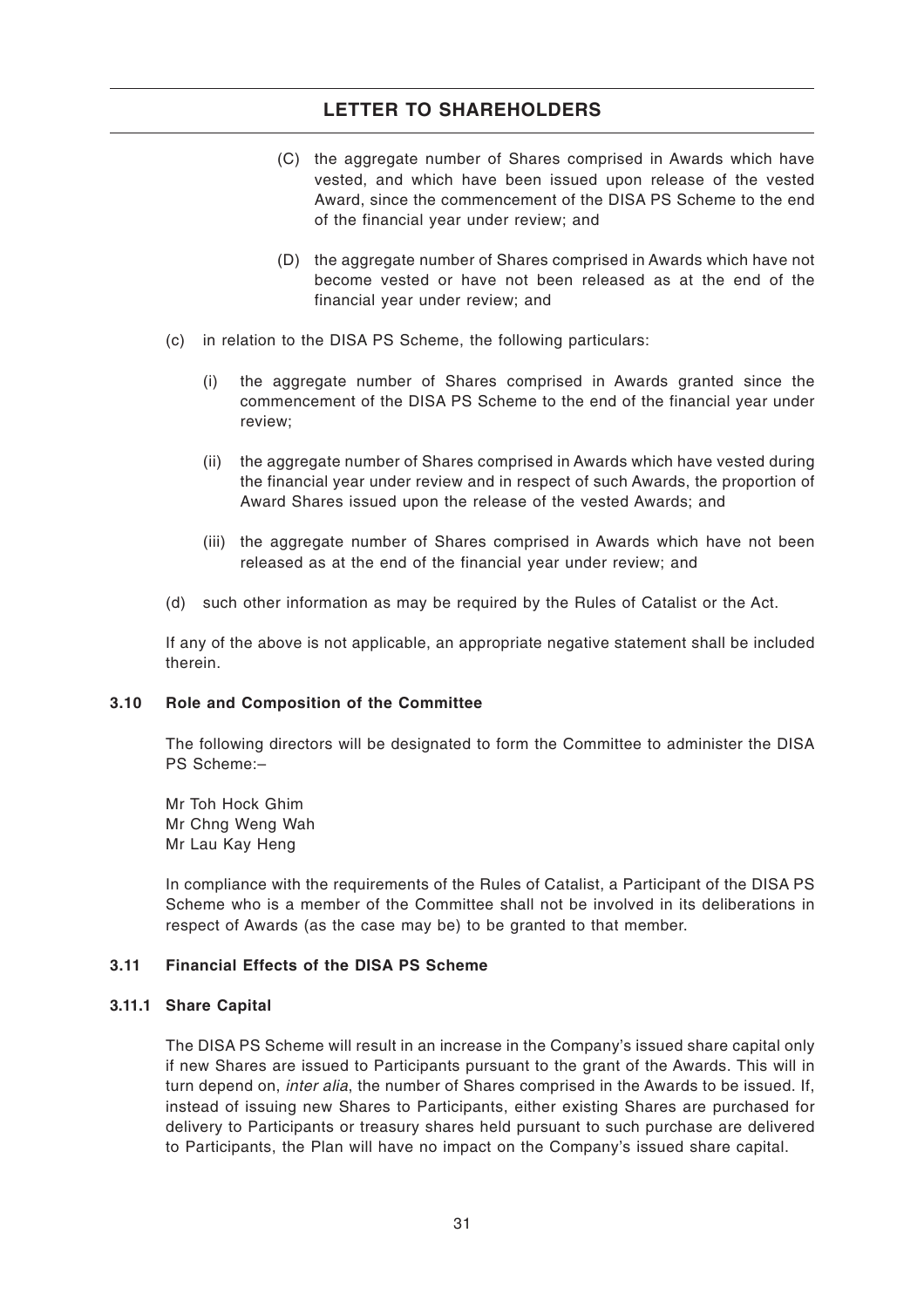(C) the aggregate number of Shares comprised in Awards which have vested, and which have been issued upon release of the vested Award, since the commencement of the DISA PS Scheme to the end of the financial year under review; and

(D) the aggregate number of Shares comprised in Awards which have not become vested or have not been released as at the end of the financial year under review; and

(c) in relation to the DISA PS Scheme, the following particulars:

(i) the aggregate number of Shares comprised in Awards granted since the commencement of the DISA PS Scheme to the end of the financial year under review;

(ii) the aggregate number of Shares comprised in Awards which have vested during the financial year under review and in respect of such Awards, the proportion of Award Shares issued upon the release of the vested Awards; and

(iii) the aggregate number of Shares comprised in Awards which have not been released as at the end of the financial year under review; and

(d) such other information as may be required by the Rules of Catalist or the Act.

If any of the above is not applicable, an appropriate negative statement shall be included therein.

### 3.10 Role and Composition of the Committee

The following directors will be designated to form the Committee to administer the DISA PS Scheme:–

Mr Toh Hock Ghim
Mr Chng Weng Wah
Mr Lau Kay Heng

In compliance with the requirements of the Rules of Catalist, a Participant of the DISA PS Scheme who is a member of the Committee shall not be involved in its deliberations in respect of Awards (as the case may be) to be granted to that member.

### 3.11 Financial Effects of the DISA PS Scheme

#### 3.11.1 Share Capital

The DISA PS Scheme will result in an increase in the Company's issued share capital only if new Shares are issued to Participants pursuant to the grant of the Awards. This will in turn depend on, *inter alia*, the number of Shares comprised in the Awards to be issued. If, instead of issuing new Shares to Participants, either existing Shares are purchased for delivery to Participants or treasury shares held pursuant to such purchase are delivered to Participants, the Plan will have no impact on the Company's issued share capital.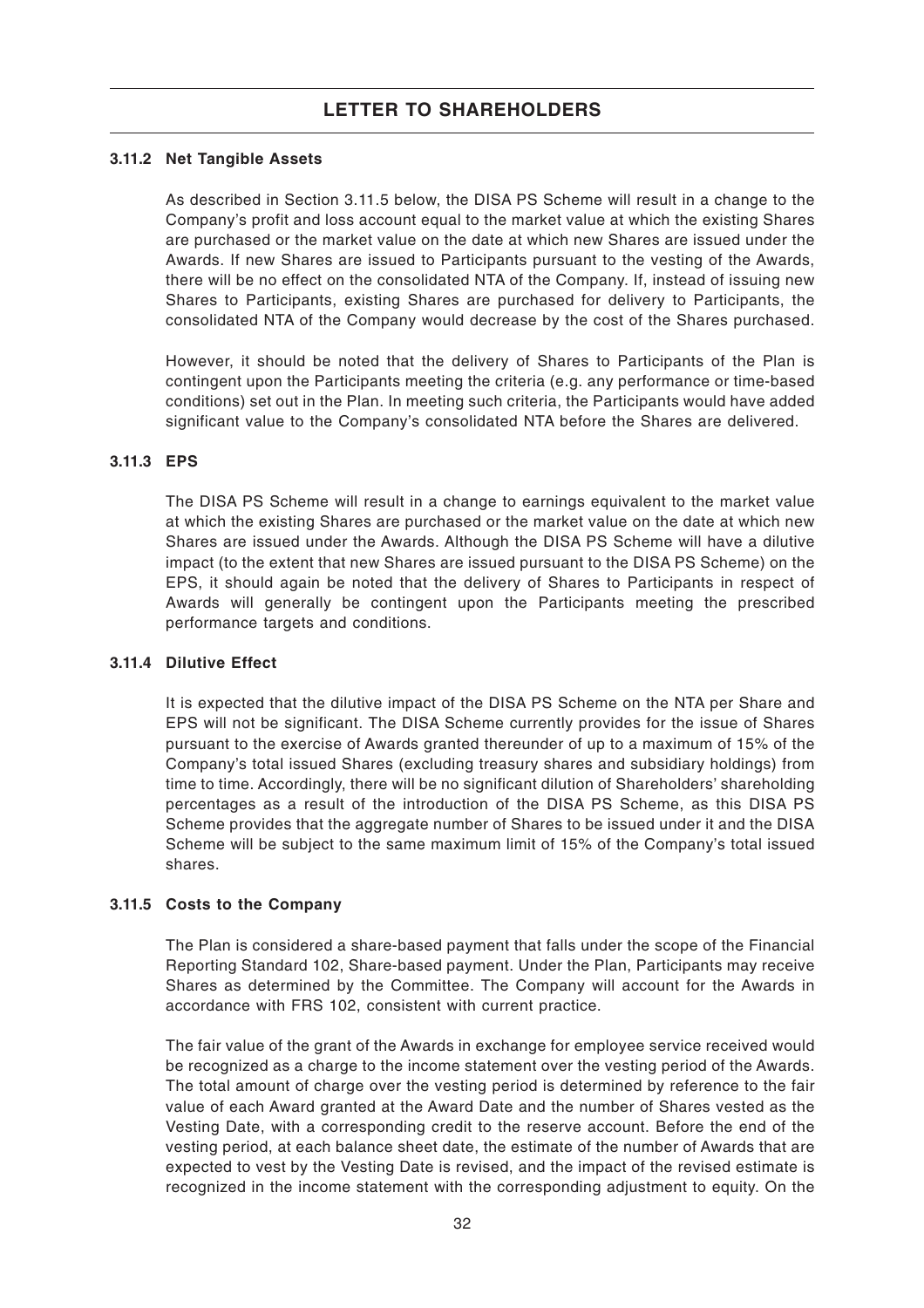#### 3.11.2 Net Tangible Assets

As described in Section 3.11.5 below, the DISA PS Scheme will result in a change to the Company's profit and loss account equal to the market value at which the existing Shares are purchased or the market value on the date at which new Shares are issued under the Awards. If new Shares are issued to Participants pursuant to the vesting of the Awards, there will be no effect on the consolidated NTA of the Company. If, instead of issuing new Shares to Participants, existing Shares are purchased for delivery to Participants, the consolidated NTA of the Company would decrease by the cost of the Shares purchased.

However, it should be noted that the delivery of Shares to Participants of the Plan is contingent upon the Participants meeting the criteria (e.g. any performance or time-based conditions) set out in the Plan. In meeting such criteria, the Participants would have added significant value to the Company's consolidated NTA before the Shares are delivered.

#### 3.11.3 EPS

The DISA PS Scheme will result in a change to earnings equivalent to the market value at which the existing Shares are purchased or the market value on the date at which new Shares are issued under the Awards. Although the DISA PS Scheme will have a dilutive impact (to the extent that new Shares are issued pursuant to the DISA PS Scheme) on the EPS, it should again be noted that the delivery of Shares to Participants in respect of Awards will generally be contingent upon the Participants meeting the prescribed performance targets and conditions.

#### 3.11.4 Dilutive Effect

It is expected that the dilutive impact of the DISA PS Scheme on the NTA per Share and EPS will not be significant. The DISA Scheme currently provides for the issue of Shares pursuant to the exercise of Awards granted thereunder of up to a maximum of 15% of the Company's total issued Shares (excluding treasury shares and subsidiary holdings) from time to time. Accordingly, there will be no significant dilution of Shareholders' shareholding percentages as a result of the introduction of the DISA PS Scheme, as this DISA PS Scheme provides that the aggregate number of Shares to be issued under it and the DISA Scheme will be subject to the same maximum limit of 15% of the Company's total issued shares.

#### 3.11.5 Costs to the Company

The Plan is considered a share-based payment that falls under the scope of the Financial Reporting Standard 102, Share-based payment. Under the Plan, Participants may receive Shares as determined by the Committee. The Company will account for the Awards in accordance with FRS 102, consistent with current practice.

The fair value of the grant of the Awards in exchange for employee service received would be recognized as a charge to the income statement over the vesting period of the Awards. The total amount of charge over the vesting period is determined by reference to the fair value of each Award granted at the Award Date and the number of Shares vested as the Vesting Date, with a corresponding credit to the reserve account. Before the end of the vesting period, at each balance sheet date, the estimate of the number of Awards that are expected to vest by the Vesting Date is revised, and the impact of the revised estimate is recognized in the income statement with the corresponding adjustment to equity. On the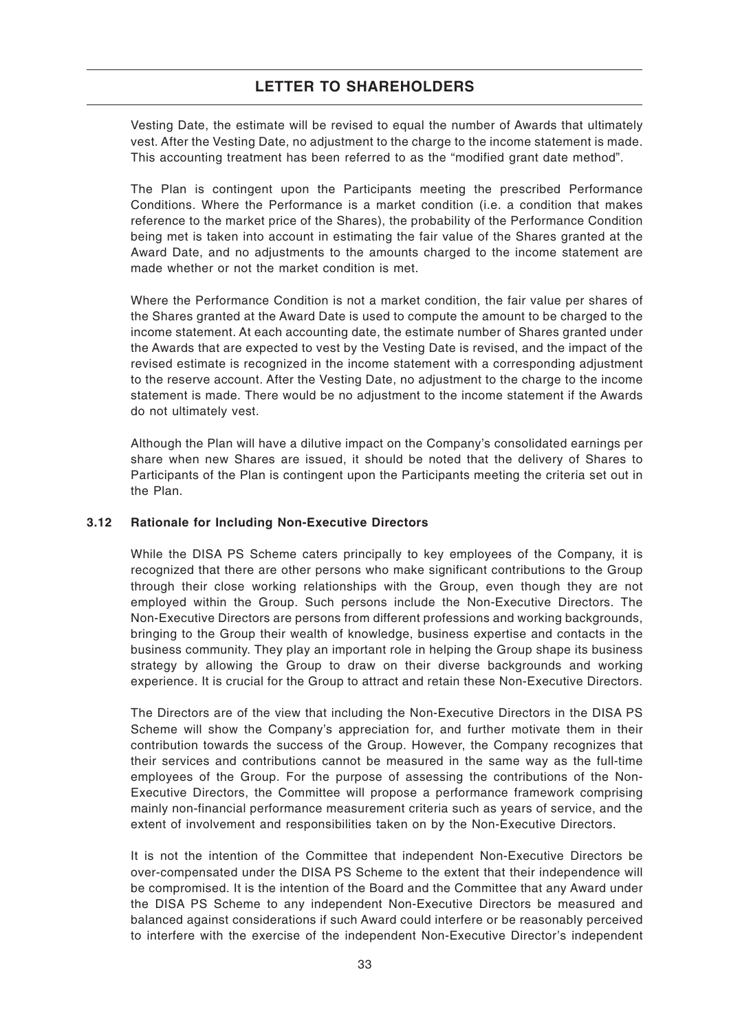Vesting Date, the estimate will be revised to equal the number of Awards that ultimately vest. After the Vesting Date, no adjustment to the charge to the income statement is made. This accounting treatment has been referred to as the "modified grant date method".

The Plan is contingent upon the Participants meeting the prescribed Performance Conditions. Where the Performance is a market condition (i.e. a condition that makes reference to the market price of the Shares), the probability of the Performance Condition being met is taken into account in estimating the fair value of the Shares granted at the Award Date, and no adjustments to the amounts charged to the income statement are made whether or not the market condition is met.

Where the Performance Condition is not a market condition, the fair value per shares of the Shares granted at the Award Date is used to compute the amount to be charged to the income statement. At each accounting date, the estimate number of Shares granted under the Awards that are expected to vest by the Vesting Date is revised, and the impact of the revised estimate is recognized in the income statement with a corresponding adjustment to the reserve account. After the Vesting Date, no adjustment to the charge to the income statement is made. There would be no adjustment to the income statement if the Awards do not ultimately vest.

Although the Plan will have a dilutive impact on the Company's consolidated earnings per share when new Shares are issued, it should be noted that the delivery of Shares to Participants of the Plan is contingent upon the Participants meeting the criteria set out in the Plan.

### 3.12 Rationale for Including Non-Executive Directors

While the DISA PS Scheme caters principally to key employees of the Company, it is recognized that there are other persons who make significant contributions to the Group through their close working relationships with the Group, even though they are not employed within the Group. Such persons include the Non-Executive Directors. The Non-Executive Directors are persons from different professions and working backgrounds, bringing to the Group their wealth of knowledge, business expertise and contacts in the business community. They play an important role in helping the Group shape its business strategy by allowing the Group to draw on their diverse backgrounds and working experience. It is crucial for the Group to attract and retain these Non-Executive Directors.

The Directors are of the view that including the Non-Executive Directors in the DISA PS Scheme will show the Company's appreciation for, and further motivate them in their contribution towards the success of the Group. However, the Company recognizes that their services and contributions cannot be measured in the same way as the full-time employees of the Group. For the purpose of assessing the contributions of the Non-Executive Directors, the Committee will propose a performance framework comprising mainly non-financial performance measurement criteria such as years of service, and the extent of involvement and responsibilities taken on by the Non-Executive Directors.

It is not the intention of the Committee that independent Non-Executive Directors be over-compensated under the DISA PS Scheme to the extent that their independence will be compromised. It is the intention of the Board and the Committee that any Award under the DISA PS Scheme to any independent Non-Executive Directors be measured and balanced against considerations if such Award could interfere or be reasonably perceived to interfere with the exercise of the independent Non-Executive Director's independent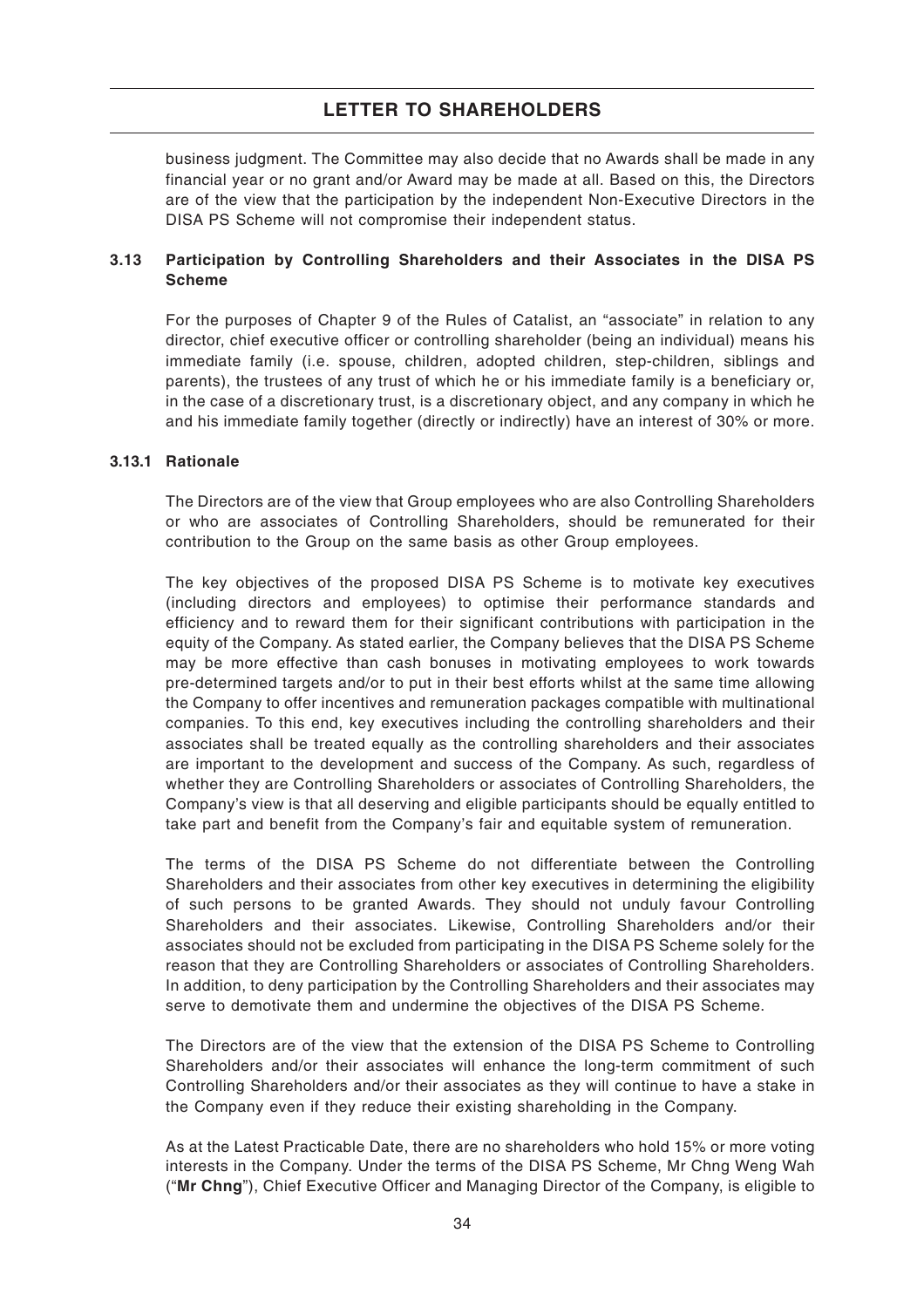business judgment. The Committee may also decide that no Awards shall be made in any financial year or no grant and/or Award may be made at all. Based on this, the Directors are of the view that the participation by the independent Non-Executive Directors in the DISA PS Scheme will not compromise their independent status.

### 3.13 Participation by Controlling Shareholders and their Associates in the DISA PS Scheme

For the purposes of Chapter 9 of the Rules of Catalist, an "associate" in relation to any director, chief executive officer or controlling shareholder (being an individual) means his immediate family (i.e. spouse, children, adopted children, step-children, siblings and parents), the trustees of any trust of which he or his immediate family is a beneficiary or, in the case of a discretionary trust, is a discretionary object, and any company in which he and his immediate family together (directly or indirectly) have an interest of 30% or more.

#### 3.13.1 Rationale

The Directors are of the view that Group employees who are also Controlling Shareholders or who are associates of Controlling Shareholders, should be remunerated for their contribution to the Group on the same basis as other Group employees.

The key objectives of the proposed DISA PS Scheme is to motivate key executives (including directors and employees) to optimise their performance standards and efficiency and to reward them for their significant contributions with participation in the equity of the Company. As stated earlier, the Company believes that the DISA PS Scheme may be more effective than cash bonuses in motivating employees to work towards pre-determined targets and/or to put in their best efforts whilst at the same time allowing the Company to offer incentives and remuneration packages compatible with multinational companies. To this end, key executives including the controlling shareholders and their associates shall be treated equally as the controlling shareholders and their associates are important to the development and success of the Company. As such, regardless of whether they are Controlling Shareholders or associates of Controlling Shareholders, the Company's view is that all deserving and eligible participants should be equally entitled to take part and benefit from the Company's fair and equitable system of remuneration.

The terms of the DISA PS Scheme do not differentiate between the Controlling Shareholders and their associates from other key executives in determining the eligibility of such persons to be granted Awards. They should not unduly favour Controlling Shareholders and their associates. Likewise, Controlling Shareholders and/or their associates should not be excluded from participating in the DISA PS Scheme solely for the reason that they are Controlling Shareholders or associates of Controlling Shareholders. In addition, to deny participation by the Controlling Shareholders and their associates may serve to demotivate them and undermine the objectives of the DISA PS Scheme.

The Directors are of the view that the extension of the DISA PS Scheme to Controlling Shareholders and/or their associates will enhance the long-term commitment of such Controlling Shareholders and/or their associates as they will continue to have a stake in the Company even if they reduce their existing shareholding in the Company.

As at the Latest Practicable Date, there are no shareholders who hold 15% or more voting interests in the Company. Under the terms of the DISA PS Scheme, Mr Chng Weng Wah ("**Mr Chng**"), Chief Executive Officer and Managing Director of the Company, is eligible to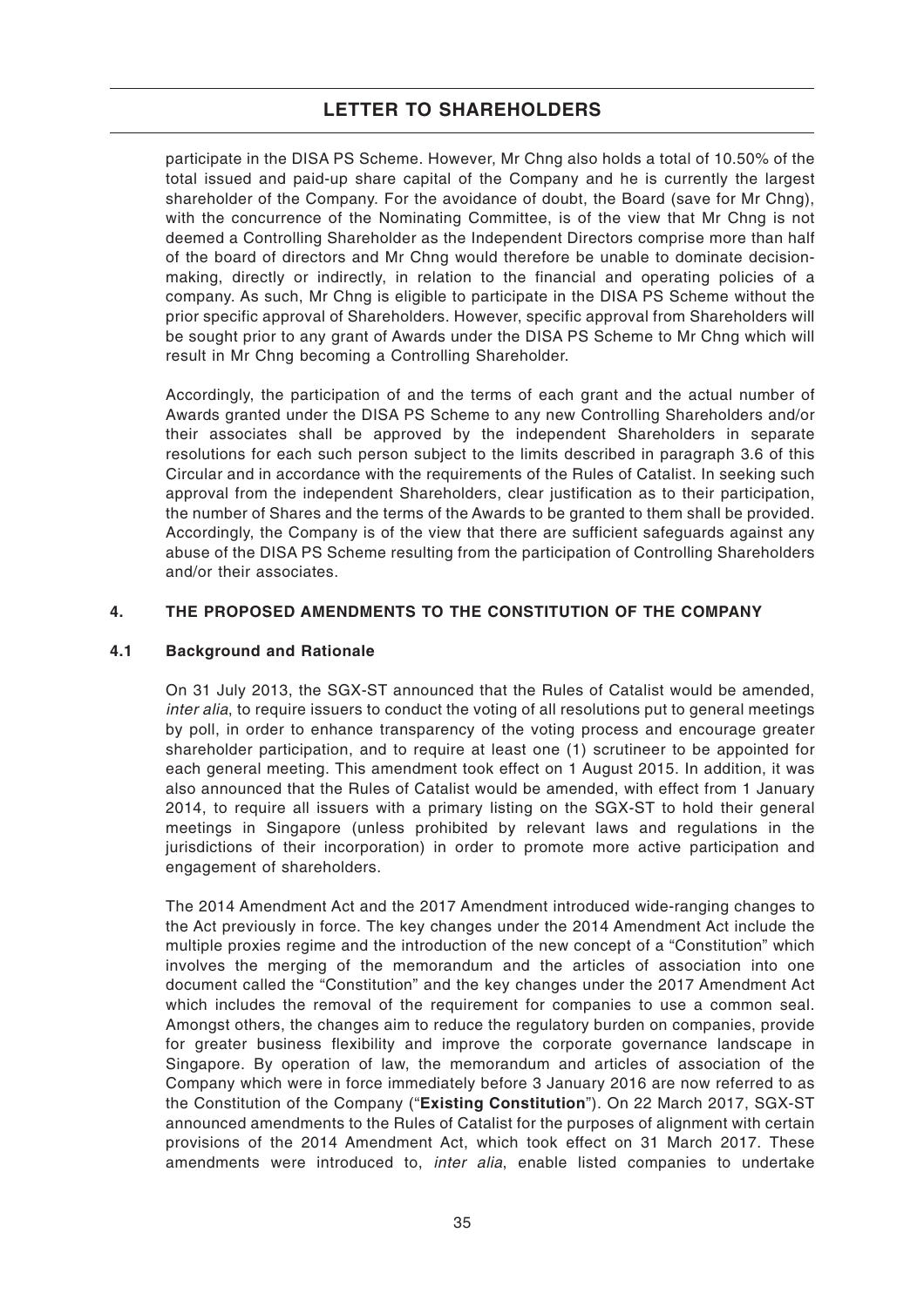participate in the DISA PS Scheme. However, Mr Chng also holds a total of 10.50% of the total issued and paid-up share capital of the Company and he is currently the largest shareholder of the Company. For the avoidance of doubt, the Board (save for Mr Chng), with the concurrence of the Nominating Committee, is of the view that Mr Chng is not deemed a Controlling Shareholder as the Independent Directors comprise more than half of the board of directors and Mr Chng would therefore be unable to dominate decision-making, directly or indirectly, in relation to the financial and operating policies of a company. As such, Mr Chng is eligible to participate in the DISA PS Scheme without the prior specific approval of Shareholders. However, specific approval from Shareholders will be sought prior to any grant of Awards under the DISA PS Scheme to Mr Chng which will result in Mr Chng becoming a Controlling Shareholder.

Accordingly, the participation of and the terms of each grant and the actual number of Awards granted under the DISA PS Scheme to any new Controlling Shareholders and/or their associates shall be approved by the independent Shareholders in separate resolutions for each such person subject to the limits described in paragraph 3.6 of this Circular and in accordance with the requirements of the Rules of Catalist. In seeking such approval from the independent Shareholders, clear justification as to their participation, the number of Shares and the terms of the Awards to be granted to them shall be provided. Accordingly, the Company is of the view that there are sufficient safeguards against any abuse of the DISA PS Scheme resulting from the participation of Controlling Shareholders and/or their associates.

## 4. THE PROPOSED AMENDMENTS TO THE CONSTITUTION OF THE COMPANY

### 4.1 Background and Rationale

On 31 July 2013, the SGX-ST announced that the Rules of Catalist would be amended, *inter alia*, to require issuers to conduct the voting of all resolutions put to general meetings by poll, in order to enhance transparency of the voting process and encourage greater shareholder participation, and to require at least one (1) scrutineer to be appointed for each general meeting. This amendment took effect on 1 August 2015. In addition, it was also announced that the Rules of Catalist would be amended, with effect from 1 January 2014, to require all issuers with a primary listing on the SGX-ST to hold their general meetings in Singapore (unless prohibited by relevant laws and regulations in the jurisdictions of their incorporation) in order to promote more active participation and engagement of shareholders.

The 2014 Amendment Act and the 2017 Amendment introduced wide-ranging changes to the Act previously in force. The key changes under the 2014 Amendment Act include the multiple proxies regime and the introduction of the new concept of a "Constitution" which involves the merging of the memorandum and the articles of association into one document called the "Constitution" and the key changes under the 2017 Amendment Act which includes the removal of the requirement for companies to use a common seal. Amongst others, the changes aim to reduce the regulatory burden on companies, provide for greater business flexibility and improve the corporate governance landscape in Singapore. By operation of law, the memorandum and articles of association of the Company which were in force immediately before 3 January 2016 are now referred to as the Constitution of the Company ("**Existing Constitution**"). On 22 March 2017, SGX-ST announced amendments to the Rules of Catalist for the purposes of alignment with certain provisions of the 2014 Amendment Act, which took effect on 31 March 2017. These amendments were introduced to, *inter alia*, enable listed companies to undertake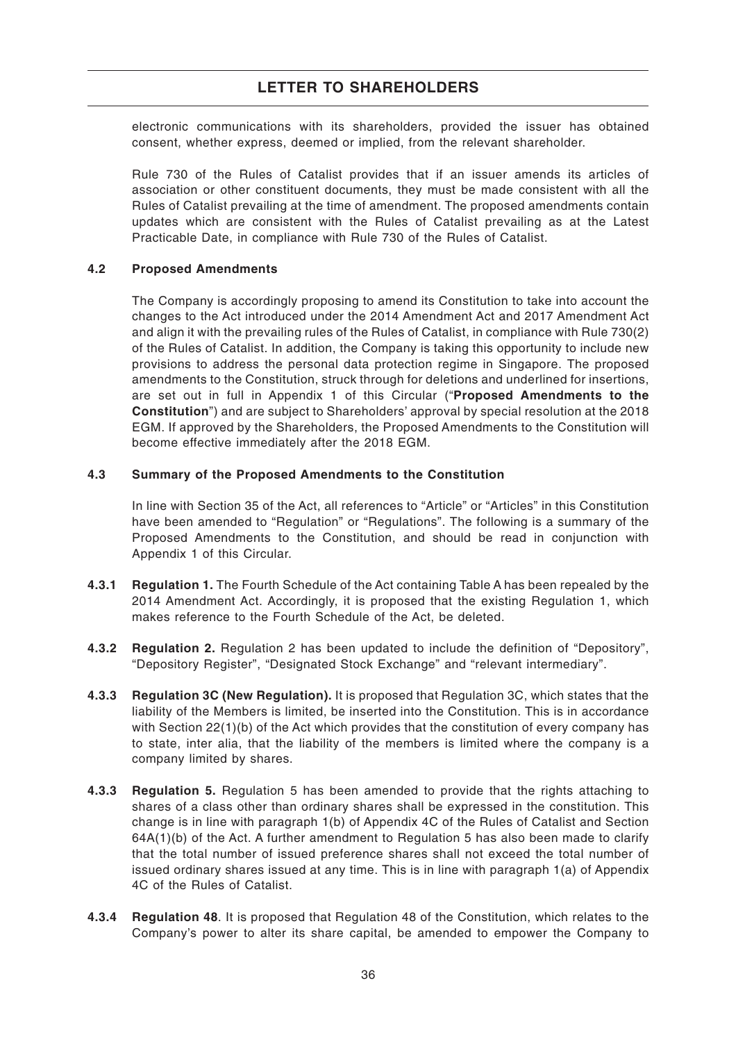electronic communications with its shareholders, provided the issuer has obtained consent, whether express, deemed or implied, from the relevant shareholder.

Rule 730 of the Rules of Catalist provides that if an issuer amends its articles of association or other constituent documents, they must be made consistent with all the Rules of Catalist prevailing at the time of amendment. The proposed amendments contain updates which are consistent with the Rules of Catalist prevailing as at the Latest Practicable Date, in compliance with Rule 730 of the Rules of Catalist.

**4.2 Proposed Amendments**

The Company is accordingly proposing to amend its Constitution to take into account the changes to the Act introduced under the 2014 Amendment Act and 2017 Amendment Act and align it with the prevailing rules of the Rules of Catalist, in compliance with Rule 730(2) of the Rules of Catalist. In addition, the Company is taking this opportunity to include new provisions to address the personal data protection regime in Singapore. The proposed amendments to the Constitution, struck through for deletions and underlined for insertions, are set out in full in Appendix 1 of this Circular ("**Proposed Amendments to the Constitution**") and are subject to Shareholders' approval by special resolution at the 2018 EGM. If approved by the Shareholders, the Proposed Amendments to the Constitution will become effective immediately after the 2018 EGM.

**4.3 Summary of the Proposed Amendments to the Constitution**

In line with Section 35 of the Act, all references to "Article" or "Articles" in this Constitution have been amended to "Regulation" or "Regulations". The following is a summary of the Proposed Amendments to the Constitution, and should be read in conjunction with Appendix 1 of this Circular.

**4.3.1 Regulation 1.** The Fourth Schedule of the Act containing Table A has been repealed by the 2014 Amendment Act. Accordingly, it is proposed that the existing Regulation 1, which makes reference to the Fourth Schedule of the Act, be deleted.

**4.3.2 Regulation 2.** Regulation 2 has been updated to include the definition of "Depository", "Depository Register", "Designated Stock Exchange" and "relevant intermediary".

**4.3.3 Regulation 3C (New Regulation).** It is proposed that Regulation 3C, which states that the liability of the Members is limited, be inserted into the Constitution. This is in accordance with Section 22(1)(b) of the Act which provides that the constitution of every company has to state, inter alia, that the liability of the members is limited where the company is a company limited by shares.

**4.3.3 Regulation 5.** Regulation 5 has been amended to provide that the rights attaching to shares of a class other than ordinary shares shall be expressed in the constitution. This change is in line with paragraph 1(b) of Appendix 4C of the Rules of Catalist and Section 64A(1)(b) of the Act. A further amendment to Regulation 5 has also been made to clarify that the total number of issued preference shares shall not exceed the total number of issued ordinary shares issued at any time. This is in line with paragraph 1(a) of Appendix 4C of the Rules of Catalist.

**4.3.4 Regulation 48**. It is proposed that Regulation 48 of the Constitution, which relates to the Company's power to alter its share capital, be amended to empower the Company to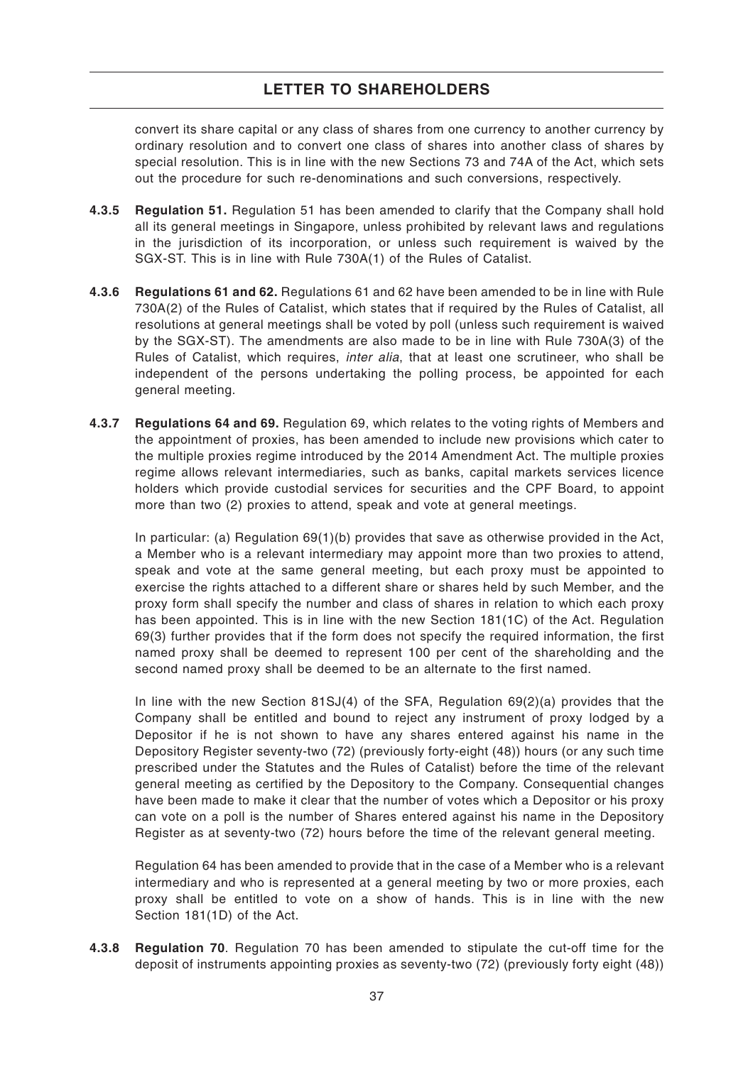convert its share capital or any class of shares from one currency to another currency by ordinary resolution and to convert one class of shares into another class of shares by special resolution. This is in line with the new Sections 73 and 74A of the Act, which sets out the procedure for such re-denominations and such conversions, respectively.

**4.3.5 Regulation 51.** Regulation 51 has been amended to clarify that the Company shall hold all its general meetings in Singapore, unless prohibited by relevant laws and regulations in the jurisdiction of its incorporation, or unless such requirement is waived by the SGX-ST. This is in line with Rule 730A(1) of the Rules of Catalist.

**4.3.6 Regulations 61 and 62.** Regulations 61 and 62 have been amended to be in line with Rule 730A(2) of the Rules of Catalist, which states that if required by the Rules of Catalist, all resolutions at general meetings shall be voted by poll (unless such requirement is waived by the SGX-ST). The amendments are also made to be in line with Rule 730A(3) of the Rules of Catalist, which requires, *inter alia*, that at least one scrutineer, who shall be independent of the persons undertaking the polling process, be appointed for each general meeting.

**4.3.7 Regulations 64 and 69.** Regulation 69, which relates to the voting rights of Members and the appointment of proxies, has been amended to include new provisions which cater to the multiple proxies regime introduced by the 2014 Amendment Act. The multiple proxies regime allows relevant intermediaries, such as banks, capital markets services licence holders which provide custodial services for securities and the CPF Board, to appoint more than two (2) proxies to attend, speak and vote at general meetings.

In particular: (a) Regulation 69(1)(b) provides that save as otherwise provided in the Act, a Member who is a relevant intermediary may appoint more than two proxies to attend, speak and vote at the same general meeting, but each proxy must be appointed to exercise the rights attached to a different share or shares held by such Member, and the proxy form shall specify the number and class of shares in relation to which each proxy has been appointed. This is in line with the new Section 181(1C) of the Act. Regulation 69(3) further provides that if the form does not specify the required information, the first named proxy shall be deemed to represent 100 per cent of the shareholding and the second named proxy shall be deemed to be an alternate to the first named.

In line with the new Section 81SJ(4) of the SFA, Regulation 69(2)(a) provides that the Company shall be entitled and bound to reject any instrument of proxy lodged by a Depositor if he is not shown to have any shares entered against his name in the Depository Register seventy-two (72) (previously forty-eight (48)) hours (or any such time prescribed under the Statutes and the Rules of Catalist) before the time of the relevant general meeting as certified by the Depository to the Company. Consequential changes have been made to make it clear that the number of votes which a Depositor or his proxy can vote on a poll is the number of Shares entered against his name in the Depository Register as at seventy-two (72) hours before the time of the relevant general meeting.

Regulation 64 has been amended to provide that in the case of a Member who is a relevant intermediary and who is represented at a general meeting by two or more proxies, each proxy shall be entitled to vote on a show of hands. This is in line with the new Section 181(1D) of the Act.

**4.3.8 Regulation 70**. Regulation 70 has been amended to stipulate the cut-off time for the deposit of instruments appointing proxies as seventy-two (72) (previously forty eight (48))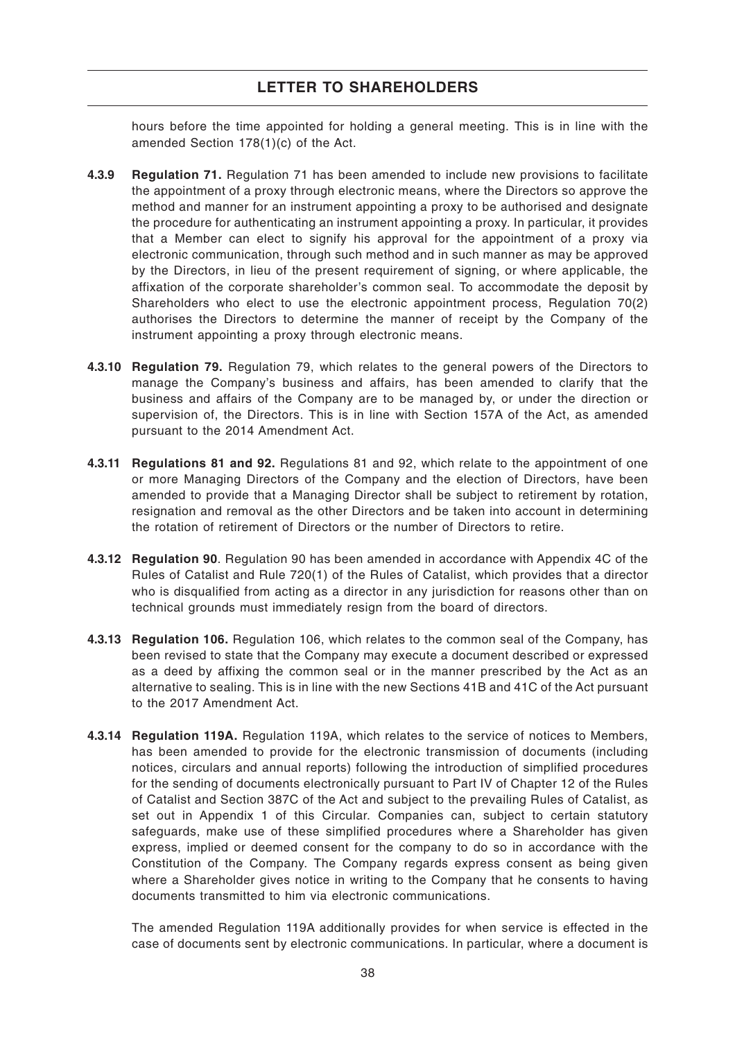hours before the time appointed for holding a general meeting. This is in line with the amended Section 178(1)(c) of the Act.

**4.3.9 Regulation 71.** Regulation 71 has been amended to include new provisions to facilitate the appointment of a proxy through electronic means, where the Directors so approve the method and manner for an instrument appointing a proxy to be authorised and designate the procedure for authenticating an instrument appointing a proxy. In particular, it provides that a Member can elect to signify his approval for the appointment of a proxy via electronic communication, through such method and in such manner as may be approved by the Directors, in lieu of the present requirement of signing, or where applicable, the affixation of the corporate shareholder's common seal. To accommodate the deposit by Shareholders who elect to use the electronic appointment process, Regulation 70(2) authorises the Directors to determine the manner of receipt by the Company of the instrument appointing a proxy through electronic means.

**4.3.10 Regulation 79.** Regulation 79, which relates to the general powers of the Directors to manage the Company's business and affairs, has been amended to clarify that the business and affairs of the Company are to be managed by, or under the direction or supervision of, the Directors. This is in line with Section 157A of the Act, as amended pursuant to the 2014 Amendment Act.

**4.3.11 Regulations 81 and 92.** Regulations 81 and 92, which relate to the appointment of one or more Managing Directors of the Company and the election of Directors, have been amended to provide that a Managing Director shall be subject to retirement by rotation, resignation and removal as the other Directors and be taken into account in determining the rotation of retirement of Directors or the number of Directors to retire.

**4.3.12 Regulation 90**. Regulation 90 has been amended in accordance with Appendix 4C of the Rules of Catalist and Rule 720(1) of the Rules of Catalist, which provides that a director who is disqualified from acting as a director in any jurisdiction for reasons other than on technical grounds must immediately resign from the board of directors.

**4.3.13 Regulation 106.** Regulation 106, which relates to the common seal of the Company, has been revised to state that the Company may execute a document described or expressed as a deed by affixing the common seal or in the manner prescribed by the Act as an alternative to sealing. This is in line with the new Sections 41B and 41C of the Act pursuant to the 2017 Amendment Act.

**4.3.14 Regulation 119A.** Regulation 119A, which relates to the service of notices to Members, has been amended to provide for the electronic transmission of documents (including notices, circulars and annual reports) following the introduction of simplified procedures for the sending of documents electronically pursuant to Part IV of Chapter 12 of the Rules of Catalist and Section 387C of the Act and subject to the prevailing Rules of Catalist, as set out in Appendix 1 of this Circular. Companies can, subject to certain statutory safeguards, make use of these simplified procedures where a Shareholder has given express, implied or deemed consent for the company to do so in accordance with the Constitution of the Company. The Company regards express consent as being given where a Shareholder gives notice in writing to the Company that he consents to having documents transmitted to him via electronic communications.

The amended Regulation 119A additionally provides for when service is effected in the case of documents sent by electronic communications. In particular, where a document is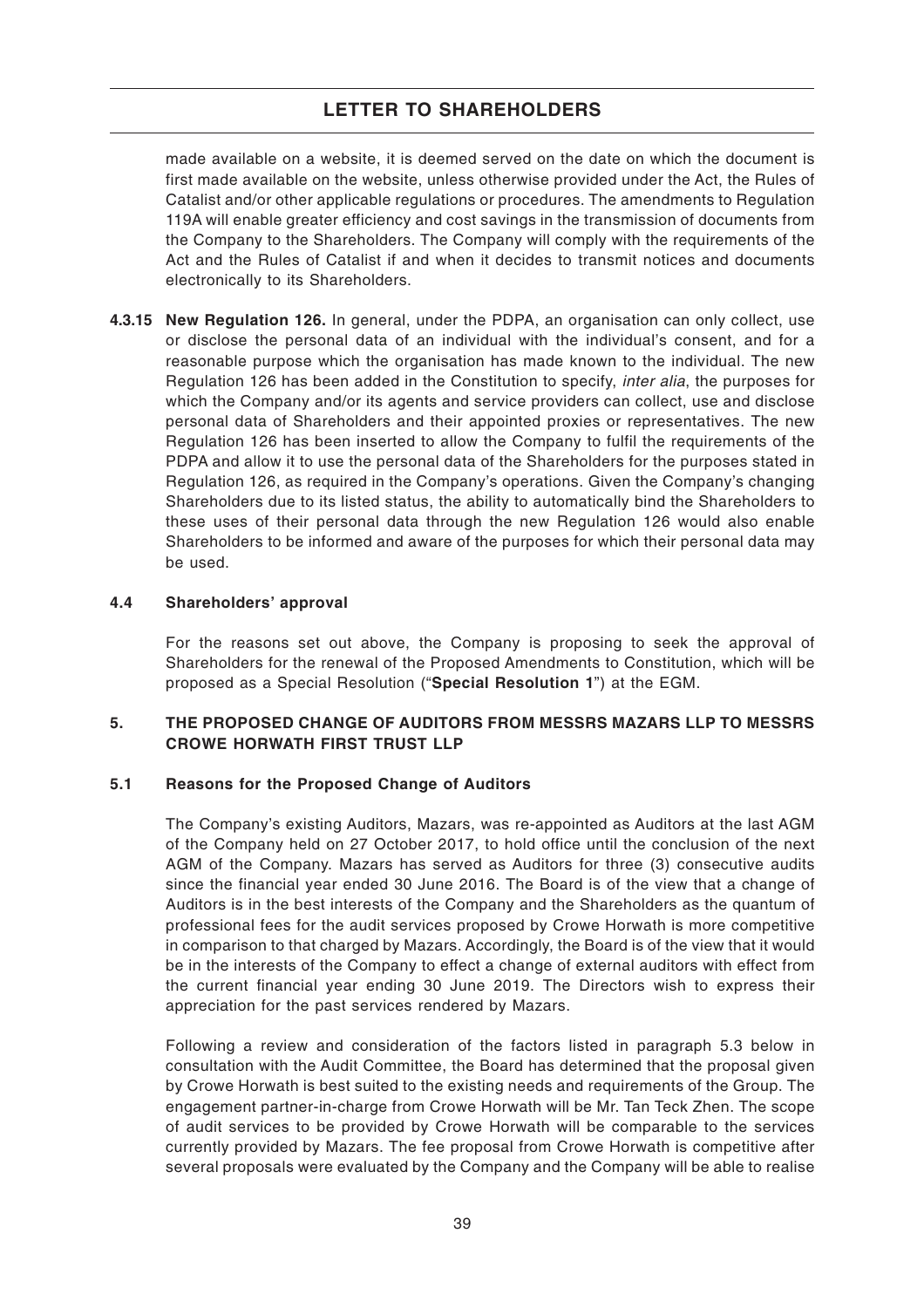made available on a website, it is deemed served on the date on which the document is first made available on the website, unless otherwise provided under the Act, the Rules of Catalist and/or other applicable regulations or procedures. The amendments to Regulation 119A will enable greater efficiency and cost savings in the transmission of documents from the Company to the Shareholders. The Company will comply with the requirements of the Act and the Rules of Catalist if and when it decides to transmit notices and documents electronically to its Shareholders.

**4.3.15 New Regulation 126.** In general, under the PDPA, an organisation can only collect, use or disclose the personal data of an individual with the individual's consent, and for a reasonable purpose which the organisation has made known to the individual. The new Regulation 126 has been added in the Constitution to specify, *inter alia*, the purposes for which the Company and/or its agents and service providers can collect, use and disclose personal data of Shareholders and their appointed proxies or representatives. The new Regulation 126 has been inserted to allow the Company to fulfil the requirements of the PDPA and allow it to use the personal data of the Shareholders for the purposes stated in Regulation 126, as required in the Company's operations. Given the Company's changing Shareholders due to its listed status, the ability to automatically bind the Shareholders to these uses of their personal data through the new Regulation 126 would also enable Shareholders to be informed and aware of the purposes for which their personal data may be used.

### 4.4 Shareholders' approval

For the reasons set out above, the Company is proposing to seek the approval of Shareholders for the renewal of the Proposed Amendments to Constitution, which will be proposed as a Special Resolution ("**Special Resolution 1**") at the EGM.

## 5. THE PROPOSED CHANGE OF AUDITORS FROM MESSRS MAZARS LLP TO MESSRS CROWE HORWATH FIRST TRUST LLP

### 5.1 Reasons for the Proposed Change of Auditors

The Company's existing Auditors, Mazars, was re-appointed as Auditors at the last AGM of the Company held on 27 October 2017, to hold office until the conclusion of the next AGM of the Company. Mazars has served as Auditors for three (3) consecutive audits since the financial year ended 30 June 2016. The Board is of the view that a change of Auditors is in the best interests of the Company and the Shareholders as the quantum of professional fees for the audit services proposed by Crowe Horwath is more competitive in comparison to that charged by Mazars. Accordingly, the Board is of the view that it would be in the interests of the Company to effect a change of external auditors with effect from the current financial year ending 30 June 2019. The Directors wish to express their appreciation for the past services rendered by Mazars.

Following a review and consideration of the factors listed in paragraph 5.3 below in consultation with the Audit Committee, the Board has determined that the proposal given by Crowe Horwath is best suited to the existing needs and requirements of the Group. The engagement partner-in-charge from Crowe Horwath will be Mr. Tan Teck Zhen. The scope of audit services to be provided by Crowe Horwath will be comparable to the services currently provided by Mazars. The fee proposal from Crowe Horwath is competitive after several proposals were evaluated by the Company and the Company will be able to realise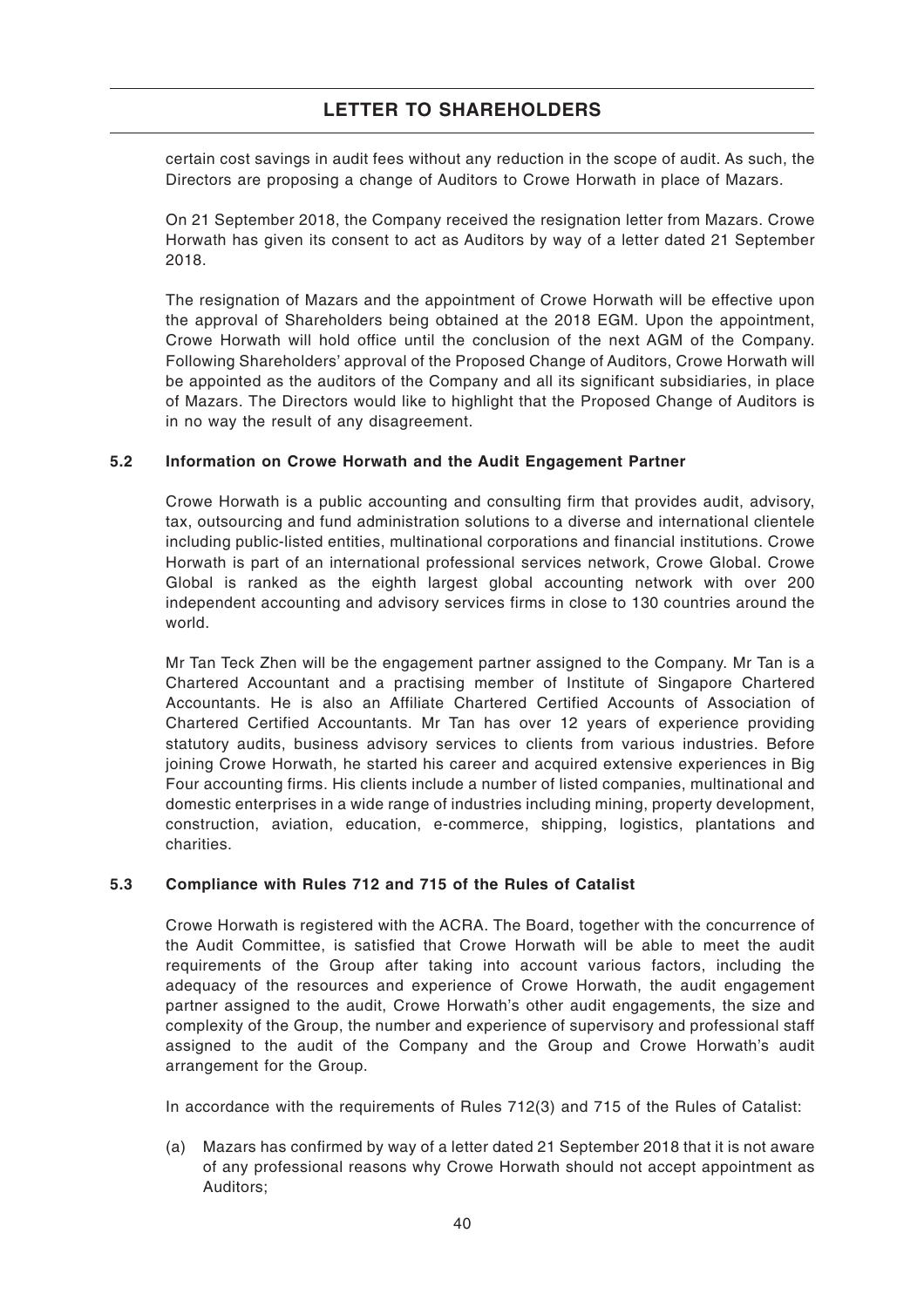certain cost savings in audit fees without any reduction in the scope of audit. As such, the Directors are proposing a change of Auditors to Crowe Horwath in place of Mazars.

On 21 September 2018, the Company received the resignation letter from Mazars. Crowe Horwath has given its consent to act as Auditors by way of a letter dated 21 September 2018.

The resignation of Mazars and the appointment of Crowe Horwath will be effective upon the approval of Shareholders being obtained at the 2018 EGM. Upon the appointment, Crowe Horwath will hold office until the conclusion of the next AGM of the Company. Following Shareholders' approval of the Proposed Change of Auditors, Crowe Horwath will be appointed as the auditors of the Company and all its significant subsidiaries, in place of Mazars. The Directors would like to highlight that the Proposed Change of Auditors is in no way the result of any disagreement.

### 5.2 Information on Crowe Horwath and the Audit Engagement Partner

Crowe Horwath is a public accounting and consulting firm that provides audit, advisory, tax, outsourcing and fund administration solutions to a diverse and international clientele including public-listed entities, multinational corporations and financial institutions. Crowe Horwath is part of an international professional services network, Crowe Global. Crowe Global is ranked as the eighth largest global accounting network with over 200 independent accounting and advisory services firms in close to 130 countries around the world.

Mr Tan Teck Zhen will be the engagement partner assigned to the Company. Mr Tan is a Chartered Accountant and a practising member of Institute of Singapore Chartered Accountants. He is also an Affiliate Chartered Certified Accounts of Association of Chartered Certified Accountants. Mr Tan has over 12 years of experience providing statutory audits, business advisory services to clients from various industries. Before joining Crowe Horwath, he started his career and acquired extensive experiences in Big Four accounting firms. His clients include a number of listed companies, multinational and domestic enterprises in a wide range of industries including mining, property development, construction, aviation, education, e-commerce, shipping, logistics, plantations and charities.

### 5.3 Compliance with Rules 712 and 715 of the Rules of Catalist

Crowe Horwath is registered with the ACRA. The Board, together with the concurrence of the Audit Committee, is satisfied that Crowe Horwath will be able to meet the audit requirements of the Group after taking into account various factors, including the adequacy of the resources and experience of Crowe Horwath, the audit engagement partner assigned to the audit, Crowe Horwath's other audit engagements, the size and complexity of the Group, the number and experience of supervisory and professional staff assigned to the audit of the Company and the Group and Crowe Horwath's audit arrangement for the Group.

In accordance with the requirements of Rules 712(3) and 715 of the Rules of Catalist:

(a) Mazars has confirmed by way of a letter dated 21 September 2018 that it is not aware of any professional reasons why Crowe Horwath should not accept appointment as Auditors;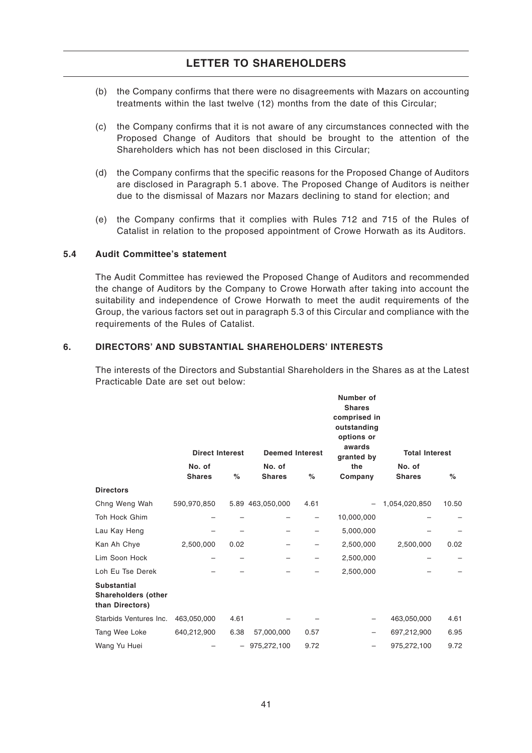(b) the Company confirms that there were no disagreements with Mazars on accounting treatments within the last twelve (12) months from the date of this Circular;

(c) the Company confirms that it is not aware of any circumstances connected with the Proposed Change of Auditors that should be brought to the attention of the Shareholders which has not been disclosed in this Circular;

(d) the Company confirms that the specific reasons for the Proposed Change of Auditors are disclosed in Paragraph 5.1 above. The Proposed Change of Auditors is neither due to the dismissal of Mazars nor Mazars declining to stand for election; and

(e) the Company confirms that it complies with Rules 712 and 715 of the Rules of Catalist in relation to the proposed appointment of Crowe Horwath as its Auditors.

### 5.4 Audit Committee's statement

The Audit Committee has reviewed the Proposed Change of Auditors and recommended the change of Auditors by the Company to Crowe Horwath after taking into account the suitability and independence of Crowe Horwath to meet the audit requirements of the Group, the various factors set out in paragraph 5.3 of this Circular and compliance with the requirements of the Rules of Catalist.

## 6. DIRECTORS' AND SUBSTANTIAL SHAREHOLDERS' INTERESTS

The interests of the Directors and Substantial Shareholders in the Shares as at the Latest Practicable Date are set out below:

| | Direct Interest | | Deemed Interest | | Number of Shares comprised in outstanding options or awards granted by the Company | Total Interest | |
|---|---|---|---|---|---|---|---|
| | No. of Shares | % | No. of Shares | % | | No. of Shares | % |
| **Directors** | | | | | | | |
| Chng Weng Wah | 590,970,850 | 5.89 | 463,050,000 | 4.61 | – | 1,054,020,850 | 10.50 |
| Toh Hock Ghim | – | – | – | – | 10,000,000 | – | – |
| Lau Kay Heng | – | – | – | – | 5,000,000 | – | – |
| Kan Ah Chye | 2,500,000 | 0.02 | – | – | 2,500,000 | 2,500,000 | 0.02 |
| Lim Soon Hock | – | – | – | – | 2,500,000 | – | – |
| Loh Eu Tse Derek | – | – | – | – | 2,500,000 | – | – |
| **Substantial Shareholders (other than Directors)** | | | | | | | |
| Starbids Ventures Inc. | 463,050,000 | 4.61 | – | – | – | 463,050,000 | 4.61 |
| Tang Wee Loke | 640,212,900 | 6.38 | 57,000,000 | 0.57 | – | 697,212,900 | 6.95 |
| Wang Yu Huei | – | – | 975,272,100 | 9.72 | – | 975,272,100 | 9.72 |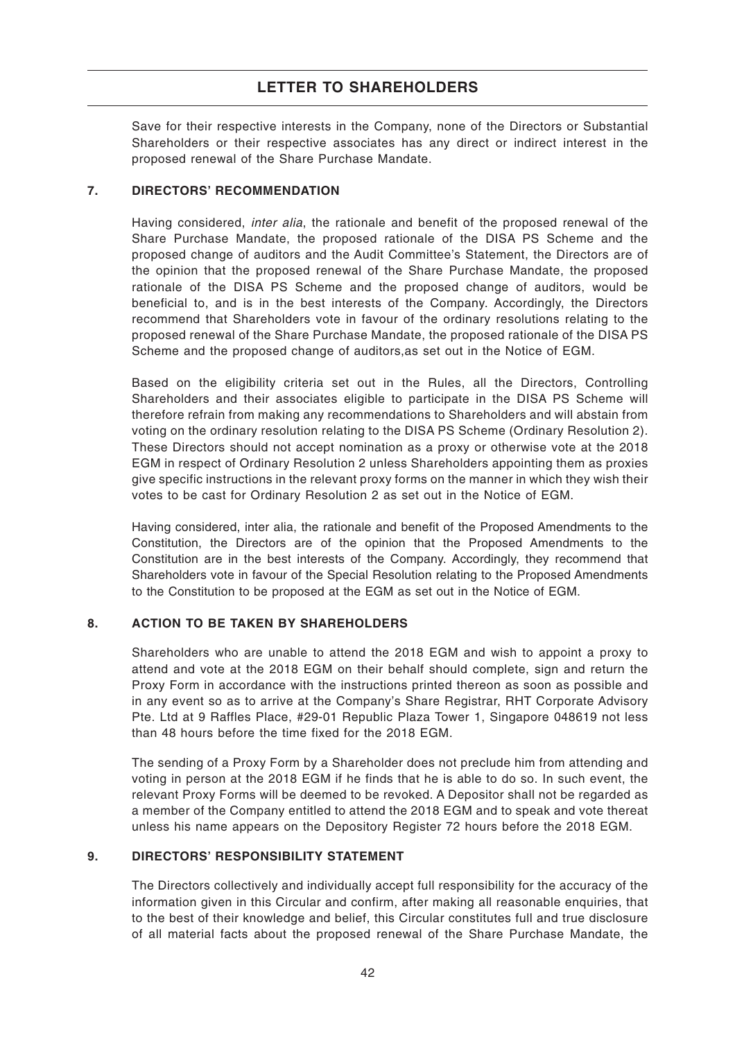Save for their respective interests in the Company, none of the Directors or Substantial Shareholders or their respective associates has any direct or indirect interest in the proposed renewal of the Share Purchase Mandate.

## 7. DIRECTORS' RECOMMENDATION

Having considered, *inter alia*, the rationale and benefit of the proposed renewal of the Share Purchase Mandate, the proposed rationale of the DISA PS Scheme and the proposed change of auditors and the Audit Committee's Statement, the Directors are of the opinion that the proposed renewal of the Share Purchase Mandate, the proposed rationale of the DISA PS Scheme and the proposed change of auditors, would be beneficial to, and is in the best interests of the Company. Accordingly, the Directors recommend that Shareholders vote in favour of the ordinary resolutions relating to the proposed renewal of the Share Purchase Mandate, the proposed rationale of the DISA PS Scheme and the proposed change of auditors,as set out in the Notice of EGM.

Based on the eligibility criteria set out in the Rules, all the Directors, Controlling Shareholders and their associates eligible to participate in the DISA PS Scheme will therefore refrain from making any recommendations to Shareholders and will abstain from voting on the ordinary resolution relating to the DISA PS Scheme (Ordinary Resolution 2). These Directors should not accept nomination as a proxy or otherwise vote at the 2018 EGM in respect of Ordinary Resolution 2 unless Shareholders appointing them as proxies give specific instructions in the relevant proxy forms on the manner in which they wish their votes to be cast for Ordinary Resolution 2 as set out in the Notice of EGM.

Having considered, inter alia, the rationale and benefit of the Proposed Amendments to the Constitution, the Directors are of the opinion that the Proposed Amendments to the Constitution are in the best interests of the Company. Accordingly, they recommend that Shareholders vote in favour of the Special Resolution relating to the Proposed Amendments to the Constitution to be proposed at the EGM as set out in the Notice of EGM.

## 8. ACTION TO BE TAKEN BY SHAREHOLDERS

Shareholders who are unable to attend the 2018 EGM and wish to appoint a proxy to attend and vote at the 2018 EGM on their behalf should complete, sign and return the Proxy Form in accordance with the instructions printed thereon as soon as possible and in any event so as to arrive at the Company's Share Registrar, RHT Corporate Advisory Pte. Ltd at 9 Raffles Place, #29-01 Republic Plaza Tower 1, Singapore 048619 not less than 48 hours before the time fixed for the 2018 EGM.

The sending of a Proxy Form by a Shareholder does not preclude him from attending and voting in person at the 2018 EGM if he finds that he is able to do so. In such event, the relevant Proxy Forms will be deemed to be revoked. A Depositor shall not be regarded as a member of the Company entitled to attend the 2018 EGM and to speak and vote thereat unless his name appears on the Depository Register 72 hours before the 2018 EGM.

## 9. DIRECTORS' RESPONSIBILITY STATEMENT

The Directors collectively and individually accept full responsibility for the accuracy of the information given in this Circular and confirm, after making all reasonable enquiries, that to the best of their knowledge and belief, this Circular constitutes full and true disclosure of all material facts about the proposed renewal of the Share Purchase Mandate, the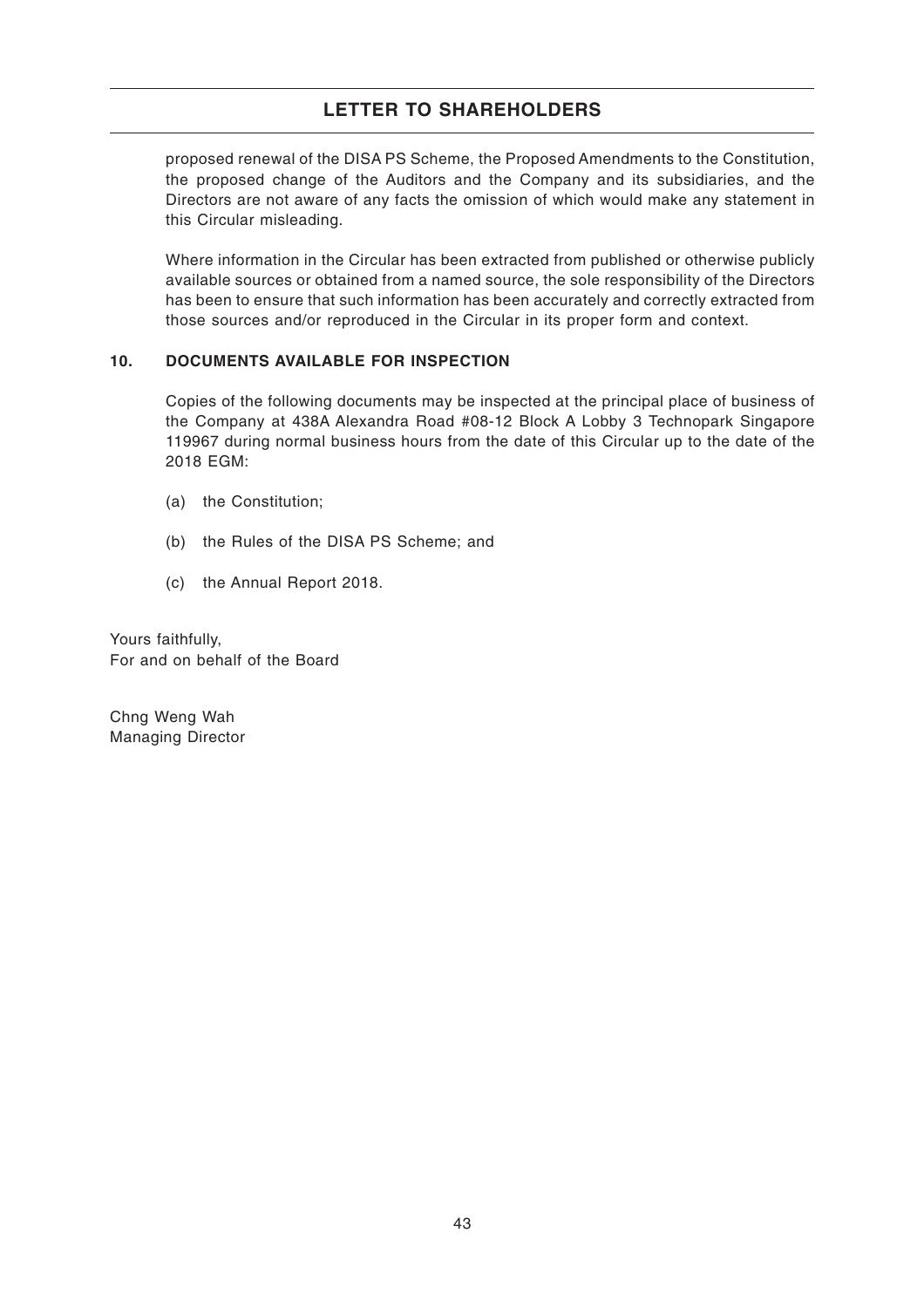proposed renewal of the DISA PS Scheme, the Proposed Amendments to the Constitution, the proposed change of the Auditors and the Company and its subsidiaries, and the Directors are not aware of any facts the omission of which would make any statement in this Circular misleading.

Where information in the Circular has been extracted from published or otherwise publicly available sources or obtained from a named source, the sole responsibility of the Directors has been to ensure that such information has been accurately and correctly extracted from those sources and/or reproduced in the Circular in its proper form and context.

**10. DOCUMENTS AVAILABLE FOR INSPECTION**

Copies of the following documents may be inspected at the principal place of business of the Company at 438A Alexandra Road #08-12 Block A Lobby 3 Technopark Singapore 119967 during normal business hours from the date of this Circular up to the date of the 2018 EGM:

(a) the Constitution;

(b) the Rules of the DISA PS Scheme; and

(c) the Annual Report 2018.

Yours faithfully,
For and on behalf of the Board

Chng Weng Wah
Managing Director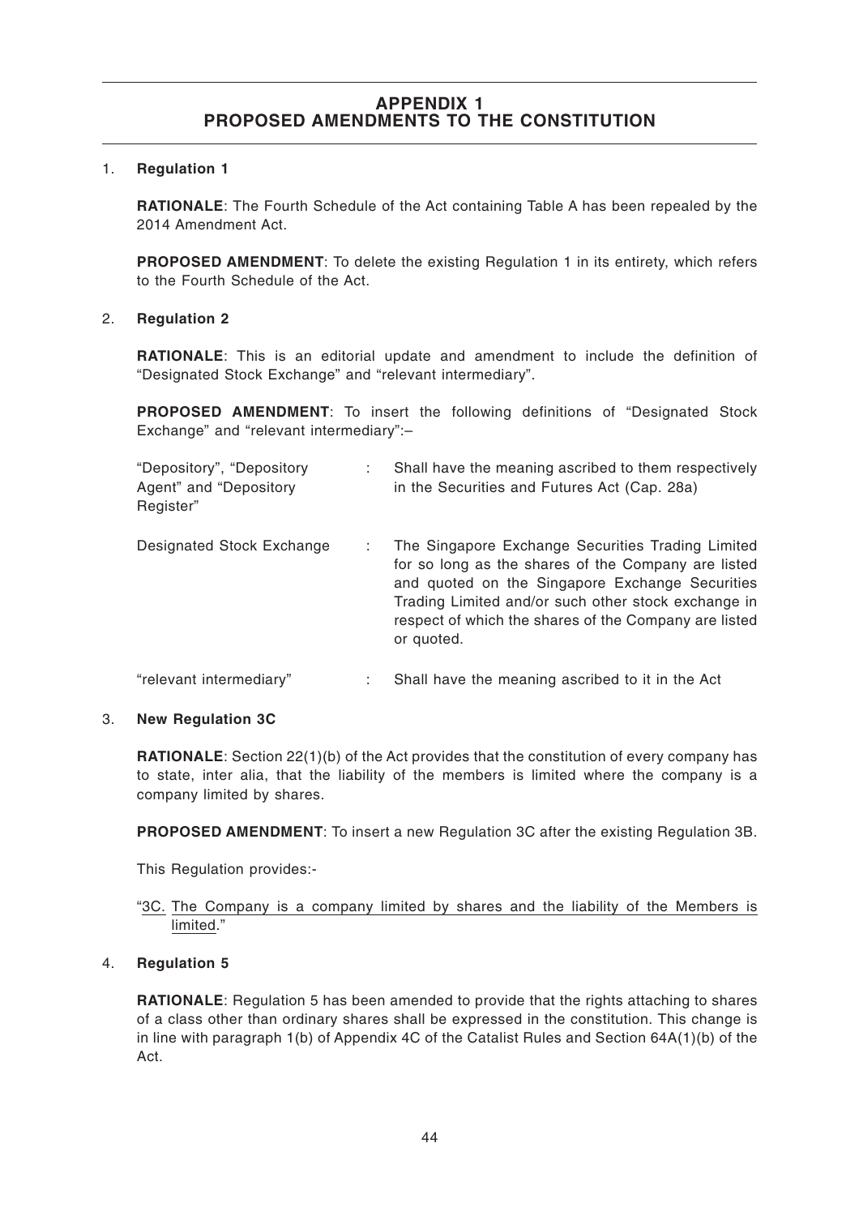## APPENDIX 1
## PROPOSED AMENDMENTS TO THE CONSTITUTION

1. **Regulation 1**

   **RATIONALE**: The Fourth Schedule of the Act containing Table A has been repealed by the 2014 Amendment Act.

   **PROPOSED AMENDMENT**: To delete the existing Regulation 1 in its entirety, which refers to the Fourth Schedule of the Act.

2. **Regulation 2**

   **RATIONALE**: This is an editorial update and amendment to include the definition of "Designated Stock Exchange" and "relevant intermediary".

   **PROPOSED AMENDMENT**: To insert the following definitions of "Designated Stock Exchange" and "relevant intermediary":–

| | | |
|---|---|---|
| "Depository", "Depository Agent" and "Depository Register" | : | Shall have the meaning ascribed to them respectively in the Securities and Futures Act (Cap. 28a) |
| Designated Stock Exchange | : | The Singapore Exchange Securities Trading Limited for so long as the shares of the Company are listed and quoted on the Singapore Exchange Securities Trading Limited and/or such other stock exchange in respect of which the shares of the Company are listed or quoted. |
| "relevant intermediary" | : | Shall have the meaning ascribed to it in the Act |

3. **New Regulation 3C**

   **RATIONALE**: Section 22(1)(b) of the Act provides that the constitution of every company has to state, inter alia, that the liability of the members is limited where the company is a company limited by shares.

   **PROPOSED AMENDMENT**: To insert a new Regulation 3C after the existing Regulation 3B.

   This Regulation provides:-

   "<u>3C. The Company is a company limited by shares and the liability of the Members is limited</u>."

4. **Regulation 5**

   **RATIONALE**: Regulation 5 has been amended to provide that the rights attaching to shares of a class other than ordinary shares shall be expressed in the constitution. This change is in line with paragraph 1(b) of Appendix 4C of the Catalist Rules and Section 64A(1)(b) of the Act.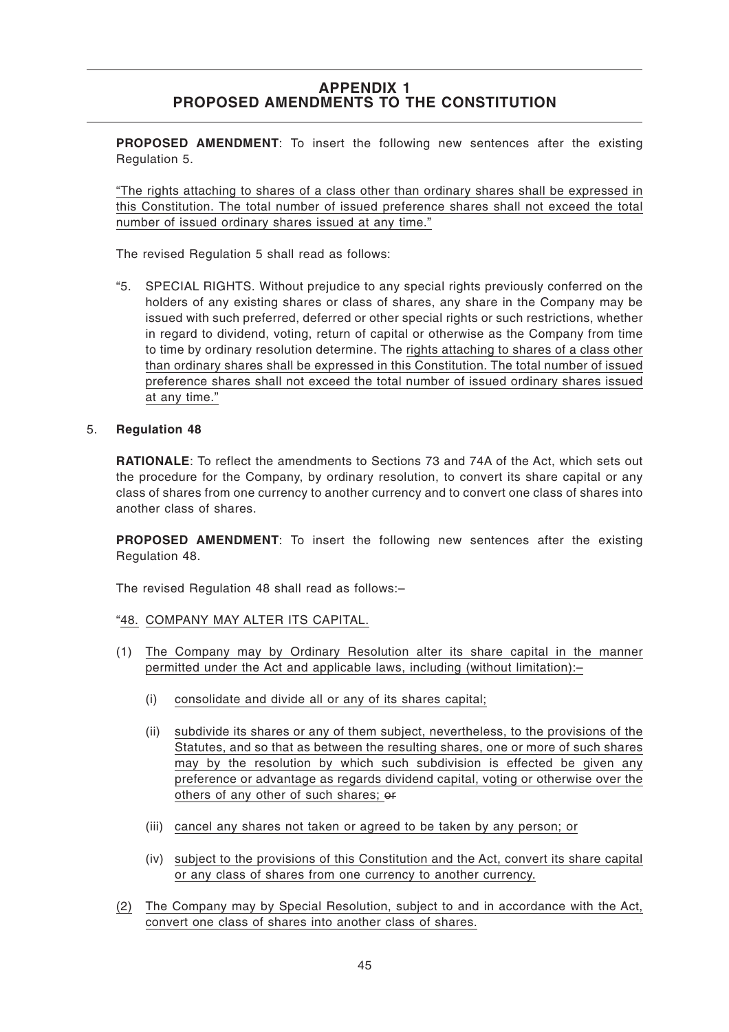# APPENDIX 1
# PROPOSED AMENDMENTS TO THE CONSTITUTION

**PROPOSED AMENDMENT**: To insert the following new sentences after the existing Regulation 5.

"The rights attaching to shares of a class other than ordinary shares shall be expressed in this Constitution. The total number of issued preference shares shall not exceed the total number of issued ordinary shares issued at any time."

The revised Regulation 5 shall read as follows:

"5. SPECIAL RIGHTS. Without prejudice to any special rights previously conferred on the holders of any existing shares or class of shares, any share in the Company may be issued with such preferred, deferred or other special rights or such restrictions, whether in regard to dividend, voting, return of capital or otherwise as the Company from time to time by ordinary resolution determine. The rights attaching to shares of a class other than ordinary shares shall be expressed in this Constitution. The total number of issued preference shares shall not exceed the total number of issued ordinary shares issued at any time."

5. **Regulation 48**

**RATIONALE**: To reflect the amendments to Sections 73 and 74A of the Act, which sets out the procedure for the Company, by ordinary resolution, to convert its share capital or any class of shares from one currency to another currency and to convert one class of shares into another class of shares.

**PROPOSED AMENDMENT**: To insert the following new sentences after the existing Regulation 48.

The revised Regulation 48 shall read as follows:–

"48. COMPANY MAY ALTER ITS CAPITAL.

(1) The Company may by Ordinary Resolution alter its share capital in the manner permitted under the Act and applicable laws, including (without limitation):–

   (i) consolidate and divide all or any of its shares capital;

   (ii) subdivide its shares or any of them subject, nevertheless, to the provisions of the Statutes, and so that as between the resulting shares, one or more of such shares may by the resolution by which such subdivision is effected be given any preference or advantage as regards dividend capital, voting or otherwise over the others of any other of such shares; ~~or~~

   (iii) cancel any shares not taken or agreed to be taken by any person; or

   (iv) subject to the provisions of this Constitution and the Act, convert its share capital or any class of shares from one currency to another currency.

(2) The Company may by Special Resolution, subject to and in accordance with the Act, convert one class of shares into another class of shares.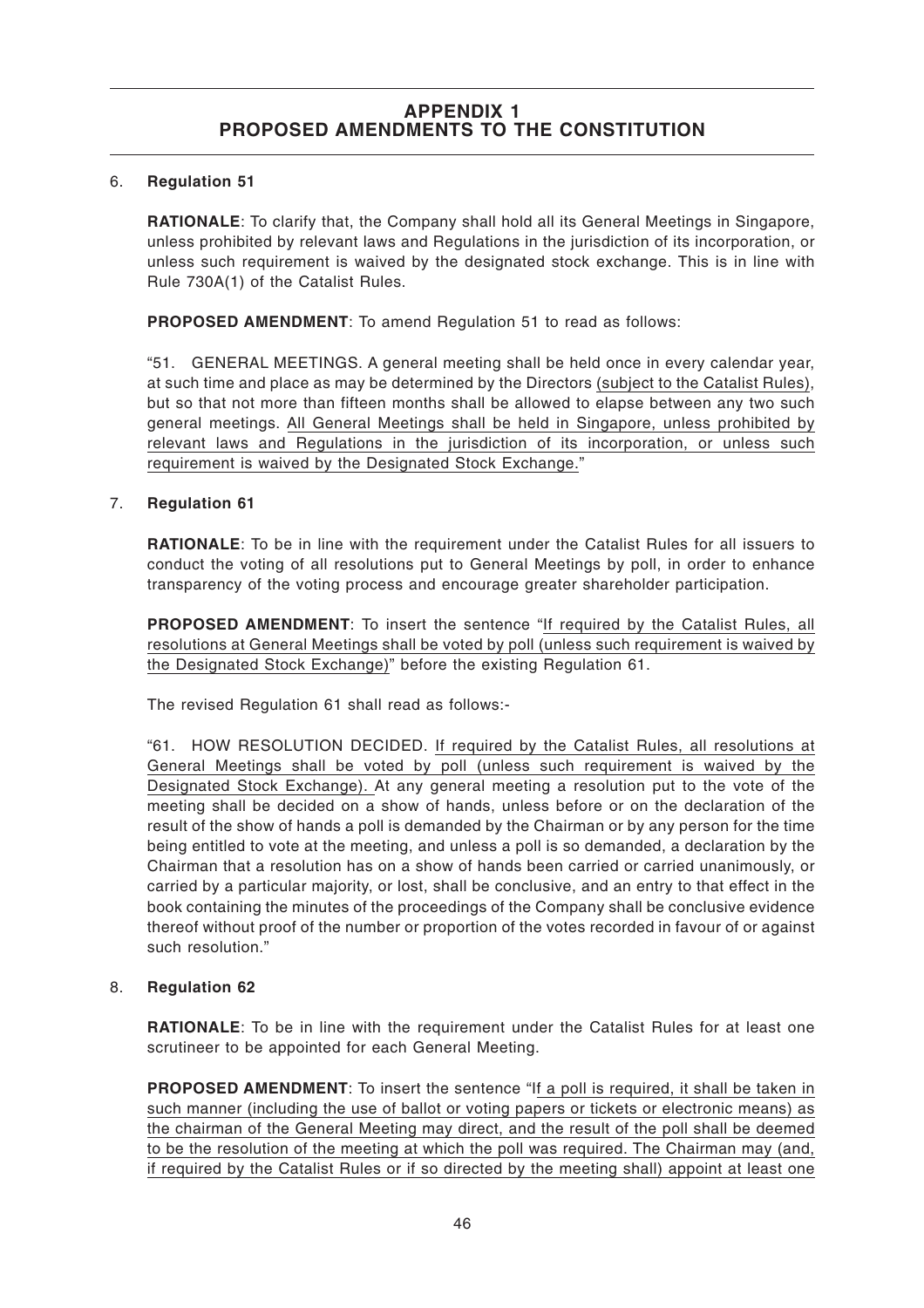## APPENDIX 1
## PROPOSED AMENDMENTS TO THE CONSTITUTION

6. **Regulation 51**

   **RATIONALE**: To clarify that, the Company shall hold all its General Meetings in Singapore, unless prohibited by relevant laws and Regulations in the jurisdiction of its incorporation, or unless such requirement is waived by the designated stock exchange. This is in line with Rule 730A(1) of the Catalist Rules.

   **PROPOSED AMENDMENT**: To amend Regulation 51 to read as follows:

   "51. GENERAL MEETINGS. A general meeting shall be held once in every calendar year, at such time and place as may be determined by the Directors (subject to the Catalist Rules), but so that not more than fifteen months shall be allowed to elapse between any two such general meetings. All General Meetings shall be held in Singapore, unless prohibited by relevant laws and Regulations in the jurisdiction of its incorporation, or unless such requirement is waived by the Designated Stock Exchange."

7. **Regulation 61**

   **RATIONALE**: To be in line with the requirement under the Catalist Rules for all issuers to conduct the voting of all resolutions put to General Meetings by poll, in order to enhance transparency of the voting process and encourage greater shareholder participation.

   **PROPOSED AMENDMENT**: To insert the sentence "If required by the Catalist Rules, all resolutions at General Meetings shall be voted by poll (unless such requirement is waived by the Designated Stock Exchange)" before the existing Regulation 61.

   The revised Regulation 61 shall read as follows:-

   "61. HOW RESOLUTION DECIDED. If required by the Catalist Rules, all resolutions at General Meetings shall be voted by poll (unless such requirement is waived by the Designated Stock Exchange). At any general meeting a resolution put to the vote of the meeting shall be decided on a show of hands, unless before or on the declaration of the result of the show of hands a poll is demanded by the Chairman or by any person for the time being entitled to vote at the meeting, and unless a poll is so demanded, a declaration by the Chairman that a resolution has on a show of hands been carried or carried unanimously, or carried by a particular majority, or lost, shall be conclusive, and an entry to that effect in the book containing the minutes of the proceedings of the Company shall be conclusive evidence thereof without proof of the number or proportion of the votes recorded in favour of or against such resolution."

8. **Regulation 62**

   **RATIONALE**: To be in line with the requirement under the Catalist Rules for at least one scrutineer to be appointed for each General Meeting.

   **PROPOSED AMENDMENT**: To insert the sentence "If a poll is required, it shall be taken in such manner (including the use of ballot or voting papers or tickets or electronic means) as the chairman of the General Meeting may direct, and the result of the poll shall be deemed to be the resolution of the meeting at which the poll was required. The Chairman may (and, if required by the Catalist Rules or if so directed by the meeting shall) appoint at least one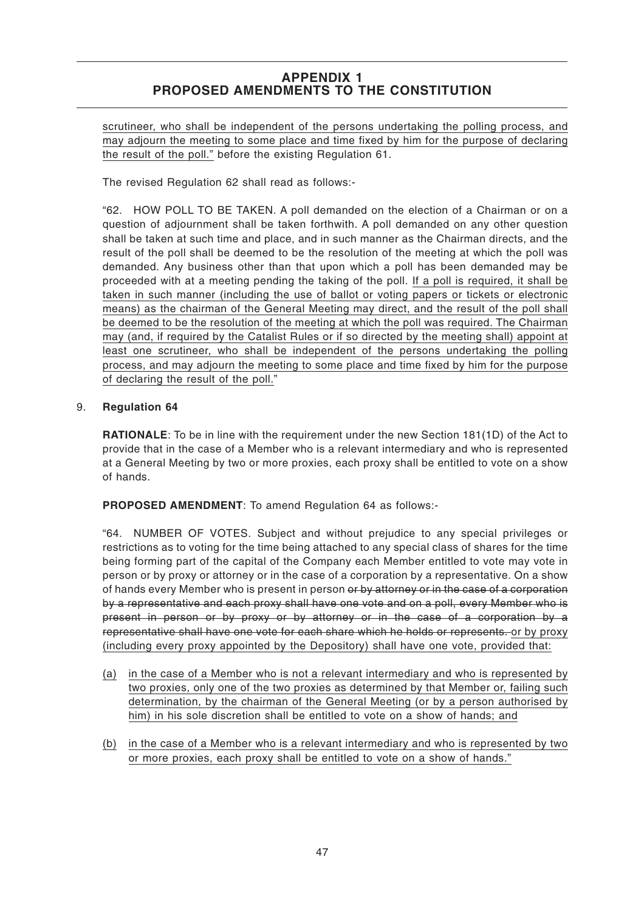# APPENDIX 1
# PROPOSED AMENDMENTS TO THE CONSTITUTION

<u>scrutineer, who shall be independent of the persons undertaking the polling process, and may adjourn the meeting to some place and time fixed by him for the purpose of declaring the result of the poll."</u> before the existing Regulation 61.

The revised Regulation 62 shall read as follows:-

"62. HOW POLL TO BE TAKEN. A poll demanded on the election of a Chairman or on a question of adjournment shall be taken forthwith. A poll demanded on any other question shall be taken at such time and place, and in such manner as the Chairman directs, and the result of the poll shall be deemed to be the resolution of the meeting at which the poll was demanded. Any business other than that upon which a poll has been demanded may be proceeded with at a meeting pending the taking of the poll. <u>If a poll is required, it shall be taken in such manner (including the use of ballot or voting papers or tickets or electronic means) as the chairman of the General Meeting may direct, and the result of the poll shall be deemed to be the resolution of the meeting at which the poll was required. The Chairman may (and, if required by the Catalist Rules or if so directed by the meeting shall) appoint at least one scrutineer, who shall be independent of the persons undertaking the polling process, and may adjourn the meeting to some place and time fixed by him for the purpose of declaring the result of the poll.</u>"

9. **Regulation 64**

**RATIONALE**: To be in line with the requirement under the new Section 181(1D) of the Act to provide that in the case of a Member who is a relevant intermediary and who is represented at a General Meeting by two or more proxies, each proxy shall be entitled to vote on a show of hands.

**PROPOSED AMENDMENT**: To amend Regulation 64 as follows:-

"64. NUMBER OF VOTES. Subject and without prejudice to any special privileges or restrictions as to voting for the time being attached to any special class of shares for the time being forming part of the capital of the Company each Member entitled to vote may vote in person or by proxy or attorney or in the case of a corporation by a representative. On a show of hands every Member who is present in person ~~or by attorney or in the case of a corporation by a representative and each proxy shall have one vote and on a poll, every Member who is present in person or by proxy or by attorney or in the case of a corporation by a representative shall have one vote for each share which he holds or represents.~~ <u>or by proxy (including every proxy appointed by the Depository) shall have one vote, provided that:</u>

<u>(a)</u> <u>in the case of a Member who is not a relevant intermediary and who is represented by two proxies, only one of the two proxies as determined by that Member or, failing such determination, by the chairman of the General Meeting (or by a person authorised by him) in his sole discretion shall be entitled to vote on a show of hands; and</u>

<u>(b)</u> <u>in the case of a Member who is a relevant intermediary and who is represented by two or more proxies, each proxy shall be entitled to vote on a show of hands."</u>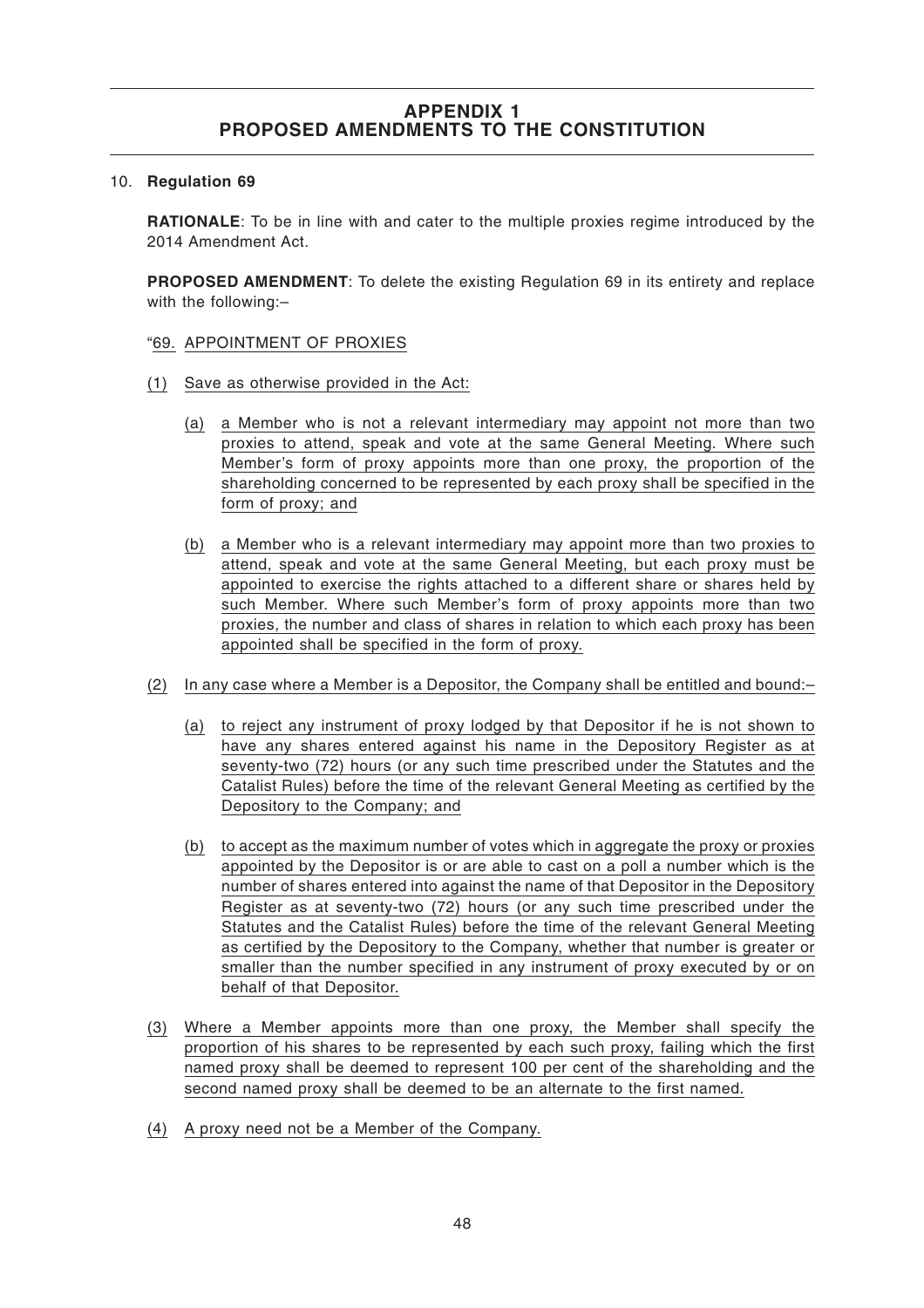## APPENDIX 1
## PROPOSED AMENDMENTS TO THE CONSTITUTION

10. **Regulation 69**

**RATIONALE**: To be in line with and cater to the multiple proxies regime introduced by the 2014 Amendment Act.

**PROPOSED AMENDMENT**: To delete the existing Regulation 69 in its entirety and replace with the following:–

"69. APPOINTMENT OF PROXIES

(1) Save as otherwise provided in the Act:

(a) a Member who is not a relevant intermediary may appoint not more than two proxies to attend, speak and vote at the same General Meeting. Where such Member's form of proxy appoints more than one proxy, the proportion of the shareholding concerned to be represented by each proxy shall be specified in the form of proxy; and

(b) a Member who is a relevant intermediary may appoint more than two proxies to attend, speak and vote at the same General Meeting, but each proxy must be appointed to exercise the rights attached to a different share or shares held by such Member. Where such Member's form of proxy appoints more than two proxies, the number and class of shares in relation to which each proxy has been appointed shall be specified in the form of proxy.

(2) In any case where a Member is a Depositor, the Company shall be entitled and bound:–

(a) to reject any instrument of proxy lodged by that Depositor if he is not shown to have any shares entered against his name in the Depository Register as at seventy-two (72) hours (or any such time prescribed under the Statutes and the Catalist Rules) before the time of the relevant General Meeting as certified by the Depository to the Company; and

(b) to accept as the maximum number of votes which in aggregate the proxy or proxies appointed by the Depositor is or are able to cast on a poll a number which is the number of shares entered into against the name of that Depositor in the Depository Register as at seventy-two (72) hours (or any such time prescribed under the Statutes and the Catalist Rules) before the time of the relevant General Meeting as certified by the Depository to the Company, whether that number is greater or smaller than the number specified in any instrument of proxy executed by or on behalf of that Depositor.

(3) Where a Member appoints more than one proxy, the Member shall specify the proportion of his shares to be represented by each such proxy, failing which the first named proxy shall be deemed to represent 100 per cent of the shareholding and the second named proxy shall be deemed to be an alternate to the first named.

(4) A proxy need not be a Member of the Company.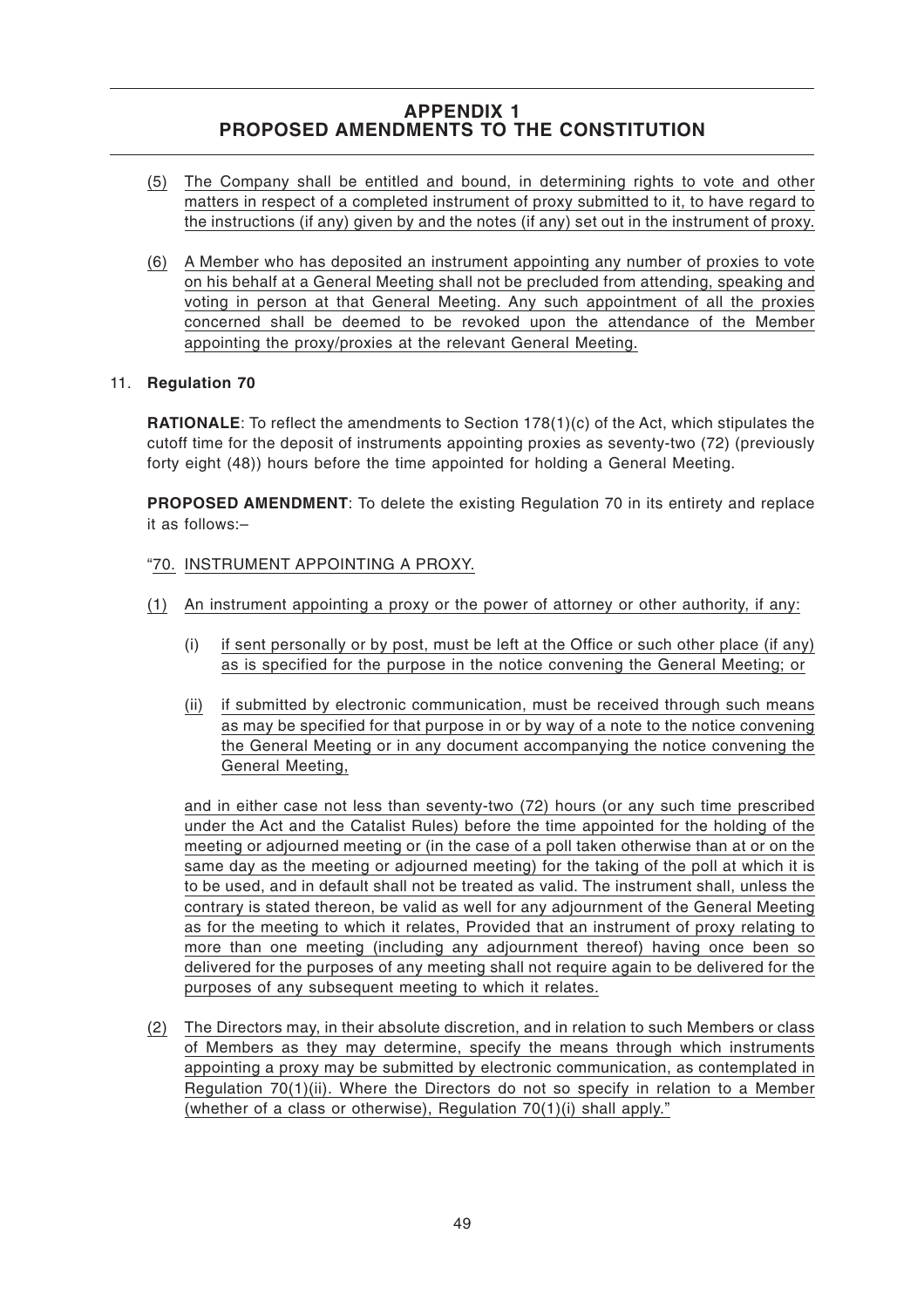## APPENDIX 1
## PROPOSED AMENDMENTS TO THE CONSTITUTION

(5) The Company shall be entitled and bound, in determining rights to vote and other matters in respect of a completed instrument of proxy submitted to it, to have regard to the instructions (if any) given by and the notes (if any) set out in the instrument of proxy.

(6) A Member who has deposited an instrument appointing any number of proxies to vote on his behalf at a General Meeting shall not be precluded from attending, speaking and voting in person at that General Meeting. Any such appointment of all the proxies concerned shall be deemed to be revoked upon the attendance of the Member appointing the proxy/proxies at the relevant General Meeting.

11. **Regulation 70**

**RATIONALE**: To reflect the amendments to Section 178(1)(c) of the Act, which stipulates the cutoff time for the deposit of instruments appointing proxies as seventy-two (72) (previously forty eight (48)) hours before the time appointed for holding a General Meeting.

**PROPOSED AMENDMENT**: To delete the existing Regulation 70 in its entirety and replace it as follows:–

"70. INSTRUMENT APPOINTING A PROXY.

(1) An instrument appointing a proxy or the power of attorney or other authority, if any:

(i) if sent personally or by post, must be left at the Office or such other place (if any) as is specified for the purpose in the notice convening the General Meeting; or

(ii) if submitted by electronic communication, must be received through such means as may be specified for that purpose in or by way of a note to the notice convening the General Meeting or in any document accompanying the notice convening the General Meeting,

and in either case not less than seventy-two (72) hours (or any such time prescribed under the Act and the Catalist Rules) before the time appointed for the holding of the meeting or adjourned meeting or (in the case of a poll taken otherwise than at or on the same day as the meeting or adjourned meeting) for the taking of the poll at which it is to be used, and in default shall not be treated as valid. The instrument shall, unless the contrary is stated thereon, be valid as well for any adjournment of the General Meeting as for the meeting to which it relates, Provided that an instrument of proxy relating to more than one meeting (including any adjournment thereof) having once been so delivered for the purposes of any meeting shall not require again to be delivered for the purposes of any subsequent meeting to which it relates.

(2) The Directors may, in their absolute discretion, and in relation to such Members or class of Members as they may determine, specify the means through which instruments appointing a proxy may be submitted by electronic communication, as contemplated in Regulation 70(1)(ii). Where the Directors do not so specify in relation to a Member (whether of a class or otherwise), Regulation 70(1)(i) shall apply."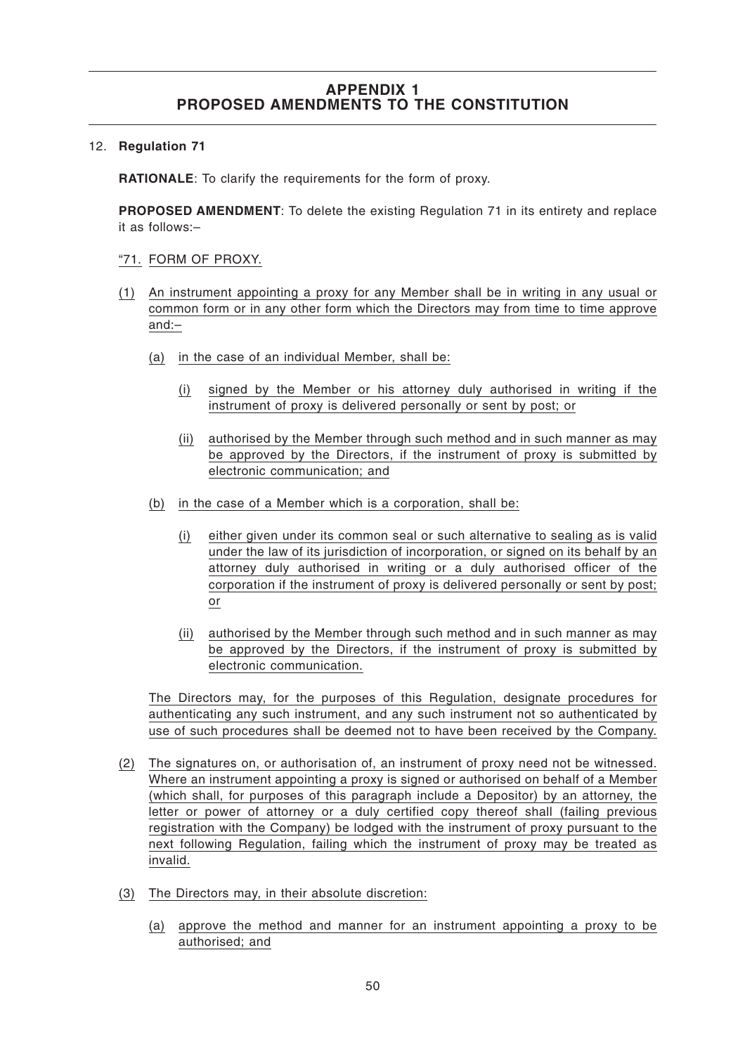## APPENDIX 1
## PROPOSED AMENDMENTS TO THE CONSTITUTION

12. **Regulation 71**

    **RATIONALE**: To clarify the requirements for the form of proxy.

    **PROPOSED AMENDMENT**: To delete the existing Regulation 71 in its entirety and replace it as follows:–

    "71. FORM OF PROXY.

    (1) An instrument appointing a proxy for any Member shall be in writing in any usual or common form or in any other form which the Directors may from time to time approve and:–

    (a) in the case of an individual Member, shall be:

    (i) signed by the Member or his attorney duly authorised in writing if the instrument of proxy is delivered personally or sent by post; or

    (ii) authorised by the Member through such method and in such manner as may be approved by the Directors, if the instrument of proxy is submitted by electronic communication; and

    (b) in the case of a Member which is a corporation, shall be:

    (i) either given under its common seal or such alternative to sealing as is valid under the law of its jurisdiction of incorporation, or signed on its behalf by an attorney duly authorised in writing or a duly authorised officer of the corporation if the instrument of proxy is delivered personally or sent by post; or

    (ii) authorised by the Member through such method and in such manner as may be approved by the Directors, if the instrument of proxy is submitted by electronic communication.

    The Directors may, for the purposes of this Regulation, designate procedures for authenticating any such instrument, and any such instrument not so authenticated by use of such procedures shall be deemed not to have been received by the Company.

    (2) The signatures on, or authorisation of, an instrument of proxy need not be witnessed. Where an instrument appointing a proxy is signed or authorised on behalf of a Member (which shall, for purposes of this paragraph include a Depositor) by an attorney, the letter or power of attorney or a duly certified copy thereof shall (failing previous registration with the Company) be lodged with the instrument of proxy pursuant to the next following Regulation, failing which the instrument of proxy may be treated as invalid.

    (3) The Directors may, in their absolute discretion:

    (a) approve the method and manner for an instrument appointing a proxy to be authorised; and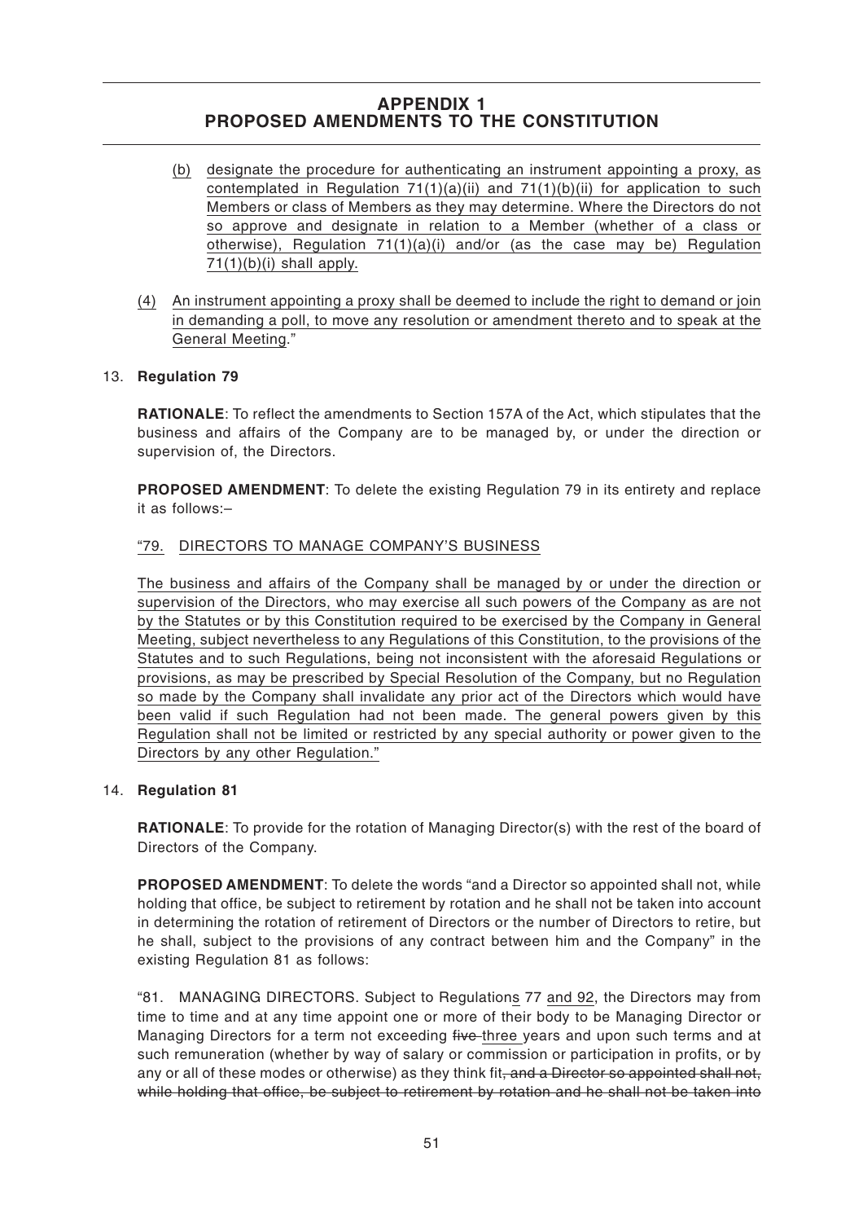# APPENDIX 1
# PROPOSED AMENDMENTS TO THE CONSTITUTION

(b) designate the procedure for authenticating an instrument appointing a proxy, as contemplated in Regulation 71(1)(a)(ii) and 71(1)(b)(ii) for application to such Members or class of Members as they may determine. Where the Directors do not so approve and designate in relation to a Member (whether of a class or otherwise), Regulation 71(1)(a)(i) and/or (as the case may be) Regulation 71(1)(b)(i) shall apply.

(4) An instrument appointing a proxy shall be deemed to include the right to demand or join in demanding a poll, to move any resolution or amendment thereto and to speak at the General Meeting."

13. **Regulation 79**

**RATIONALE**: To reflect the amendments to Section 157A of the Act, which stipulates that the business and affairs of the Company are to be managed by, or under the direction or supervision of, the Directors.

**PROPOSED AMENDMENT**: To delete the existing Regulation 79 in its entirety and replace it as follows:–

"79. DIRECTORS TO MANAGE COMPANY'S BUSINESS

The business and affairs of the Company shall be managed by or under the direction or supervision of the Directors, who may exercise all such powers of the Company as are not by the Statutes or by this Constitution required to be exercised by the Company in General Meeting, subject nevertheless to any Regulations of this Constitution, to the provisions of the Statutes and to such Regulations, being not inconsistent with the aforesaid Regulations or provisions, as may be prescribed by Special Resolution of the Company, but no Regulation so made by the Company shall invalidate any prior act of the Directors which would have been valid if such Regulation had not been made. The general powers given by this Regulation shall not be limited or restricted by any special authority or power given to the Directors by any other Regulation."

14. **Regulation 81**

**RATIONALE**: To provide for the rotation of Managing Director(s) with the rest of the board of Directors of the Company.

**PROPOSED AMENDMENT**: To delete the words "and a Director so appointed shall not, while holding that office, be subject to retirement by rotation and he shall not be taken into account in determining the rotation of retirement of Directors or the number of Directors to retire, but he shall, subject to the provisions of any contract between him and the Company" in the existing Regulation 81 as follows:

"81. MANAGING DIRECTORS. Subject to Regulations 77 and 92, the Directors may from time to time and at any time appoint one or more of their body to be Managing Director or Managing Directors for a term not exceeding ~~five~~ three years and upon such terms and at such remuneration (whether by way of salary or commission or participation in profits, or by any or all of these modes or otherwise) as they think fit~~, and a Director so appointed shall not, while holding that office, be subject to retirement by rotation and he shall not be taken into~~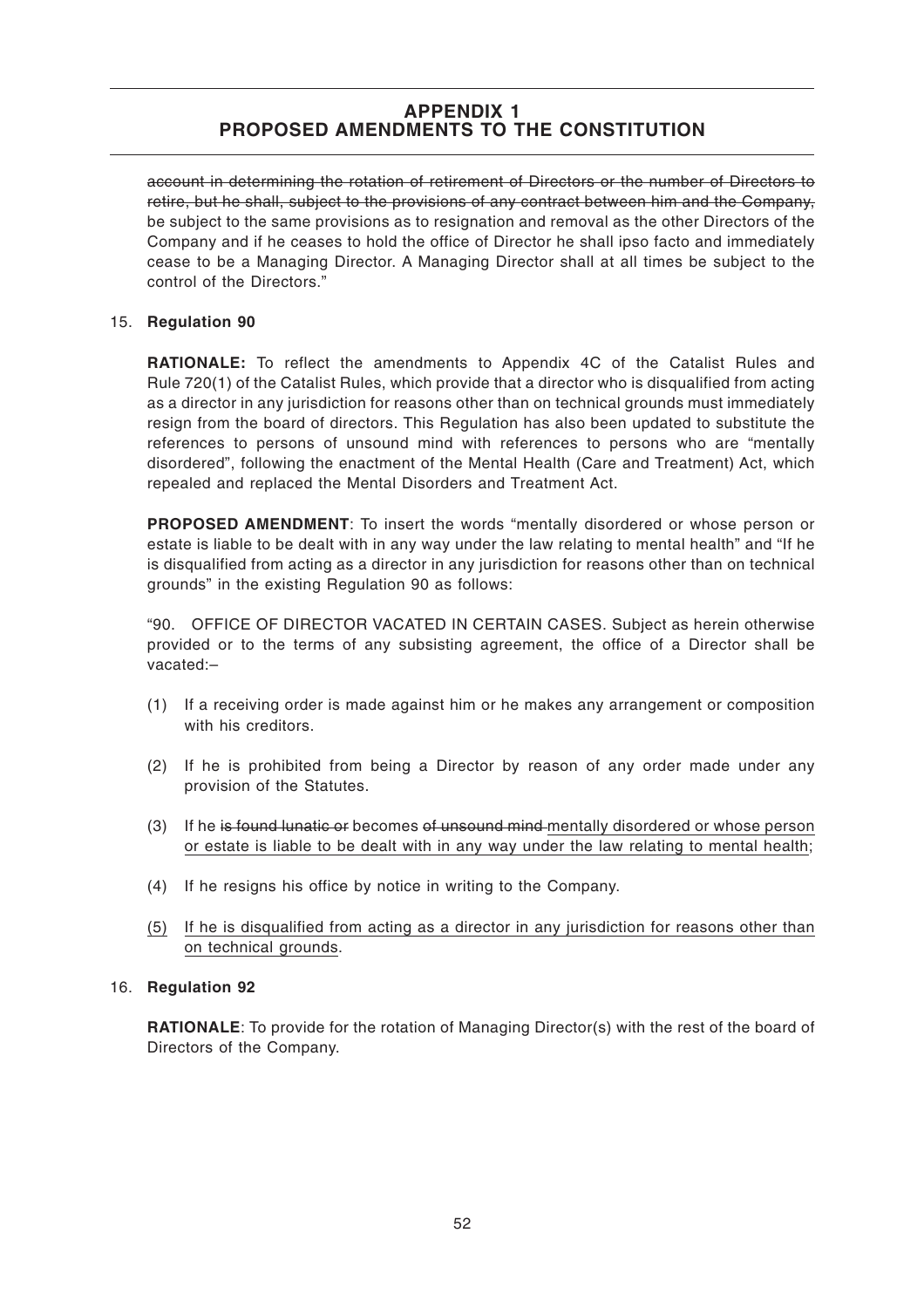## APPENDIX 1
## PROPOSED AMENDMENTS TO THE CONSTITUTION

~~account in determining the rotation of retirement of Directors or the number of Directors to retire, but he shall, subject to the provisions of any contract between him and the Company,~~ be subject to the same provisions as to resignation and removal as the other Directors of the Company and if he ceases to hold the office of Director he shall ipso facto and immediately cease to be a Managing Director. A Managing Director shall at all times be subject to the control of the Directors."

15. **Regulation 90**

**RATIONALE:** To reflect the amendments to Appendix 4C of the Catalist Rules and Rule 720(1) of the Catalist Rules, which provide that a director who is disqualified from acting as a director in any jurisdiction for reasons other than on technical grounds must immediately resign from the board of directors. This Regulation has also been updated to substitute the references to persons of unsound mind with references to persons who are "mentally disordered", following the enactment of the Mental Health (Care and Treatment) Act, which repealed and replaced the Mental Disorders and Treatment Act.

**PROPOSED AMENDMENT**: To insert the words "mentally disordered or whose person or estate is liable to be dealt with in any way under the law relating to mental health" and "If he is disqualified from acting as a director in any jurisdiction for reasons other than on technical grounds" in the existing Regulation 90 as follows:

"90. OFFICE OF DIRECTOR VACATED IN CERTAIN CASES. Subject as herein otherwise provided or to the terms of any subsisting agreement, the office of a Director shall be vacated:–

(1) If a receiving order is made against him or he makes any arrangement or composition with his creditors.

(2) If he is prohibited from being a Director by reason of any order made under any provision of the Statutes.

(3) If he ~~is found lunatic or~~ becomes ~~of unsound mind~~ <u>mentally disordered or whose person or estate is liable to be dealt with in any way under the law relating to mental health</u>;

(4) If he resigns his office by notice in writing to the Company.

<u>(5) If he is disqualified from acting as a director in any jurisdiction for reasons other than on technical grounds</u>.

16. **Regulation 92**

**RATIONALE**: To provide for the rotation of Managing Director(s) with the rest of the board of Directors of the Company.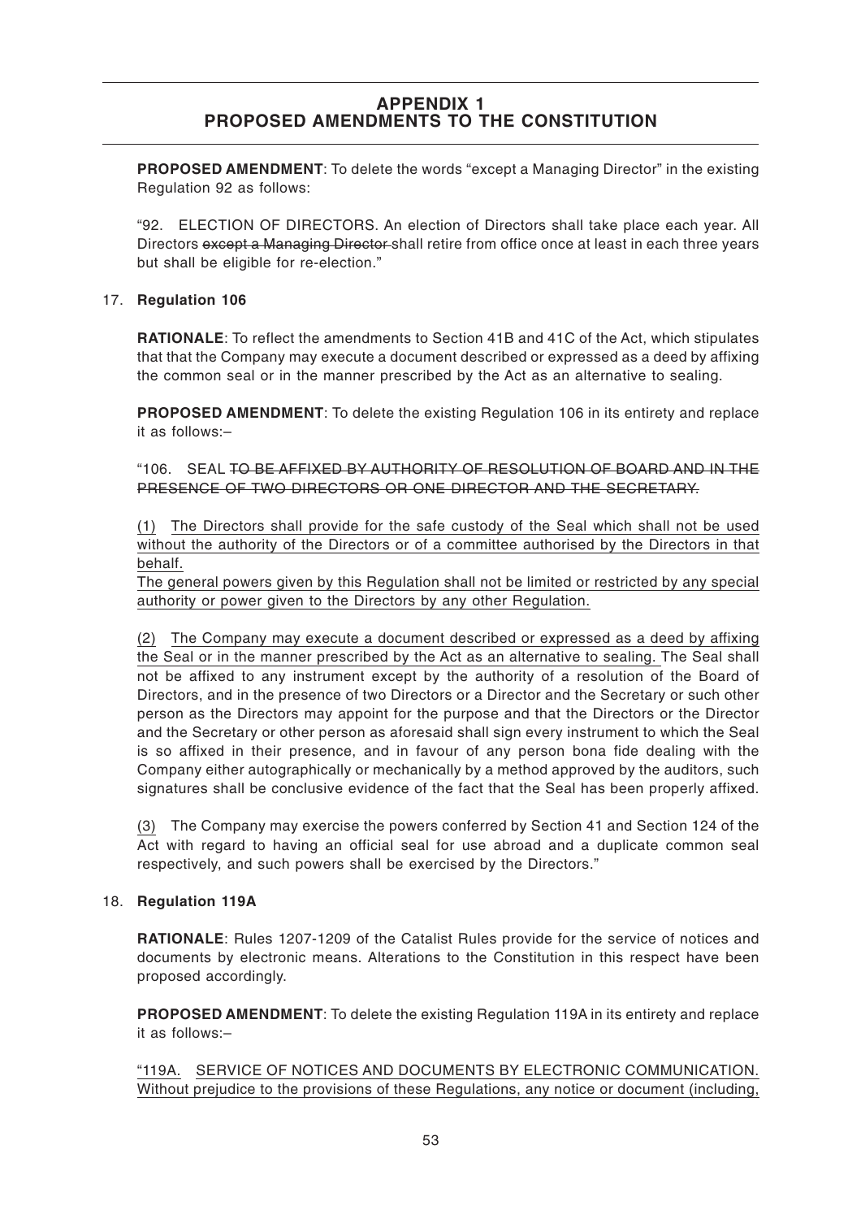## APPENDIX 1
## PROPOSED AMENDMENTS TO THE CONSTITUTION

**PROPOSED AMENDMENT**: To delete the words "except a Managing Director" in the existing Regulation 92 as follows:

"92. ELECTION OF DIRECTORS. An election of Directors shall take place each year. All Directors ~~except a Managing Director~~ shall retire from office once at least in each three years but shall be eligible for re-election."

17. **Regulation 106**

**RATIONALE**: To reflect the amendments to Section 41B and 41C of the Act, which stipulates that that the Company may execute a document described or expressed as a deed by affixing the common seal or in the manner prescribed by the Act as an alternative to sealing.

**PROPOSED AMENDMENT**: To delete the existing Regulation 106 in its entirety and replace it as follows:–

"106. SEAL ~~TO BE AFFIXED BY AUTHORITY OF RESOLUTION OF BOARD AND IN THE PRESENCE OF TWO DIRECTORS OR ONE DIRECTOR AND THE SECRETARY.~~

<u>(1) The Directors shall provide for the safe custody of the Seal which shall not be used without the authority of the Directors or of a committee authorised by the Directors in that behalf.</u>
<u>The general powers given by this Regulation shall not be limited or restricted by any special authority or power given to the Directors by any other Regulation.</u>

<u>(2) The Company may execute a document described or expressed as a deed by affixing the Seal or in the manner prescribed by the Act as an alternative to sealing.</u> The Seal shall not be affixed to any instrument except by the authority of a resolution of the Board of Directors, and in the presence of two Directors or a Director and the Secretary or such other person as the Directors may appoint for the purpose and that the Directors or the Director and the Secretary or other person as aforesaid shall sign every instrument to which the Seal is so affixed in their presence, and in favour of any person bona fide dealing with the Company either autographically or mechanically by a method approved by the auditors, such signatures shall be conclusive evidence of the fact that the Seal has been properly affixed.

<u>(3)</u> The Company may exercise the powers conferred by Section 41 and Section 124 of the Act with regard to having an official seal for use abroad and a duplicate common seal respectively, and such powers shall be exercised by the Directors."

18. **Regulation 119A**

**RATIONALE**: Rules 1207-1209 of the Catalist Rules provide for the service of notices and documents by electronic means. Alterations to the Constitution in this respect have been proposed accordingly.

**PROPOSED AMENDMENT**: To delete the existing Regulation 119A in its entirety and replace it as follows:–

"<u>119A. SERVICE OF NOTICES AND DOCUMENTS BY ELECTRONIC COMMUNICATION. Without prejudice to the provisions of these Regulations, any notice or document (including,</u>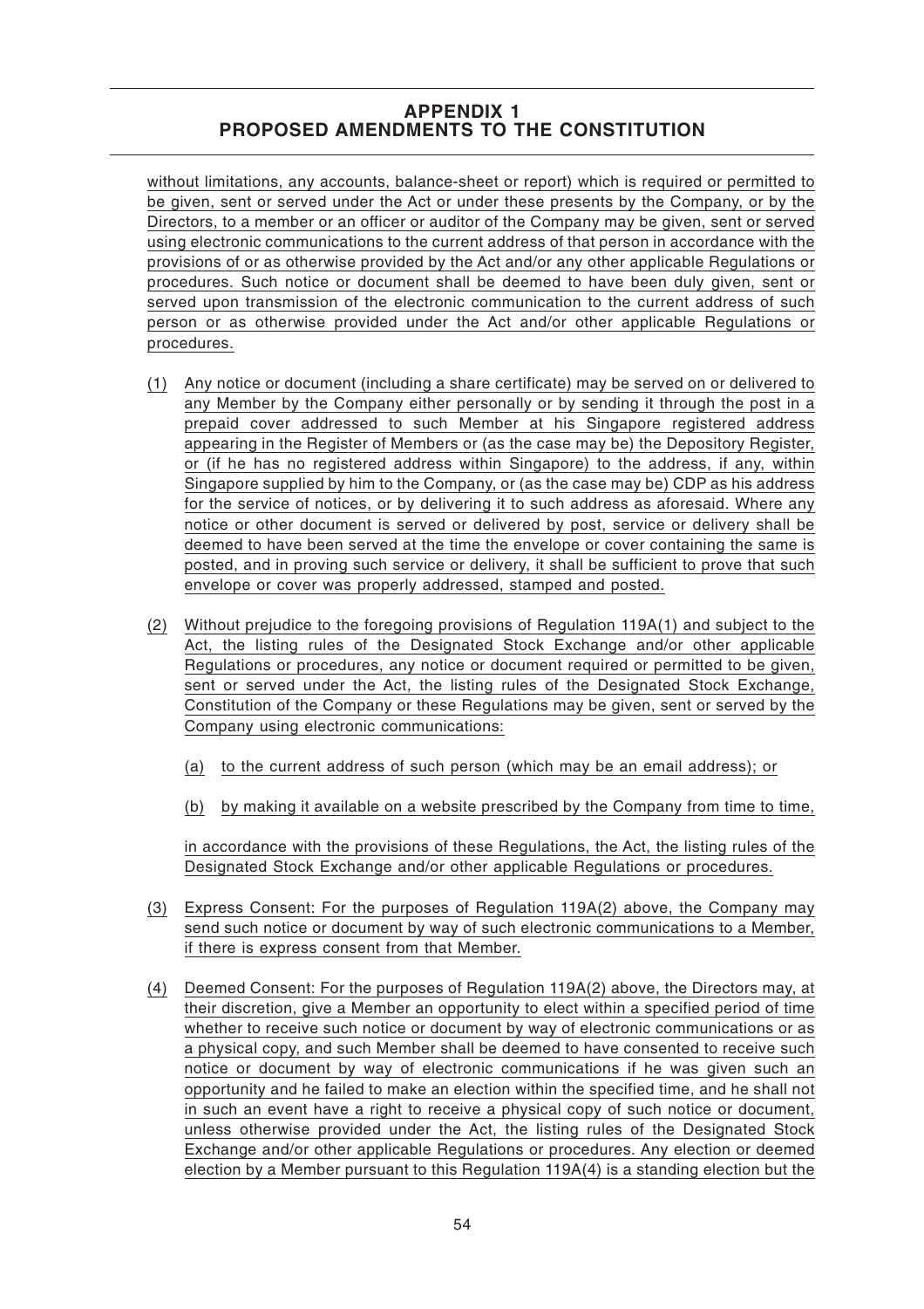without limitations, any accounts, balance-sheet or report) which is required or permitted to be given, sent or served under the Act or under these presents by the Company, or by the Directors, to a member or an officer or auditor of the Company may be given, sent or served using electronic communications to the current address of that person in accordance with the provisions of or as otherwise provided by the Act and/or any other applicable Regulations or procedures. Such notice or document shall be deemed to have been duly given, sent or served upon transmission of the electronic communication to the current address of such person or as otherwise provided under the Act and/or other applicable Regulations or procedures.

(1) Any notice or document (including a share certificate) may be served on or delivered to any Member by the Company either personally or by sending it through the post in a prepaid cover addressed to such Member at his Singapore registered address appearing in the Register of Members or (as the case may be) the Depository Register, or (if he has no registered address within Singapore) to the address, if any, within Singapore supplied by him to the Company, or (as the case may be) CDP as his address for the service of notices, or by delivering it to such address as aforesaid. Where any notice or other document is served or delivered by post, service or delivery shall be deemed to have been served at the time the envelope or cover containing the same is posted, and in proving such service or delivery, it shall be sufficient to prove that such envelope or cover was properly addressed, stamped and posted.

(2) Without prejudice to the foregoing provisions of Regulation 119A(1) and subject to the Act, the listing rules of the Designated Stock Exchange and/or other applicable Regulations or procedures, any notice or document required or permitted to be given, sent or served under the Act, the listing rules of the Designated Stock Exchange, Constitution of the Company or these Regulations may be given, sent or served by the Company using electronic communications:

(a) to the current address of such person (which may be an email address); or

(b) by making it available on a website prescribed by the Company from time to time,

in accordance with the provisions of these Regulations, the Act, the listing rules of the Designated Stock Exchange and/or other applicable Regulations or procedures.

(3) Express Consent: For the purposes of Regulation 119A(2) above, the Company may send such notice or document by way of such electronic communications to a Member, if there is express consent from that Member.

(4) Deemed Consent: For the purposes of Regulation 119A(2) above, the Directors may, at their discretion, give a Member an opportunity to elect within a specified period of time whether to receive such notice or document by way of electronic communications or as a physical copy, and such Member shall be deemed to have consented to receive such notice or document by way of electronic communications if he was given such an opportunity and he failed to make an election within the specified time, and he shall not in such an event have a right to receive a physical copy of such notice or document, unless otherwise provided under the Act, the listing rules of the Designated Stock Exchange and/or other applicable Regulations or procedures. Any election or deemed election by a Member pursuant to this Regulation 119A(4) is a standing election but the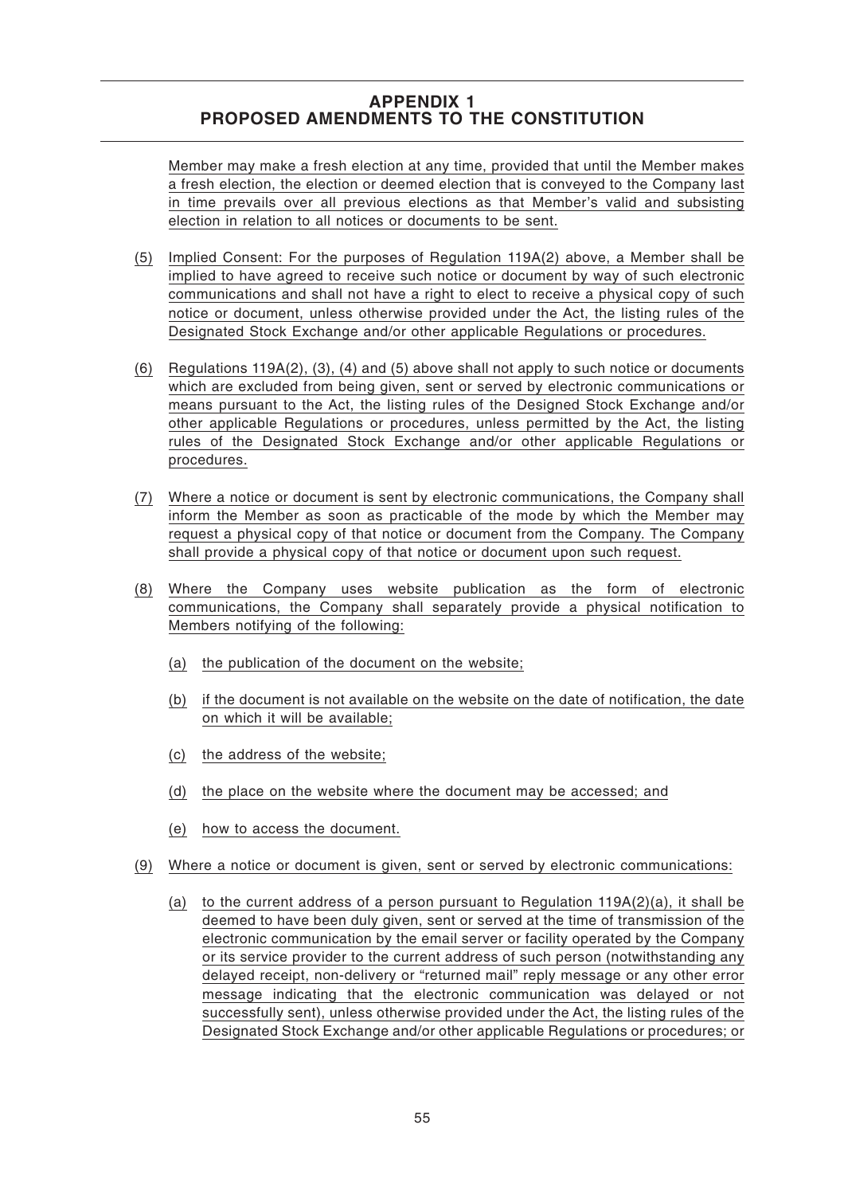Member may make a fresh election at any time, provided that until the Member makes a fresh election, the election or deemed election that is conveyed to the Company last in time prevails over all previous elections as that Member's valid and subsisting election in relation to all notices or documents to be sent.

(5) Implied Consent: For the purposes of Regulation 119A(2) above, a Member shall be implied to have agreed to receive such notice or document by way of such electronic communications and shall not have a right to elect to receive a physical copy of such notice or document, unless otherwise provided under the Act, the listing rules of the Designated Stock Exchange and/or other applicable Regulations or procedures.

(6) Regulations 119A(2), (3), (4) and (5) above shall not apply to such notice or documents which are excluded from being given, sent or served by electronic communications or means pursuant to the Act, the listing rules of the Designed Stock Exchange and/or other applicable Regulations or procedures, unless permitted by the Act, the listing rules of the Designated Stock Exchange and/or other applicable Regulations or procedures.

(7) Where a notice or document is sent by electronic communications, the Company shall inform the Member as soon as practicable of the mode by which the Member may request a physical copy of that notice or document from the Company. The Company shall provide a physical copy of that notice or document upon such request.

(8) Where the Company uses website publication as the form of electronic communications, the Company shall separately provide a physical notification to Members notifying of the following:

   (a) the publication of the document on the website;

   (b) if the document is not available on the website on the date of notification, the date on which it will be available;

   (c) the address of the website;

   (d) the place on the website where the document may be accessed; and

   (e) how to access the document.

(9) Where a notice or document is given, sent or served by electronic communications:

   (a) to the current address of a person pursuant to Regulation 119A(2)(a), it shall be deemed to have been duly given, sent or served at the time of transmission of the electronic communication by the email server or facility operated by the Company or its service provider to the current address of such person (notwithstanding any delayed receipt, non-delivery or "returned mail" reply message or any other error message indicating that the electronic communication was delayed or not successfully sent), unless otherwise provided under the Act, the listing rules of the Designated Stock Exchange and/or other applicable Regulations or procedures; or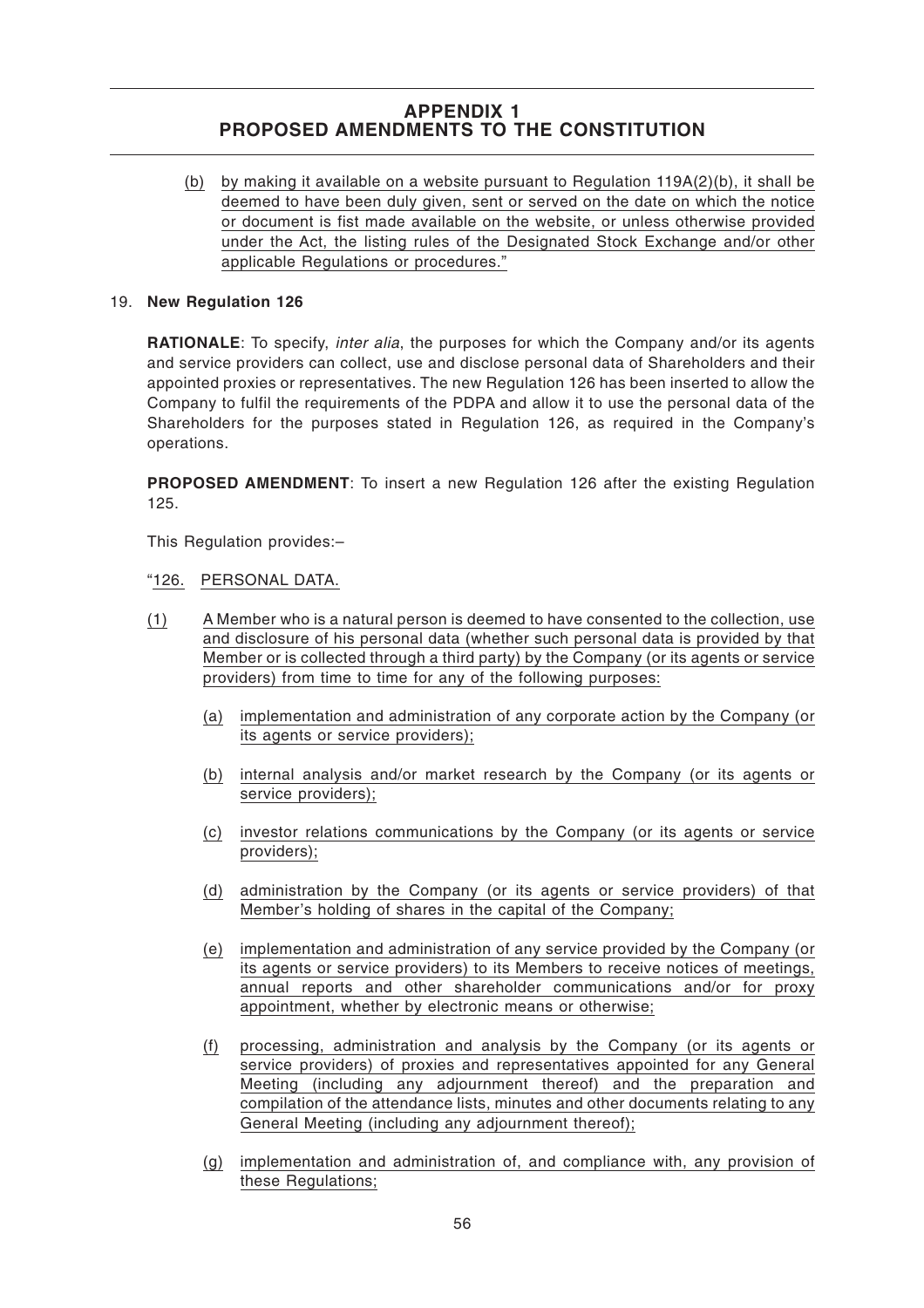## APPENDIX 1
## PROPOSED AMENDMENTS TO THE CONSTITUTION

(b) by making it available on a website pursuant to Regulation 119A(2)(b), it shall be deemed to have been duly given, sent or served on the date on which the notice or document is fist made available on the website, or unless otherwise provided under the Act, the listing rules of the Designated Stock Exchange and/or other applicable Regulations or procedures."

19. **New Regulation 126**

**RATIONALE**: To specify, *inter alia*, the purposes for which the Company and/or its agents and service providers can collect, use and disclose personal data of Shareholders and their appointed proxies or representatives. The new Regulation 126 has been inserted to allow the Company to fulfil the requirements of the PDPA and allow it to use the personal data of the Shareholders for the purposes stated in Regulation 126, as required in the Company's operations.

**PROPOSED AMENDMENT**: To insert a new Regulation 126 after the existing Regulation 125.

This Regulation provides:–

"126. PERSONAL DATA.

(1) A Member who is a natural person is deemed to have consented to the collection, use and disclosure of his personal data (whether such personal data is provided by that Member or is collected through a third party) by the Company (or its agents or service providers) from time to time for any of the following purposes:

   (a) implementation and administration of any corporate action by the Company (or its agents or service providers);

   (b) internal analysis and/or market research by the Company (or its agents or service providers);

   (c) investor relations communications by the Company (or its agents or service providers);

   (d) administration by the Company (or its agents or service providers) of that Member's holding of shares in the capital of the Company;

   (e) implementation and administration of any service provided by the Company (or its agents or service providers) to its Members to receive notices of meetings, annual reports and other shareholder communications and/or for proxy appointment, whether by electronic means or otherwise;

   (f) processing, administration and analysis by the Company (or its agents or service providers) of proxies and representatives appointed for any General Meeting (including any adjournment thereof) and the preparation and compilation of the attendance lists, minutes and other documents relating to any General Meeting (including any adjournment thereof);

   (g) implementation and administration of, and compliance with, any provision of these Regulations;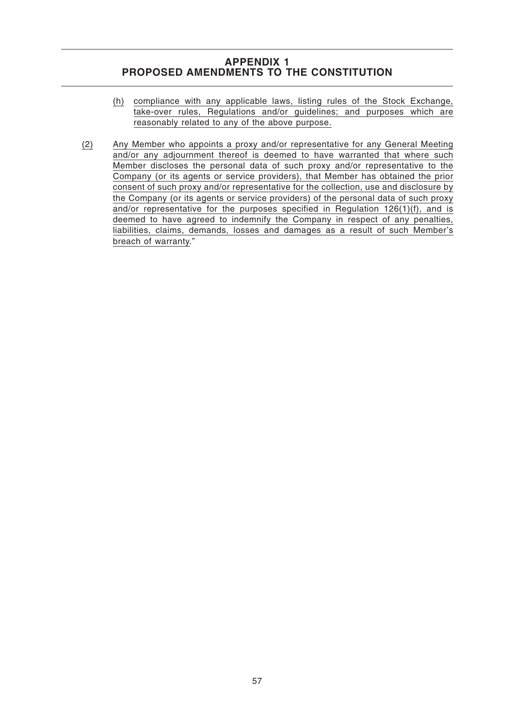## APPENDIX 1
## PROPOSED AMENDMENTS TO THE CONSTITUTION

(h) compliance with any applicable laws, listing rules of the Stock Exchange, take-over rules, Regulations and/or guidelines; and purposes which are reasonably related to any of the above purpose.

(2) Any Member who appoints a proxy and/or representative for any General Meeting and/or any adjournment thereof is deemed to have warranted that where such Member discloses the personal data of such proxy and/or representative to the Company (or its agents or service providers), that Member has obtained the prior consent of such proxy and/or representative for the collection, use and disclosure by the Company (or its agents or service providers) of the personal data of such proxy and/or representative for the purposes specified in Regulation 126(1)(f), and is deemed to have agreed to indemnify the Company in respect of any penalties, liabilities, claims, demands, losses and damages as a result of such Member's breach of warranty."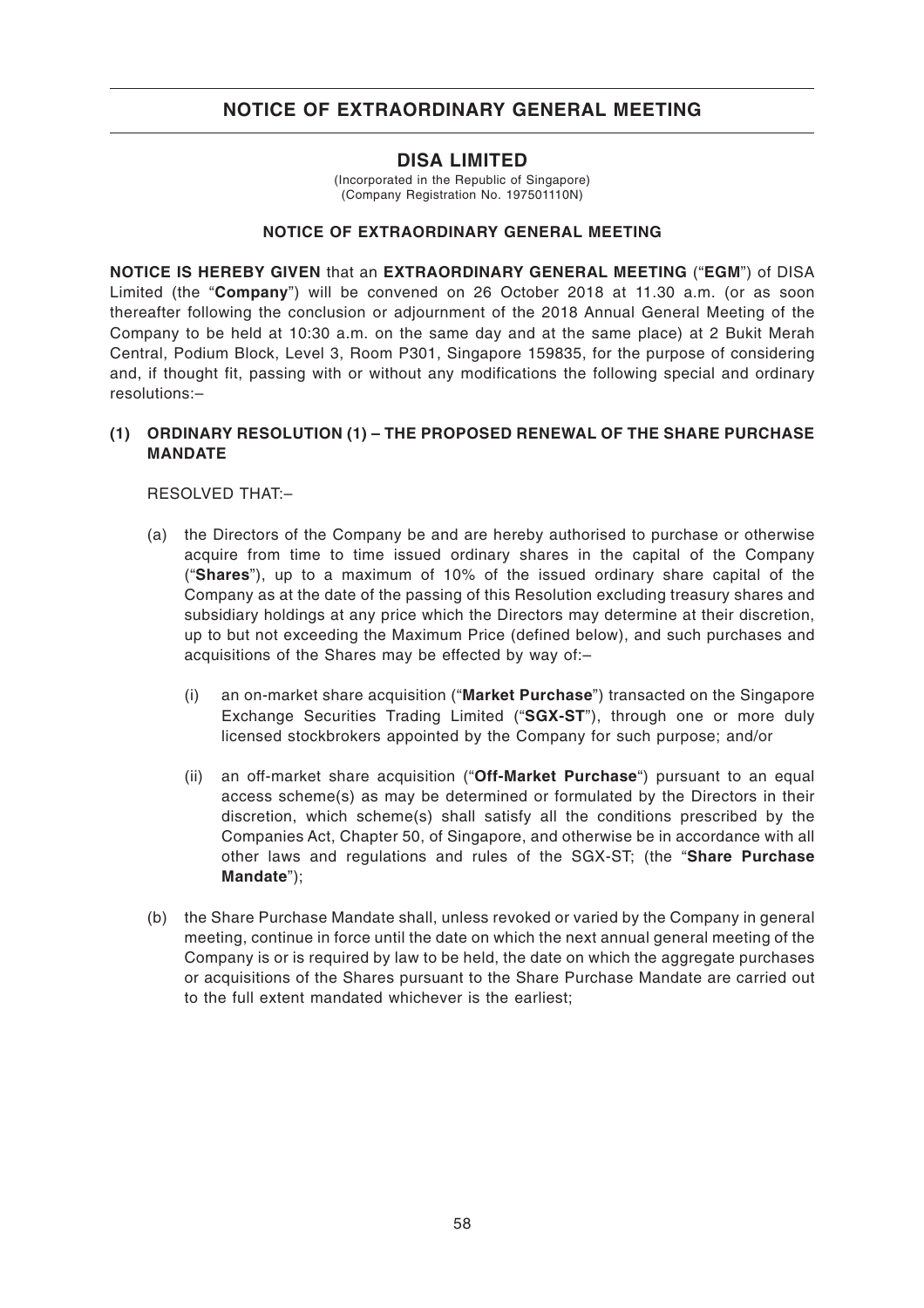# NOTICE OF EXTRAORDINARY GENERAL MEETING

## DISA LIMITED

(Incorporated in the Republic of Singapore)
(Company Registration No. 197501110N)

### NOTICE OF EXTRAORDINARY GENERAL MEETING

**NOTICE IS HEREBY GIVEN** that an **EXTRAORDINARY GENERAL MEETING** ("**EGM**") of DISA Limited (the "**Company**") will be convened on 26 October 2018 at 11.30 a.m. (or as soon thereafter following the conclusion or adjournment of the 2018 Annual General Meeting of the Company to be held at 10:30 a.m. on the same day and at the same place) at 2 Bukit Merah Central, Podium Block, Level 3, Room P301, Singapore 159835, for the purpose of considering and, if thought fit, passing with or without any modifications the following special and ordinary resolutions:–

**(1) ORDINARY RESOLUTION (1) – THE PROPOSED RENEWAL OF THE SHARE PURCHASE MANDATE**

RESOLVED THAT:–

(a) the Directors of the Company be and are hereby authorised to purchase or otherwise acquire from time to time issued ordinary shares in the capital of the Company ("**Shares**"), up to a maximum of 10% of the issued ordinary share capital of the Company as at the date of the passing of this Resolution excluding treasury shares and subsidiary holdings at any price which the Directors may determine at their discretion, up to but not exceeding the Maximum Price (defined below), and such purchases and acquisitions of the Shares may be effected by way of:–

   (i) an on-market share acquisition ("**Market Purchase**") transacted on the Singapore Exchange Securities Trading Limited ("**SGX-ST**"), through one or more duly licensed stockbrokers appointed by the Company for such purpose; and/or

   (ii) an off-market share acquisition ("**Off-Market Purchase**") pursuant to an equal access scheme(s) as may be determined or formulated by the Directors in their discretion, which scheme(s) shall satisfy all the conditions prescribed by the Companies Act, Chapter 50, of Singapore, and otherwise be in accordance with all other laws and regulations and rules of the SGX-ST; (the "**Share Purchase Mandate**");

(b) the Share Purchase Mandate shall, unless revoked or varied by the Company in general meeting, continue in force until the date on which the next annual general meeting of the Company is or is required by law to be held, the date on which the aggregate purchases or acquisitions of the Shares pursuant to the Share Purchase Mandate are carried out to the full extent mandated whichever is the earliest;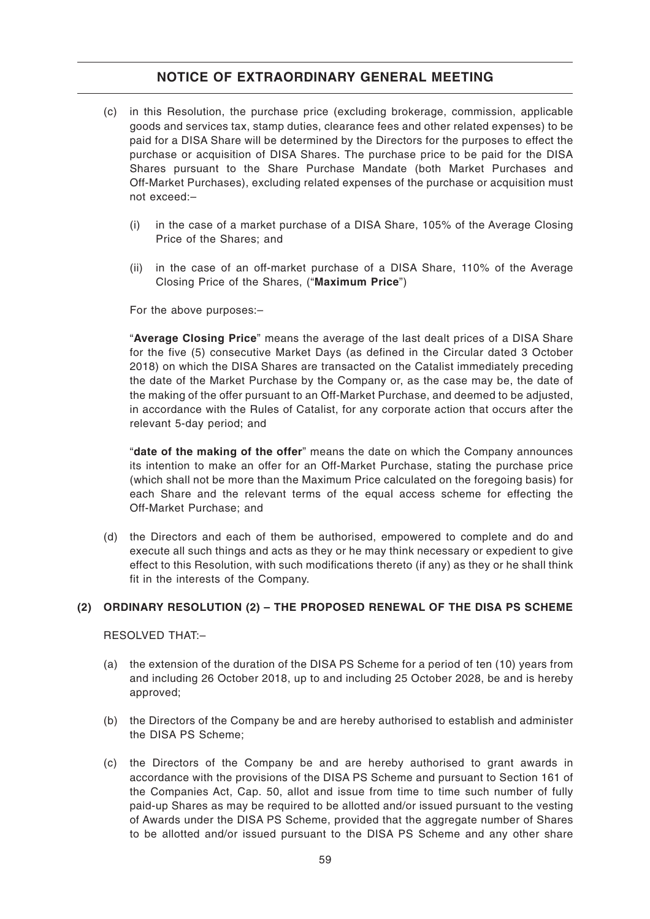# NOTICE OF EXTRAORDINARY GENERAL MEETING

(c) in this Resolution, the purchase price (excluding brokerage, commission, applicable goods and services tax, stamp duties, clearance fees and other related expenses) to be paid for a DISA Share will be determined by the Directors for the purposes to effect the purchase or acquisition of DISA Shares. The purchase price to be paid for the DISA Shares pursuant to the Share Purchase Mandate (both Market Purchases and Off-Market Purchases), excluding related expenses of the purchase or acquisition must not exceed:–

   (i) in the case of a market purchase of a DISA Share, 105% of the Average Closing Price of the Shares; and

   (ii) in the case of an off-market purchase of a DISA Share, 110% of the Average Closing Price of the Shares, ("**Maximum Price**")

   For the above purposes:–

   "**Average Closing Price**" means the average of the last dealt prices of a DISA Share for the five (5) consecutive Market Days (as defined in the Circular dated 3 October 2018) on which the DISA Shares are transacted on the Catalist immediately preceding the date of the Market Purchase by the Company or, as the case may be, the date of the making of the offer pursuant to an Off-Market Purchase, and deemed to be adjusted, in accordance with the Rules of Catalist, for any corporate action that occurs after the relevant 5-day period; and

   "**date of the making of the offer**" means the date on which the Company announces its intention to make an offer for an Off-Market Purchase, stating the purchase price (which shall not be more than the Maximum Price calculated on the foregoing basis) for each Share and the relevant terms of the equal access scheme for effecting the Off-Market Purchase; and

(d) the Directors and each of them be authorised, empowered to complete and do and execute all such things and acts as they or he may think necessary or expedient to give effect to this Resolution, with such modifications thereto (if any) as they or he shall think fit in the interests of the Company.

**(2) ORDINARY RESOLUTION (2) – THE PROPOSED RENEWAL OF THE DISA PS SCHEME**

RESOLVED THAT:–

(a) the extension of the duration of the DISA PS Scheme for a period of ten (10) years from and including 26 October 2018, up to and including 25 October 2028, be and is hereby approved;

(b) the Directors of the Company be and are hereby authorised to establish and administer the DISA PS Scheme;

(c) the Directors of the Company be and are hereby authorised to grant awards in accordance with the provisions of the DISA PS Scheme and pursuant to Section 161 of the Companies Act, Cap. 50, allot and issue from time to time such number of fully paid-up Shares as may be required to be allotted and/or issued pursuant to the vesting of Awards under the DISA PS Scheme, provided that the aggregate number of Shares to be allotted and/or issued pursuant to the DISA PS Scheme and any other share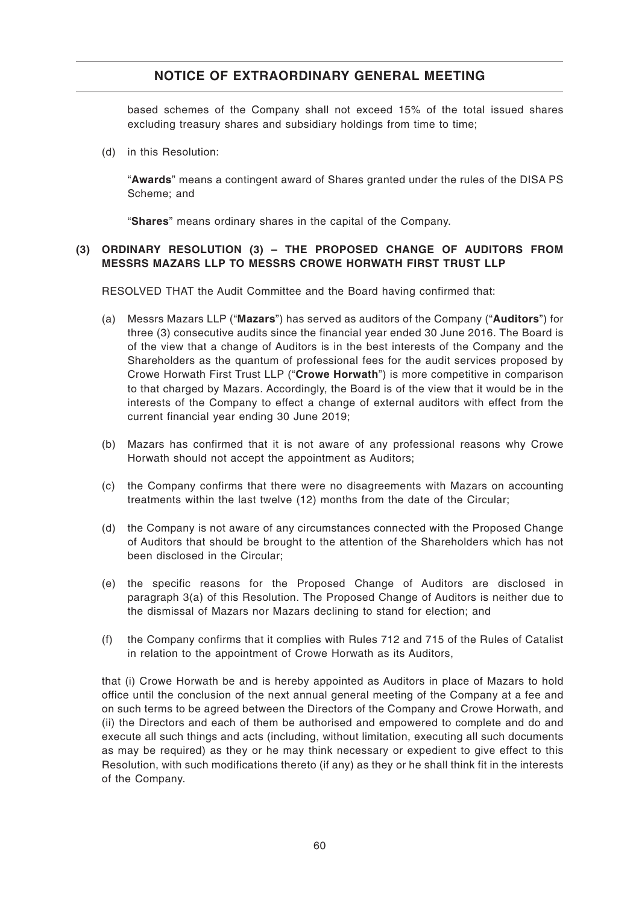based schemes of the Company shall not exceed 15% of the total issued shares excluding treasury shares and subsidiary holdings from time to time;

(d) in this Resolution:

"**Awards**" means a contingent award of Shares granted under the rules of the DISA PS Scheme; and

"**Shares**" means ordinary shares in the capital of the Company.

### (3) ORDINARY RESOLUTION (3) – THE PROPOSED CHANGE OF AUDITORS FROM MESSRS MAZARS LLP TO MESSRS CROWE HORWATH FIRST TRUST LLP

RESOLVED THAT the Audit Committee and the Board having confirmed that:

(a) Messrs Mazars LLP ("**Mazars**") has served as auditors of the Company ("**Auditors**") for three (3) consecutive audits since the financial year ended 30 June 2016. The Board is of the view that a change of Auditors is in the best interests of the Company and the Shareholders as the quantum of professional fees for the audit services proposed by Crowe Horwath First Trust LLP ("**Crowe Horwath**") is more competitive in comparison to that charged by Mazars. Accordingly, the Board is of the view that it would be in the interests of the Company to effect a change of external auditors with effect from the current financial year ending 30 June 2019;

(b) Mazars has confirmed that it is not aware of any professional reasons why Crowe Horwath should not accept the appointment as Auditors;

(c) the Company confirms that there were no disagreements with Mazars on accounting treatments within the last twelve (12) months from the date of the Circular;

(d) the Company is not aware of any circumstances connected with the Proposed Change of Auditors that should be brought to the attention of the Shareholders which has not been disclosed in the Circular;

(e) the specific reasons for the Proposed Change of Auditors are disclosed in paragraph 3(a) of this Resolution. The Proposed Change of Auditors is neither due to the dismissal of Mazars nor Mazars declining to stand for election; and

(f) the Company confirms that it complies with Rules 712 and 715 of the Rules of Catalist in relation to the appointment of Crowe Horwath as its Auditors,

that (i) Crowe Horwath be and is hereby appointed as Auditors in place of Mazars to hold office until the conclusion of the next annual general meeting of the Company at a fee and on such terms to be agreed between the Directors of the Company and Crowe Horwath, and (ii) the Directors and each of them be authorised and empowered to complete and do and execute all such things and acts (including, without limitation, executing all such documents as may be required) as they or he may think necessary or expedient to give effect to this Resolution, with such modifications thereto (if any) as they or he shall think fit in the interests of the Company.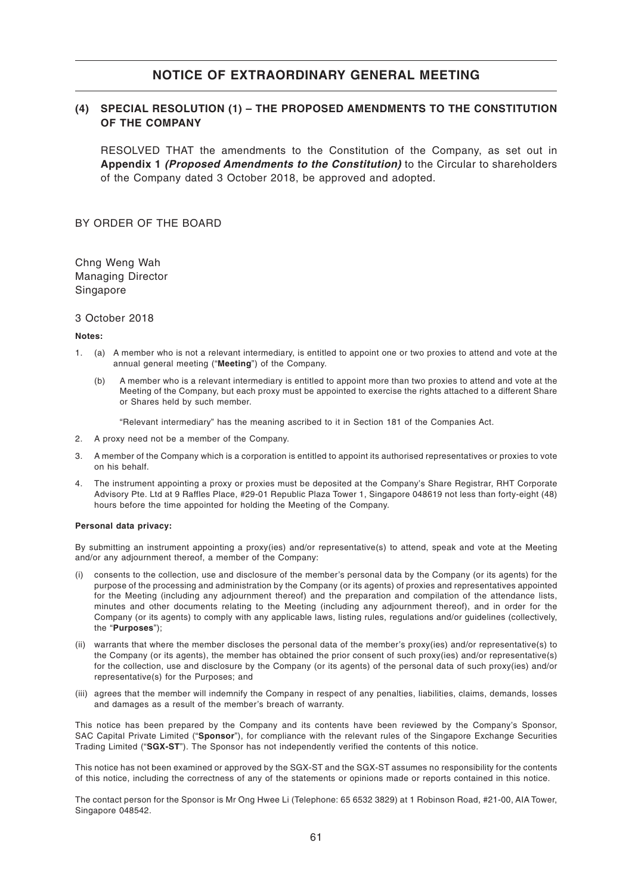# NOTICE OF EXTRAORDINARY GENERAL MEETING

## (4) SPECIAL RESOLUTION (1) – THE PROPOSED AMENDMENTS TO THE CONSTITUTION OF THE COMPANY

RESOLVED THAT the amendments to the Constitution of the Company, as set out in **Appendix 1** ***(Proposed Amendments to the Constitution)*** to the Circular to shareholders of the Company dated 3 October 2018, be approved and adopted.

BY ORDER OF THE BOARD

Chng Weng Wah
Managing Director
Singapore

3 October 2018

**Notes:**

1. (a) A member who is not a relevant intermediary, is entitled to appoint one or two proxies to attend and vote at the annual general meeting ("**Meeting**") of the Company.

   (b) A member who is a relevant intermediary is entitled to appoint more than two proxies to attend and vote at the Meeting of the Company, but each proxy must be appointed to exercise the rights attached to a different Share or Shares held by such member.

   "Relevant intermediary" has the meaning ascribed to it in Section 181 of the Companies Act.

2. A proxy need not be a member of the Company.

3. A member of the Company which is a corporation is entitled to appoint its authorised representatives or proxies to vote on his behalf.

4. The instrument appointing a proxy or proxies must be deposited at the Company's Share Registrar, RHT Corporate Advisory Pte. Ltd at 9 Raffles Place, #29-01 Republic Plaza Tower 1, Singapore 048619 not less than forty-eight (48) hours before the time appointed for holding the Meeting of the Company.

**Personal data privacy:**

By submitting an instrument appointing a proxy(ies) and/or representative(s) to attend, speak and vote at the Meeting and/or any adjournment thereof, a member of the Company:

(i) consents to the collection, use and disclosure of the member's personal data by the Company (or its agents) for the purpose of the processing and administration by the Company (or its agents) of proxies and representatives appointed for the Meeting (including any adjournment thereof) and the preparation and compilation of the attendance lists, minutes and other documents relating to the Meeting (including any adjournment thereof), and in order for the Company (or its agents) to comply with any applicable laws, listing rules, regulations and/or guidelines (collectively, the "**Purposes**");

(ii) warrants that where the member discloses the personal data of the member's proxy(ies) and/or representative(s) to the Company (or its agents), the member has obtained the prior consent of such proxy(ies) and/or representative(s) for the collection, use and disclosure by the Company (or its agents) of the personal data of such proxy(ies) and/or representative(s) for the Purposes; and

(iii) agrees that the member will indemnify the Company in respect of any penalties, liabilities, claims, demands, losses and damages as a result of the member's breach of warranty.

This notice has been prepared by the Company and its contents have been reviewed by the Company's Sponsor, SAC Capital Private Limited ("**Sponsor**"), for compliance with the relevant rules of the Singapore Exchange Securities Trading Limited ("**SGX-ST**"). The Sponsor has not independently verified the contents of this notice.

This notice has not been examined or approved by the SGX-ST and the SGX-ST assumes no responsibility for the contents of this notice, including the correctness of any of the statements or opinions made or reports contained in this notice.

The contact person for the Sponsor is Mr Ong Hwee Li (Telephone: 65 6532 3829) at 1 Robinson Road, #21-00, AIA Tower, Singapore 048542.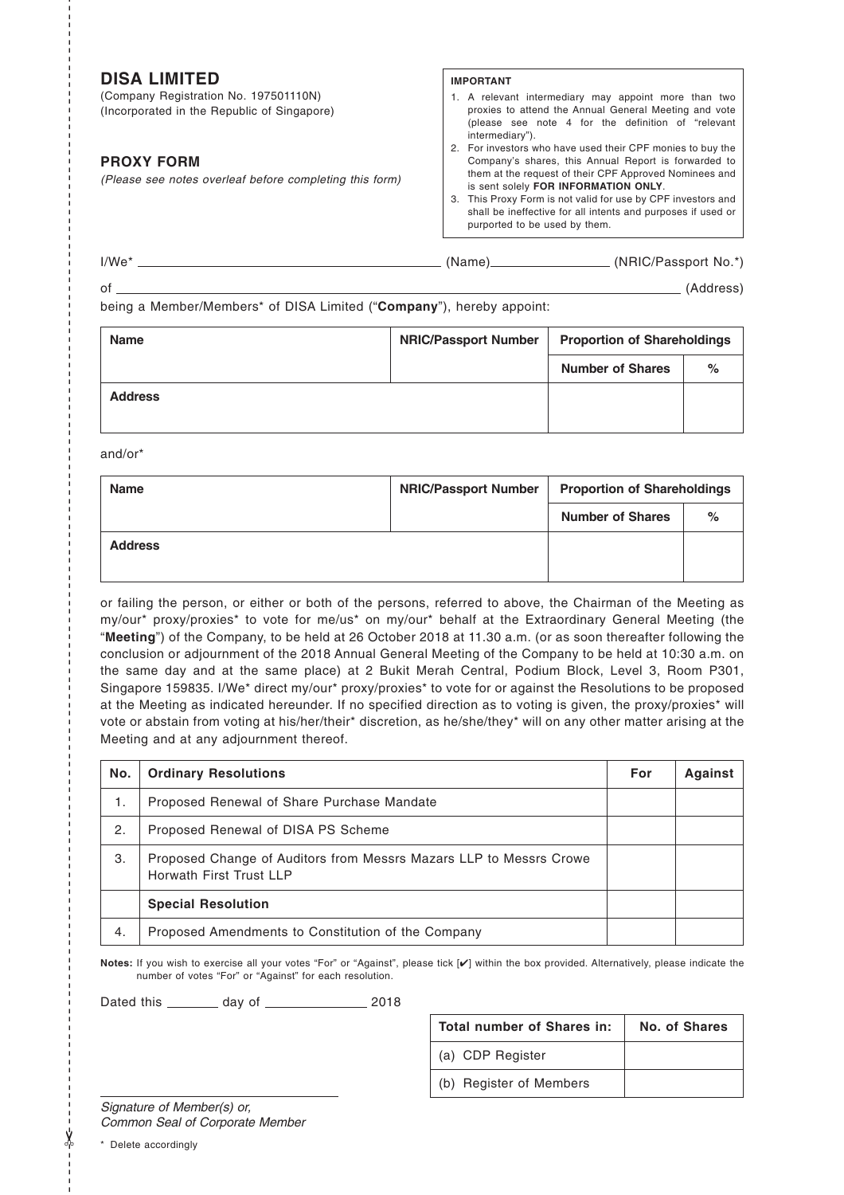# DISA LIMITED

(Company Registration No. 197501110N)
(Incorporated in the Republic of Singapore)

## PROXY FORM

*(Please see notes overleaf before completing this form)*

**IMPORTANT**

1. A relevant intermediary may appoint more than two proxies to attend the Annual General Meeting and vote (please see note 4 for the definition of "relevant intermediary").
2. For investors who have used their CPF monies to buy the Company's shares, this Annual Report is forwarded to them at the request of their CPF Approved Nominees and is sent solely **FOR INFORMATION ONLY**.
3. This Proxy Form is not valid for use by CPF investors and shall be ineffective for all intents and purposes if used or purported to be used by them.

I/We* ______________________ (Name) ______________ (NRIC/Passport No.*)

of ______________________________________________ (Address)

being a Member/Members* of DISA Limited ("**Company**"), hereby appoint:

| Name | NRIC/Passport Number | Proportion of Shareholdings | |
|---|---|---|---|
| | | Number of Shares | % |
| Address | | | |

and/or*

| Name | NRIC/Passport Number | Proportion of Shareholdings | |
|---|---|---|---|
| | | Number of Shares | % |
| Address | | | |

or failing the person, or either or both of the persons, referred to above, the Chairman of the Meeting as my/our* proxy/proxies* to vote for me/us* on my/our* behalf at the Extraordinary General Meeting (the "**Meeting**") of the Company, to be held at 26 October 2018 at 11.30 a.m. (or as soon thereafter following the conclusion or adjournment of the 2018 Annual General Meeting of the Company to be held at 10:30 a.m. on the same day and at the same place) at 2 Bukit Merah Central, Podium Block, Level 3, Room P301, Singapore 159835. I/We* direct my/our* proxy/proxies* to vote for or against the Resolutions to be proposed at the Meeting as indicated hereunder. If no specified direction as to voting is given, the proxy/proxies* will vote or abstain from voting at his/her/their* discretion, as he/she/they* will on any other matter arising at the Meeting and at any adjournment thereof.

| No. | Ordinary Resolutions | For | Against |
|---|---|---|---|
| 1. | Proposed Renewal of Share Purchase Mandate | | |
| 2. | Proposed Renewal of DISA PS Scheme | | |
| 3. | Proposed Change of Auditors from Messrs Mazars LLP to Messrs Crowe Horwath First Trust LLP | | |
| | **Special Resolution** | | |
| 4. | Proposed Amendments to Constitution of the Company | | |

**Notes:** If you wish to exercise all your votes "For" or "Against", please tick [✔] within the box provided. Alternatively, please indicate the number of votes "For" or "Against" for each resolution.

Dated this ________ day of ______________ 2018

| Total number of Shares in: | No. of Shares |
|---|---|
| (a) CDP Register | |
| (b) Register of Members | |

______________________________

*Signature of Member(s) or,*
*Common Seal of Corporate Member*

\* Delete accordingly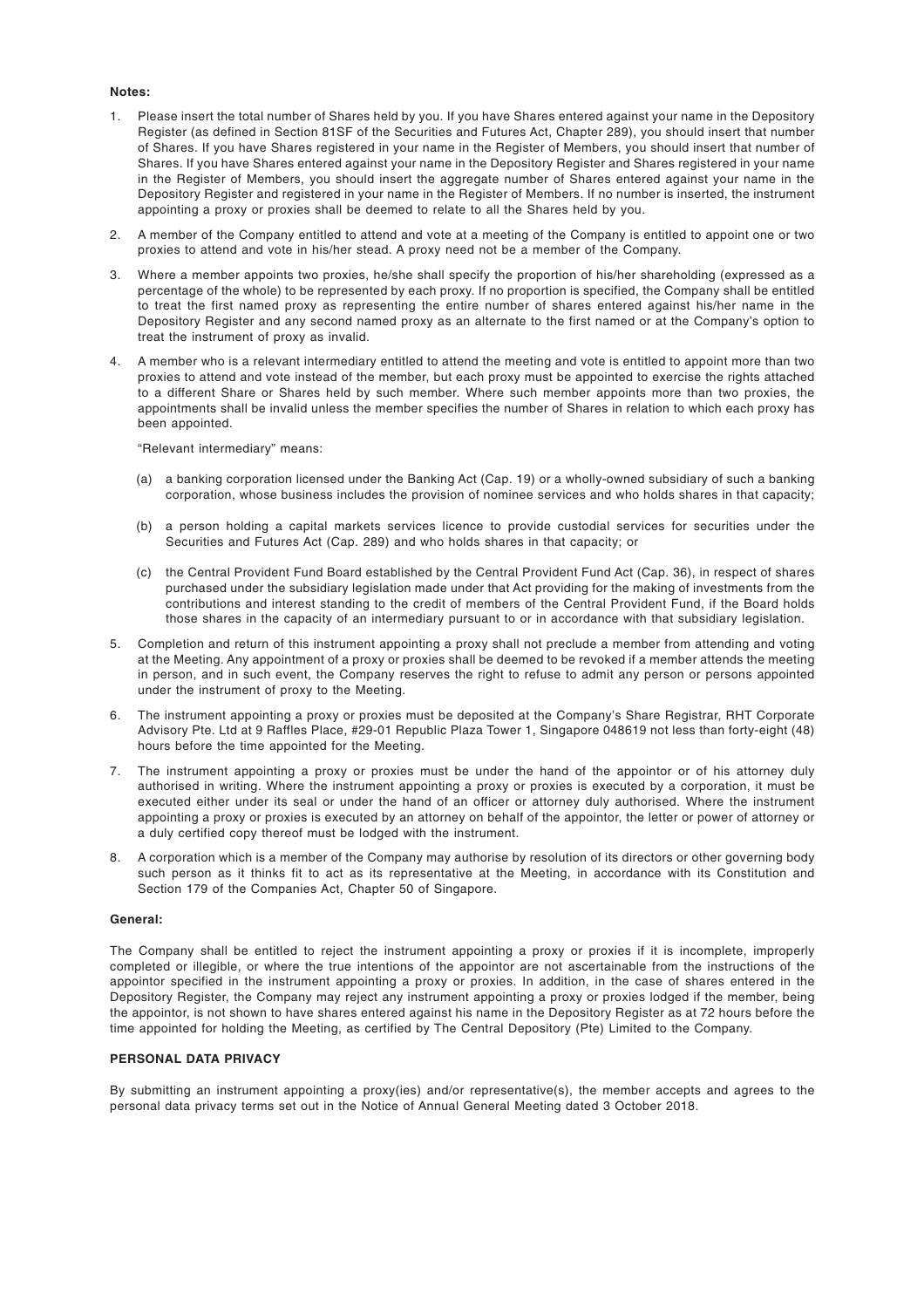**Notes:**

1. Please insert the total number of Shares held by you. If you have Shares entered against your name in the Depository Register (as defined in Section 81SF of the Securities and Futures Act, Chapter 289), you should insert that number of Shares. If you have Shares registered in your name in the Register of Members, you should insert that number of Shares. If you have Shares entered against your name in the Depository Register and Shares registered in your name in the Register of Members, you should insert the aggregate number of Shares entered against your name in the Depository Register and registered in your name in the Register of Members. If no number is inserted, the instrument appointing a proxy or proxies shall be deemed to relate to all the Shares held by you.

2. A member of the Company entitled to attend and vote at a meeting of the Company is entitled to appoint one or two proxies to attend and vote in his/her stead. A proxy need not be a member of the Company.

3. Where a member appoints two proxies, he/she shall specify the proportion of his/her shareholding (expressed as a percentage of the whole) to be represented by each proxy. If no proportion is specified, the Company shall be entitled to treat the first named proxy as representing the entire number of shares entered against his/her name in the Depository Register and any second named proxy as an alternate to the first named or at the Company's option to treat the instrument of proxy as invalid.

4. A member who is a relevant intermediary entitled to attend the meeting and vote is entitled to appoint more than two proxies to attend and vote instead of the member, but each proxy must be appointed to exercise the rights attached to a different Share or Shares held by such member. Where such member appoints more than two proxies, the appointments shall be invalid unless the member specifies the number of Shares in relation to which each proxy has been appointed.

   "Relevant intermediary" means:

   (a) a banking corporation licensed under the Banking Act (Cap. 19) or a wholly-owned subsidiary of such a banking corporation, whose business includes the provision of nominee services and who holds shares in that capacity;

   (b) a person holding a capital markets services licence to provide custodial services for securities under the Securities and Futures Act (Cap. 289) and who holds shares in that capacity; or

   (c) the Central Provident Fund Board established by the Central Provident Fund Act (Cap. 36), in respect of shares purchased under the subsidiary legislation made under that Act providing for the making of investments from the contributions and interest standing to the credit of members of the Central Provident Fund, if the Board holds those shares in the capacity of an intermediary pursuant to or in accordance with that subsidiary legislation.

5. Completion and return of this instrument appointing a proxy shall not preclude a member from attending and voting at the Meeting. Any appointment of a proxy or proxies shall be deemed to be revoked if a member attends the meeting in person, and in such event, the Company reserves the right to refuse to admit any person or persons appointed under the instrument of proxy to the Meeting.

6. The instrument appointing a proxy or proxies must be deposited at the Company's Share Registrar, RHT Corporate Advisory Pte. Ltd at 9 Raffles Place, #29-01 Republic Plaza Tower 1, Singapore 048619 not less than forty-eight (48) hours before the time appointed for the Meeting.

7. The instrument appointing a proxy or proxies must be under the hand of the appointor or of his attorney duly authorised in writing. Where the instrument appointing a proxy or proxies is executed by a corporation, it must be executed either under its seal or under the hand of an officer or attorney duly authorised. Where the instrument appointing a proxy or proxies is executed by an attorney on behalf of the appointor, the letter or power of attorney or a duly certified copy thereof must be lodged with the instrument.

8. A corporation which is a member of the Company may authorise by resolution of its directors or other governing body such person as it thinks fit to act as its representative at the Meeting, in accordance with its Constitution and Section 179 of the Companies Act, Chapter 50 of Singapore.

**General:**

The Company shall be entitled to reject the instrument appointing a proxy or proxies if it is incomplete, improperly completed or illegible, or where the true intentions of the appointor are not ascertainable from the instructions of the appointor specified in the instrument appointing a proxy or proxies. In addition, in the case of shares entered in the Depository Register, the Company may reject any instrument appointing a proxy or proxies lodged if the member, being the appointor, is not shown to have shares entered against his name in the Depository Register as at 72 hours before the time appointed for holding the Meeting, as certified by The Central Depository (Pte) Limited to the Company.

**PERSONAL DATA PRIVACY**

By submitting an instrument appointing a proxy(ies) and/or representative(s), the member accepts and agrees to the personal data privacy terms set out in the Notice of Annual General Meeting dated 3 October 2018.